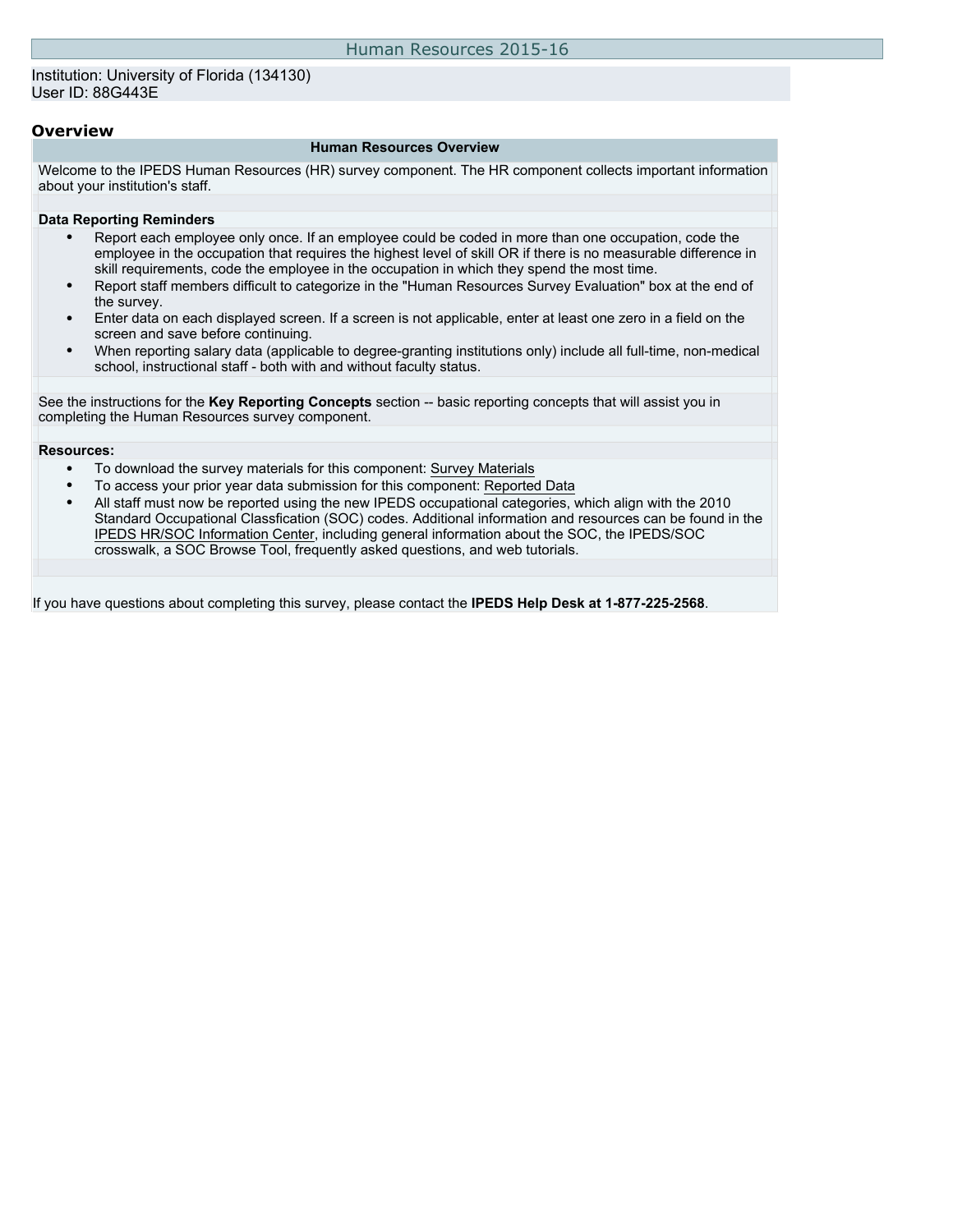# Human Resources 2015-16

Institution: University of Florida (134130)
User ID: 88G443E

## Overview

### Human Resources Overview

Welcome to the IPEDS Human Resources (HR) survey component. The HR component collects important information about your institution's staff.

**Data Reporting Reminders**

- Report each employee only once. If an employee could be coded in more than one occupation, code the employee in the occupation that requires the highest level of skill OR if there is no measurable difference in skill requirements, code the employee in the occupation in which they spend the most time.
- Report staff members difficult to categorize in the "Human Resources Survey Evaluation" box at the end of the survey.
- Enter data on each displayed screen. If a screen is not applicable, enter at least one zero in a field on the screen and save before continuing.
- When reporting salary data (applicable to degree-granting institutions only) include all full-time, non-medical school, instructional staff - both with and without faculty status.

See the instructions for the **Key Reporting Concepts** section -- basic reporting concepts that will assist you in completing the Human Resources survey component.

**Resources:**

- To download the survey materials for this component: Survey Materials
- To access your prior year data submission for this component: Reported Data
- All staff must now be reported using the new IPEDS occupational categories, which align with the 2010 Standard Occupational Classfication (SOC) codes. Additional information and resources can be found in the IPEDS HR/SOC Information Center, including general information about the SOC, the IPEDS/SOC crosswalk, a SOC Browse Tool, frequently asked questions, and web tutorials.

If you have questions about completing this survey, please contact the **IPEDS Help Desk at 1-877-225-2568**.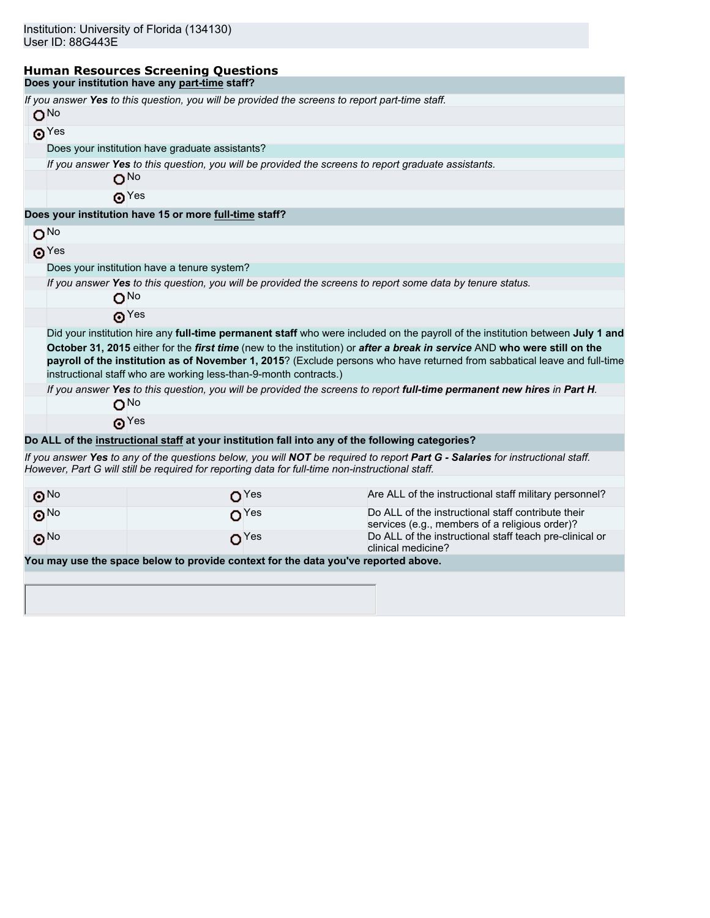Institution: University of Florida (134130)
User ID: 88G443E

## Human Resources Screening Questions

**Does your institution have any part-time staff?**

*If you answer **Yes** to this question, you will be provided the screens to report part-time staff.*

- ○ No
- ◉ Yes

  Does your institution have graduate assistants?

  *If you answer **Yes** to this question, you will be provided the screens to report graduate assistants.*

  - ○ No
  - ◉ Yes

**Does your institution have 15 or more full-time staff?**

- ○ No
- ◉ Yes

  Does your institution have a tenure system?

  *If you answer **Yes** to this question, you will be provided the screens to report some data by tenure status.*

  - ○ No
  - ◉ Yes

  Did your institution hire any **full-time permanent staff** who were included on the payroll of the institution between **July 1 and October 31, 2015** either for the ***first time*** (new to the institution) or ***after a break in service*** AND **who were still on the payroll of the institution as of November 1, 2015**? (Exclude persons who have returned from sabbatical leave and full-time instructional staff who are working less-than-9-month contracts.)

  *If you answer **Yes** to this question, you will be provided the screens to report **full-time permanent new hires** in **Part H**.*

  - ○ No
  - ◉ Yes

**Do ALL of the instructional staff at your institution fall into any of the following categories?**

*If you answer **Yes** to any of the questions below, you will **NOT** be required to report **Part G - Salaries** for instructional staff. However, Part G will still be required for reporting data for full-time non-instructional staff.*

| No | Yes | Question |
|---|---|---|
| ◉ No | ○ Yes | Are ALL of the instructional staff military personnel? |
| ◉ No | ○ Yes | Do ALL of the instructional staff contribute their services (e.g., members of a religious order)? |
| ◉ No | ○ Yes | Do ALL of the instructional staff teach pre-clinical or clinical medicine? |

**You may use the space below to provide context for the data you've reported above.**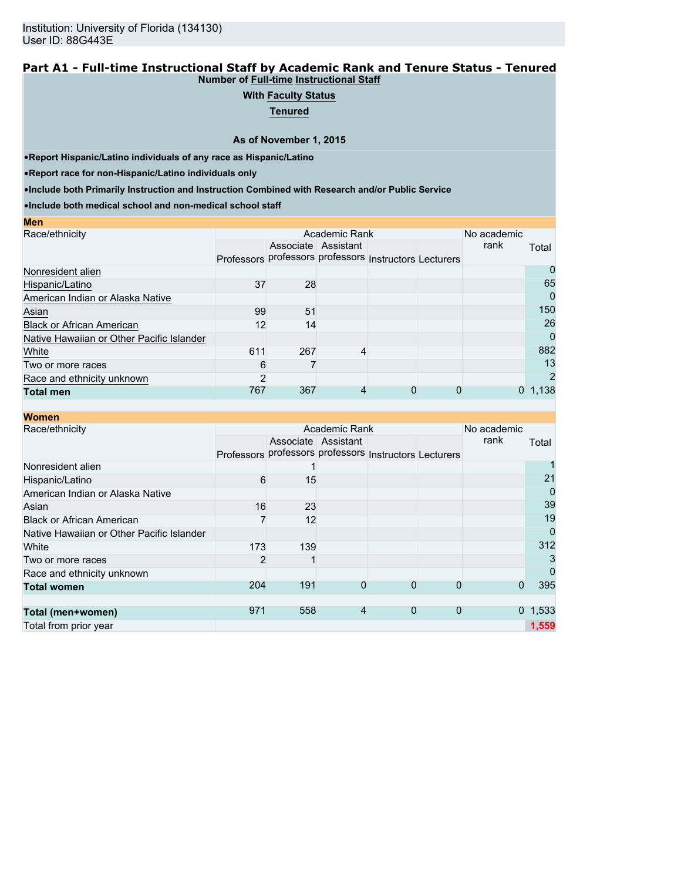Institution: University of Florida (134130)
User ID: 88G443E

## Part A1 - Full-time Instructional Staff by Academic Rank and Tenure Status - Tenured

**Number of Full-time Instructional Staff**

**With Faculty Status**

**Tenured**

**As of November 1, 2015**

- **Report Hispanic/Latino individuals of any race as Hispanic/Latino**
- **Report race for non-Hispanic/Latino individuals only**
- **Include both Primarily Instruction and Instruction Combined with Research and/or Public Service**
- **Include both medical school and non-medical school staff**

**Men**

| Race/ethnicity | Academic Rank | | | | | No academic rank | Total |
|---|---|---|---|---|---|---|---|
| | Professors | Associate professors | Assistant professors | Instructors | Lecturers | | |
| Nonresident alien | | | | | | | 0 |
| Hispanic/Latino | 37 | 28 | | | | | 65 |
| American Indian or Alaska Native | | | | | | | 0 |
| Asian | 99 | 51 | | | | | 150 |
| Black or African American | 12 | 14 | | | | | 26 |
| Native Hawaiian or Other Pacific Islander | | | | | | | 0 |
| White | 611 | 267 | 4 | | | | 882 |
| Two or more races | 6 | 7 | | | | | 13 |
| Race and ethnicity unknown | 2 | | | | | | 2 |
| **Total men** | 767 | 367 | 4 | 0 | 0 | 0 | 1,138 |

**Women**

| Race/ethnicity | Academic Rank | | | | | No academic rank | Total |
|---|---|---|---|---|---|---|---|
| | Professors | Associate professors | Assistant professors | Instructors | Lecturers | | |
| Nonresident alien | | 1 | | | | | 1 |
| Hispanic/Latino | 6 | 15 | | | | | 21 |
| American Indian or Alaska Native | | | | | | | 0 |
| Asian | 16 | 23 | | | | | 39 |
| Black or African American | 7 | 12 | | | | | 19 |
| Native Hawaiian or Other Pacific Islander | | | | | | | 0 |
| White | 173 | 139 | | | | | 312 |
| Two or more races | 2 | 1 | | | | | 3 |
| Race and ethnicity unknown | | | | | | | 0 |
| **Total women** | 204 | 191 | 0 | 0 | 0 | 0 | 395 |
| | | | | | | | |
| **Total (men+women)** | 971 | 558 | 4 | 0 | 0 | 0 | 1,533 |
| Total from prior year | | | | | | | 1,559 |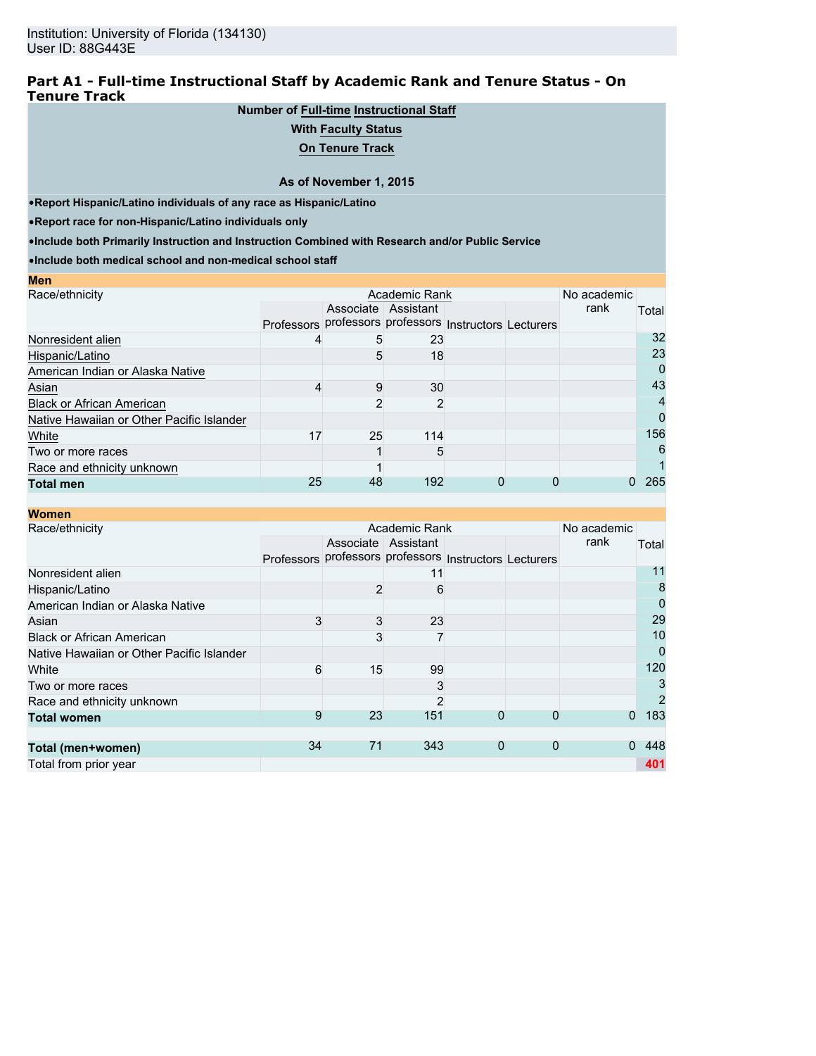Institution: University of Florida (134130)
User ID: 88G443E

## Part A1 - Full-time Instructional Staff by Academic Rank and Tenure Status - On Tenure Track

**Number of Full-time Instructional Staff**

**With Faculty Status**

**On Tenure Track**

**As of November 1, 2015**

- **Report Hispanic/Latino individuals of any race as Hispanic/Latino**
- **Report race for non-Hispanic/Latino individuals only**
- **Include both Primarily Instruction and Instruction Combined with Research and/or Public Service**
- **Include both medical school and non-medical school staff**

**Men**

| Race/ethnicity | Academic Rank | | | | | No academic rank | Total |
|---|---|---|---|---|---|---|---|
| | Professors | Associate professors | Assistant professors | Instructors | Lecturers | | |
| Nonresident alien | 4 | 5 | 23 | | | | 32 |
| Hispanic/Latino | | 5 | 18 | | | | 23 |
| American Indian or Alaska Native | | | | | | | 0 |
| Asian | 4 | 9 | 30 | | | | 43 |
| Black or African American | | 2 | 2 | | | | 4 |
| Native Hawaiian or Other Pacific Islander | | | | | | | 0 |
| White | 17 | 25 | 114 | | | | 156 |
| Two or more races | | 1 | 5 | | | | 6 |
| Race and ethnicity unknown | | 1 | | | | | 1 |
| **Total men** | 25 | 48 | 192 | 0 | 0 | 0 | 265 |

**Women**

| Race/ethnicity | Academic Rank | | | | | No academic rank | Total |
|---|---|---|---|---|---|---|---|
| | Professors | Associate professors | Assistant professors | Instructors | Lecturers | | |
| Nonresident alien | | | 11 | | | | 11 |
| Hispanic/Latino | | 2 | 6 | | | | 8 |
| American Indian or Alaska Native | | | | | | | 0 |
| Asian | 3 | 3 | 23 | | | | 29 |
| Black or African American | | 3 | 7 | | | | 10 |
| Native Hawaiian or Other Pacific Islander | | | | | | | 0 |
| White | 6 | 15 | 99 | | | | 120 |
| Two or more races | | | 3 | | | | 3 |
| Race and ethnicity unknown | | | 2 | | | | 2 |
| **Total women** | 9 | 23 | 151 | 0 | 0 | 0 | 183 |
| | | | | | | | |
| **Total (men+women)** | 34 | 71 | 343 | 0 | 0 | 0 | 448 |
| Total from prior year | | | | | | | 401 |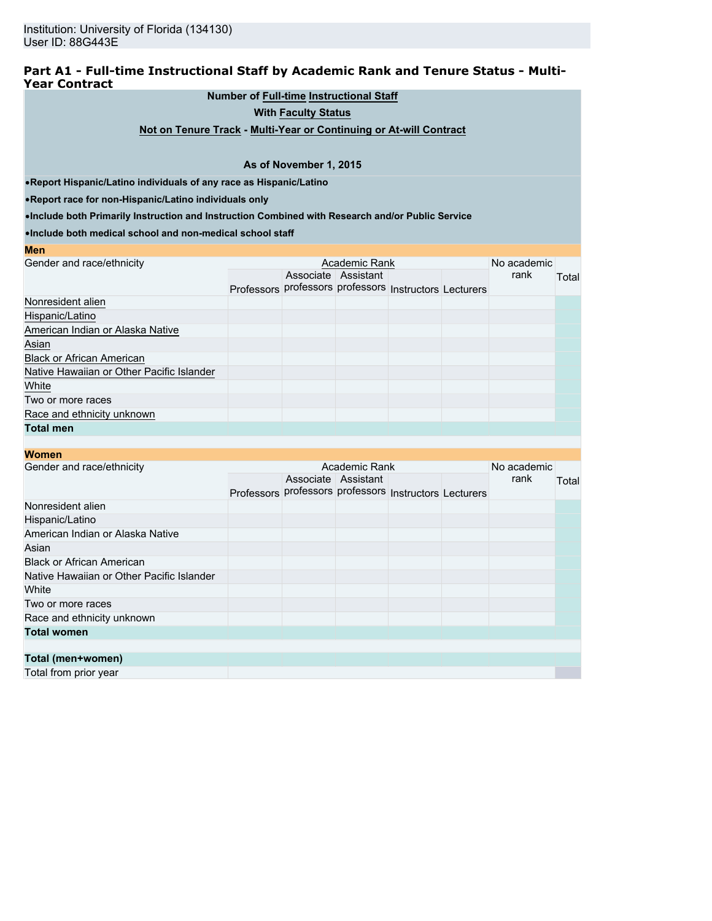Institution: University of Florida (134130)
User ID: 88G443E

## Part A1 - Full-time Instructional Staff by Academic Rank and Tenure Status - Multi-Year Contract

**Number of Full-time Instructional Staff**

**With Faculty Status**

**Not on Tenure Track - Multi-Year or Continuing or At-will Contract**

**As of November 1, 2015**

- **Report Hispanic/Latino individuals of any race as Hispanic/Latino**
- **Report race for non-Hispanic/Latino individuals only**
- **Include both Primarily Instruction and Instruction Combined with Research and/or Public Service**
- **Include both medical school and non-medical school staff**

**Men**

| Gender and race/ethnicity | Academic Rank | | | | | No academic rank | Total |
|---|---|---|---|---|---|---|---|
| | Professors | Associate professors | Assistant professors | Instructors | Lecturers | | |
| Nonresident alien | | | | | | | |
| Hispanic/Latino | | | | | | | |
| American Indian or Alaska Native | | | | | | | |
| Asian | | | | | | | |
| Black or African American | | | | | | | |
| Native Hawaiian or Other Pacific Islander | | | | | | | |
| White | | | | | | | |
| Two or more races | | | | | | | |
| Race and ethnicity unknown | | | | | | | |
| **Total men** | | | | | | | |

**Women**

| Gender and race/ethnicity | Academic Rank | | | | | No academic rank | Total |
|---|---|---|---|---|---|---|---|
| | Professors | Associate professors | Assistant professors | Instructors | Lecturers | | |
| Nonresident alien | | | | | | | |
| Hispanic/Latino | | | | | | | |
| American Indian or Alaska Native | | | | | | | |
| Asian | | | | | | | |
| Black or African American | | | | | | | |
| Native Hawaiian or Other Pacific Islander | | | | | | | |
| White | | | | | | | |
| Two or more races | | | | | | | |
| Race and ethnicity unknown | | | | | | | |
| **Total women** | | | | | | | |
| | | | | | | | |
| **Total (men+women)** | | | | | | | |
| Total from prior year | | | | | | | |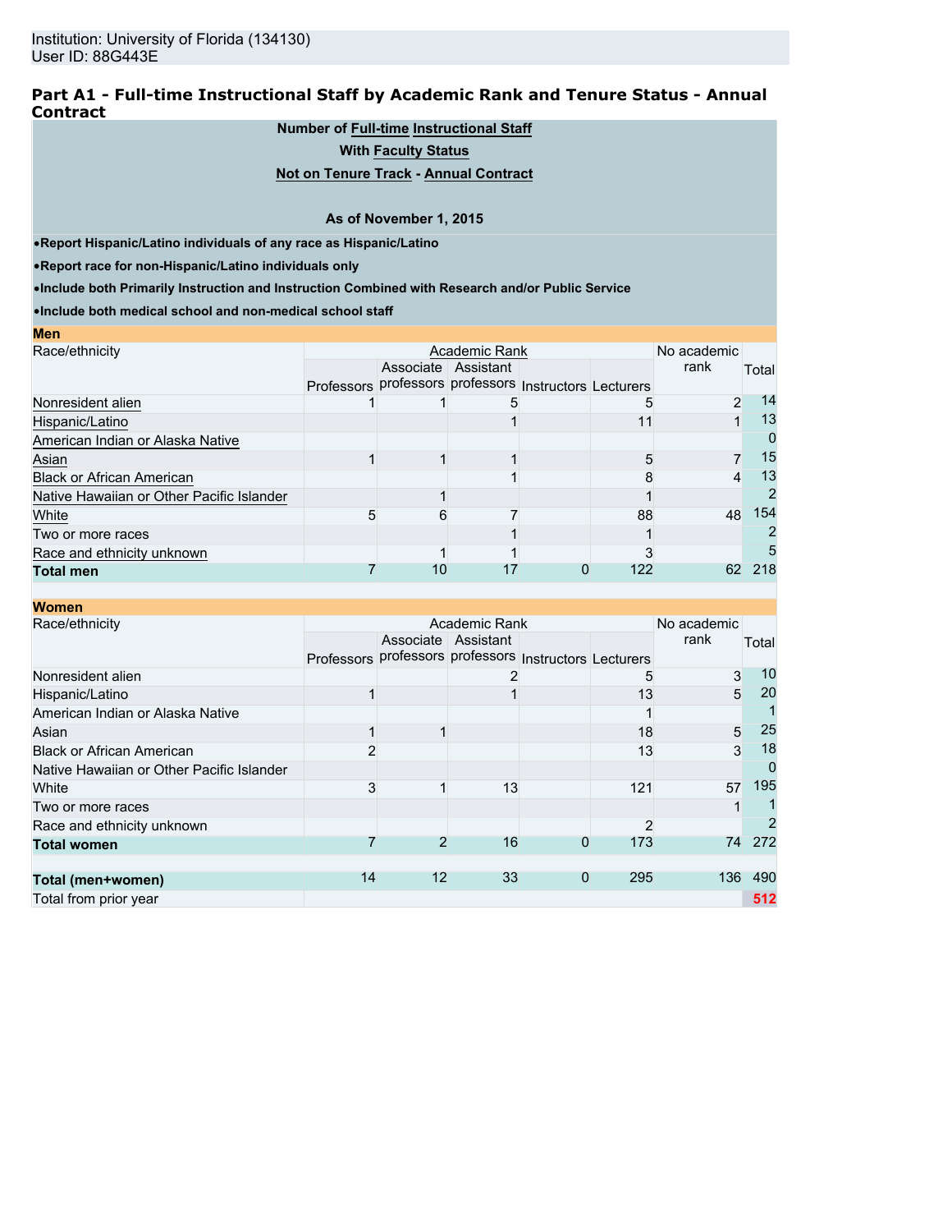Institution: University of Florida (134130)
User ID: 88G443E

## Part A1 - Full-time Instructional Staff by Academic Rank and Tenure Status - Annual Contract

**Number of Full-time Instructional Staff**

**With Faculty Status**

**Not on Tenure Track - Annual Contract**

**As of November 1, 2015**

- **Report Hispanic/Latino individuals of any race as Hispanic/Latino**
- **Report race for non-Hispanic/Latino individuals only**
- **Include both Primarily Instruction and Instruction Combined with Research and/or Public Service**
- **Include both medical school and non-medical school staff**

**Men**

| Race/ethnicity | Academic Rank | | | | | No academic rank | Total |
|---|---|---|---|---|---|---|---|
| | Professors | Associate professors | Assistant professors | Instructors | Lecturers | | |
| Nonresident alien | 1 | 1 | 5 | | 5 | 2 | 14 |
| Hispanic/Latino | | | 1 | | 11 | 1 | 13 |
| American Indian or Alaska Native | | | | | | | 0 |
| Asian | 1 | 1 | 1 | | 5 | 7 | 15 |
| Black or African American | | | 1 | | 8 | 4 | 13 |
| Native Hawaiian or Other Pacific Islander | | 1 | | | 1 | | 2 |
| White | 5 | 6 | 7 | | 88 | 48 | 154 |
| Two or more races | | | 1 | | 1 | | 2 |
| Race and ethnicity unknown | | 1 | 1 | | 3 | | 5 |
| **Total men** | 7 | 10 | 17 | 0 | 122 | 62 | 218 |

**Women**

| Race/ethnicity | Academic Rank | | | | | No academic rank | Total |
|---|---|---|---|---|---|---|---|
| | Professors | Associate professors | Assistant professors | Instructors | Lecturers | | |
| Nonresident alien | | | 2 | | 5 | 3 | 10 |
| Hispanic/Latino | 1 | | 1 | | 13 | 5 | 20 |
| American Indian or Alaska Native | | | | | 1 | | 1 |
| Asian | 1 | 1 | | | 18 | 5 | 25 |
| Black or African American | 2 | | | | 13 | 3 | 18 |
| Native Hawaiian or Other Pacific Islander | | | | | | | 0 |
| White | 3 | 1 | 13 | | 121 | 57 | 195 |
| Two or more races | | | | | | 1 | 1 |
| Race and ethnicity unknown | | | | | 2 | | 2 |
| **Total women** | 7 | 2 | 16 | 0 | 173 | 74 | 272 |
| | | | | | | | |
| **Total (men+women)** | 14 | 12 | 33 | 0 | 295 | 136 | 490 |
| Total from prior year | | | | | | | 512 |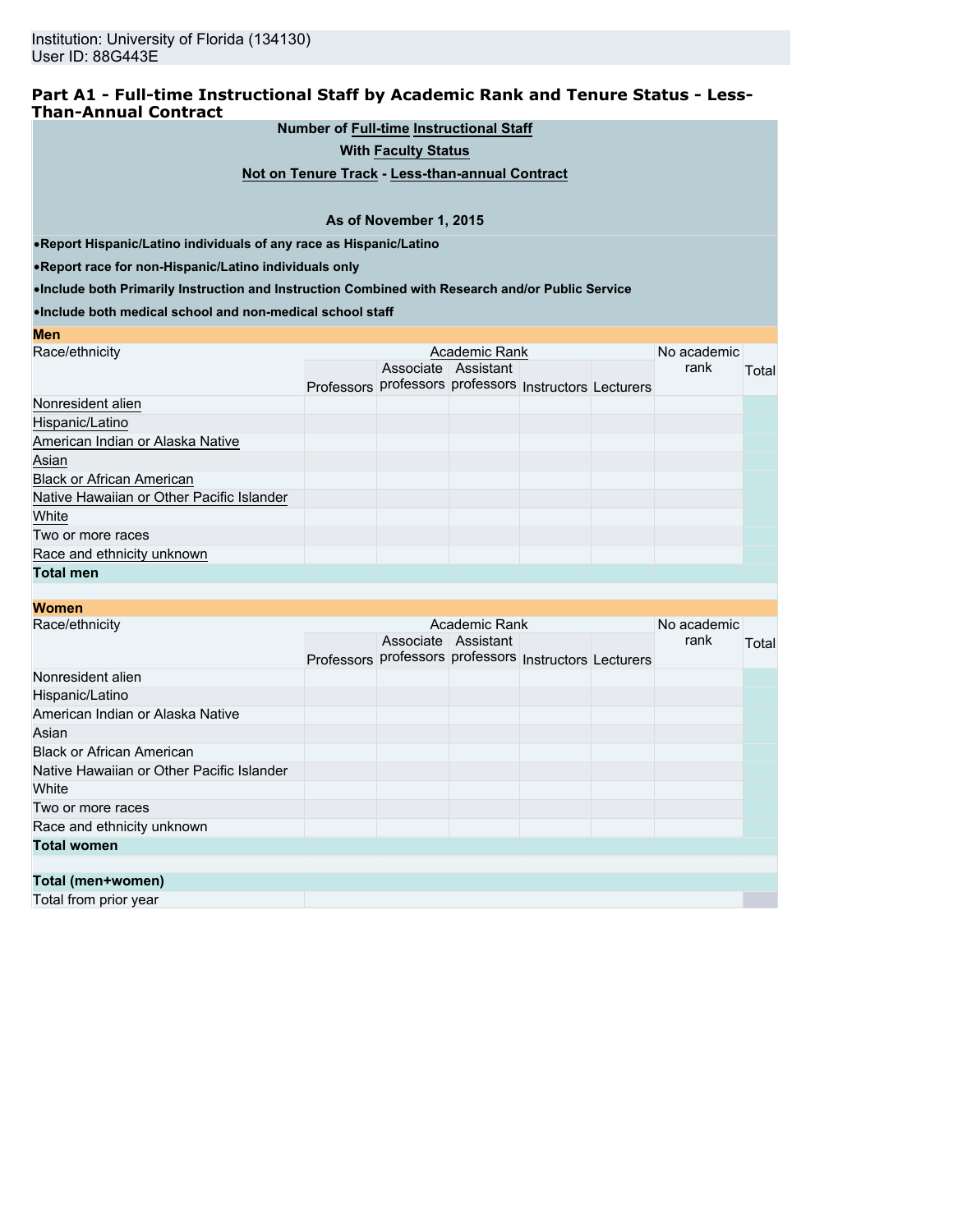Institution: University of Florida (134130)
User ID: 88G443E

## Part A1 - Full-time Instructional Staff by Academic Rank and Tenure Status - Less-Than-Annual Contract

**Number of Full-time Instructional Staff**

**With Faculty Status**

**Not on Tenure Track - Less-than-annual Contract**

**As of November 1, 2015**

- **Report Hispanic/Latino individuals of any race as Hispanic/Latino**
- **Report race for non-Hispanic/Latino individuals only**
- **Include both Primarily Instruction and Instruction Combined with Research and/or Public Service**
- **Include both medical school and non-medical school staff**

**Men**

| Race/ethnicity | Academic Rank | | | | | No academic rank | Total |
|---|---|---|---|---|---|---|---|
| | Professors | Associate professors | Assistant professors | Instructors | Lecturers | | |
| Nonresident alien | | | | | | | |
| Hispanic/Latino | | | | | | | |
| American Indian or Alaska Native | | | | | | | |
| Asian | | | | | | | |
| Black or African American | | | | | | | |
| Native Hawaiian or Other Pacific Islander | | | | | | | |
| White | | | | | | | |
| Two or more races | | | | | | | |
| Race and ethnicity unknown | | | | | | | |
| **Total men** | | | | | | | |

**Women**

| Race/ethnicity | Academic Rank | | | | | No academic rank | Total |
|---|---|---|---|---|---|---|---|
| | Professors | Associate professors | Assistant professors | Instructors | Lecturers | | |
| Nonresident alien | | | | | | | |
| Hispanic/Latino | | | | | | | |
| American Indian or Alaska Native | | | | | | | |
| Asian | | | | | | | |
| Black or African American | | | | | | | |
| Native Hawaiian or Other Pacific Islander | | | | | | | |
| White | | | | | | | |
| Two or more races | | | | | | | |
| Race and ethnicity unknown | | | | | | | |
| **Total women** | | | | | | | |
| | | | | | | | |
| **Total (men+women)** | | | | | | | |
| Total from prior year | | | | | | | |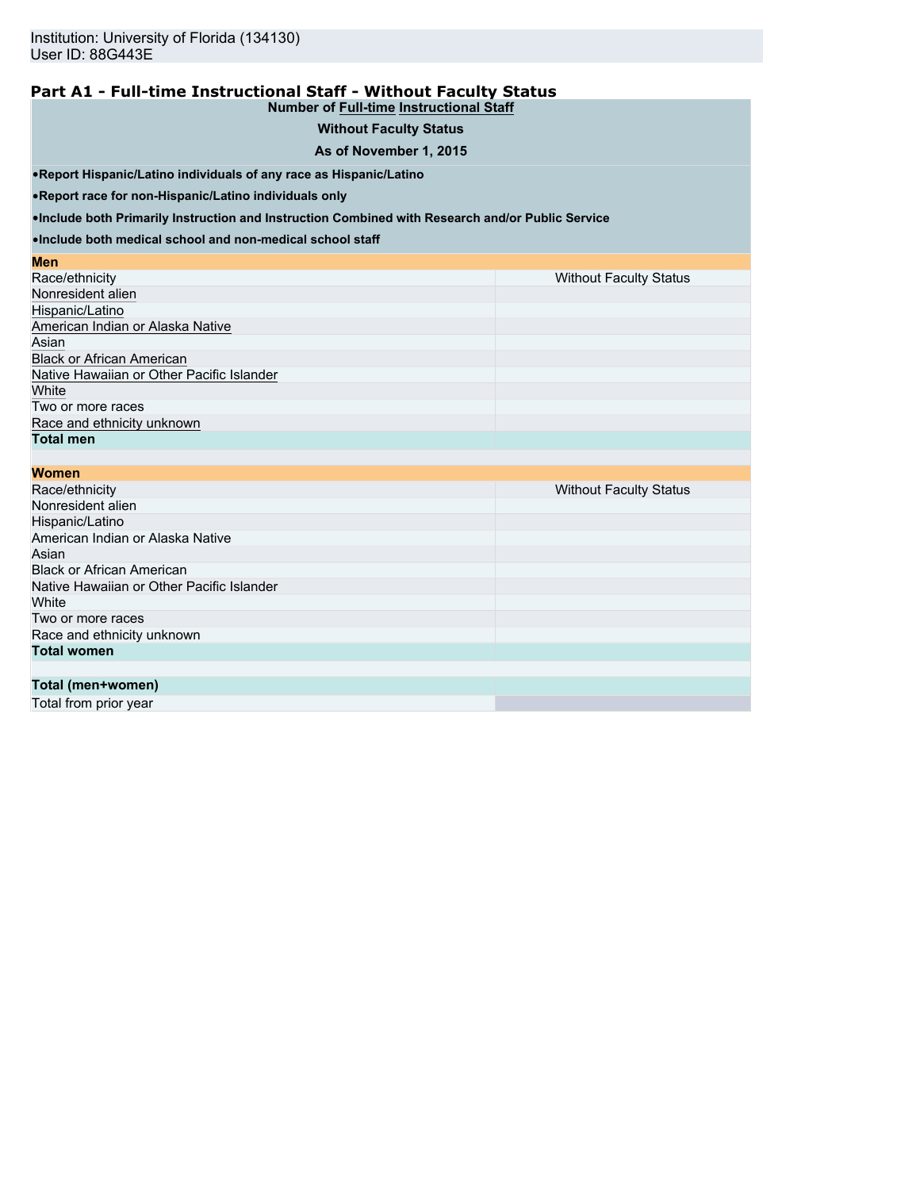Institution: University of Florida (134130)
User ID: 88G443E

## Part A1 - Full-time Instructional Staff - Without Faculty Status

**Number of Full-time Instructional Staff**

**Without Faculty Status**

**As of November 1, 2015**

- **Report Hispanic/Latino individuals of any race as Hispanic/Latino**
- **Report race for non-Hispanic/Latino individuals only**
- **Include both Primarily Instruction and Instruction Combined with Research and/or Public Service**
- **Include both medical school and non-medical school staff**

| **Men** | |
|---|---|
| Race/ethnicity | Without Faculty Status |
| Nonresident alien | |
| Hispanic/Latino | |
| American Indian or Alaska Native | |
| Asian | |
| Black or African American | |
| Native Hawaiian or Other Pacific Islander | |
| White | |
| Two or more races | |
| Race and ethnicity unknown | |
| **Total men** | |

| **Women** | |
|---|---|
| Race/ethnicity | Without Faculty Status |
| Nonresident alien | |
| Hispanic/Latino | |
| American Indian or Alaska Native | |
| Asian | |
| Black or African American | |
| Native Hawaiian or Other Pacific Islander | |
| White | |
| Two or more races | |
| Race and ethnicity unknown | |
| **Total women** | |
| | |
| **Total (men+women)** | |
| Total from prior year | |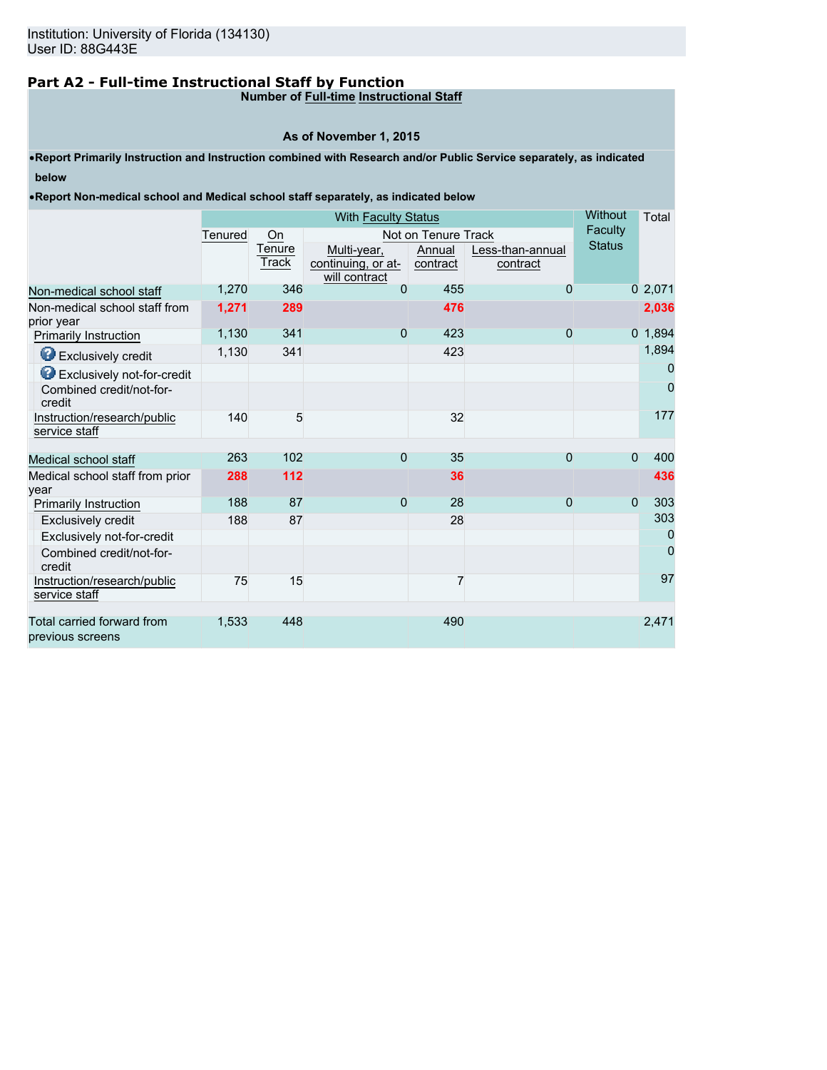Institution: University of Florida (134130)
User ID: 88G443E

## Part A2 - Full-time Instructional Staff by Function

**Number of Full-time Instructional Staff**

**As of November 1, 2015**

- **Report Primarily Instruction and Instruction combined with Research and/or Public Service separately, as indicated below**
- **Report Non-medical school and Medical school staff separately, as indicated below**

| | With Faculty Status | | | | | Without Faculty Status | Total |
|---|---|---|---|---|---|---|---|
| | Tenured | On Tenure Track | Not on Tenure Track | | | | |
| | | | Multi-year, continuing, or at-will contract | Annual contract | Less-than-annual contract | | |
| Non-medical school staff | 1,270 | 346 | 0 | 455 | 0 | 0 | 2,071 |
| Non-medical school staff from prior year | **1,271** | **289** | | **476** | | | **2,036** |
| Primarily Instruction | 1,130 | 341 | 0 | 423 | 0 | 0 | 1,894 |
| Exclusively credit | 1,130 | 341 | | 423 | | | 1,894 |
| Exclusively not-for-credit | | | | | | | 0 |
| Combined credit/not-for-credit | | | | | | | 0 |
| Instruction/research/public service staff | 140 | 5 | | 32 | | | 177 |
| | | | | | | | |
| Medical school staff | 263 | 102 | 0 | 35 | 0 | 0 | 400 |
| Medical school staff from prior year | **288** | **112** | | **36** | | | **436** |
| Primarily Instruction | 188 | 87 | 0 | 28 | 0 | 0 | 303 |
| Exclusively credit | 188 | 87 | | 28 | | | 303 |
| Exclusively not-for-credit | | | | | | | 0 |
| Combined credit/not-for-credit | | | | | | | 0 |
| Instruction/research/public service staff | 75 | 15 | | 7 | | | 97 |
| | | | | | | | |
| Total carried forward from previous screens | 1,533 | 448 | | 490 | | | 2,471 |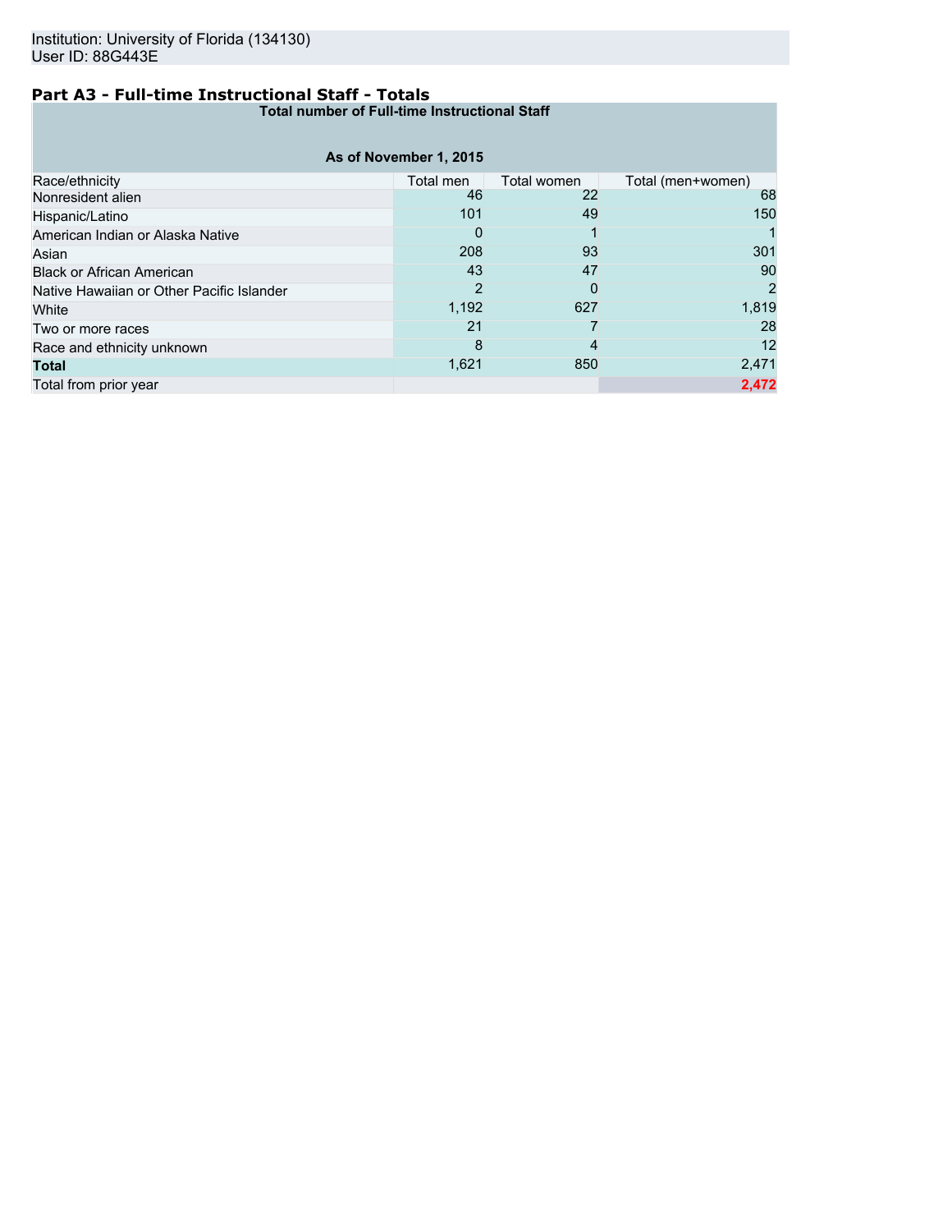Institution: University of Florida (134130)
User ID: 88G443E

## Part A3 - Full-time Instructional Staff - Totals

| Total number of Full-time Instructional Staff | | | |
|---|---|---|---|
| **As of November 1, 2015** | | | |
| Race/ethnicity | Total men | Total women | Total (men+women) |
| Nonresident alien | 46 | 22 | 68 |
| Hispanic/Latino | 101 | 49 | 150 |
| American Indian or Alaska Native | 0 | 1 | 1 |
| Asian | 208 | 93 | 301 |
| Black or African American | 43 | 47 | 90 |
| Native Hawaiian or Other Pacific Islander | 2 | 0 | 2 |
| White | 1,192 | 627 | 1,819 |
| Two or more races | 21 | 7 | 28 |
| Race and ethnicity unknown | 8 | 4 | 12 |
| **Total** | 1,621 | 850 | 2,471 |
| Total from prior year | | | **2,472** |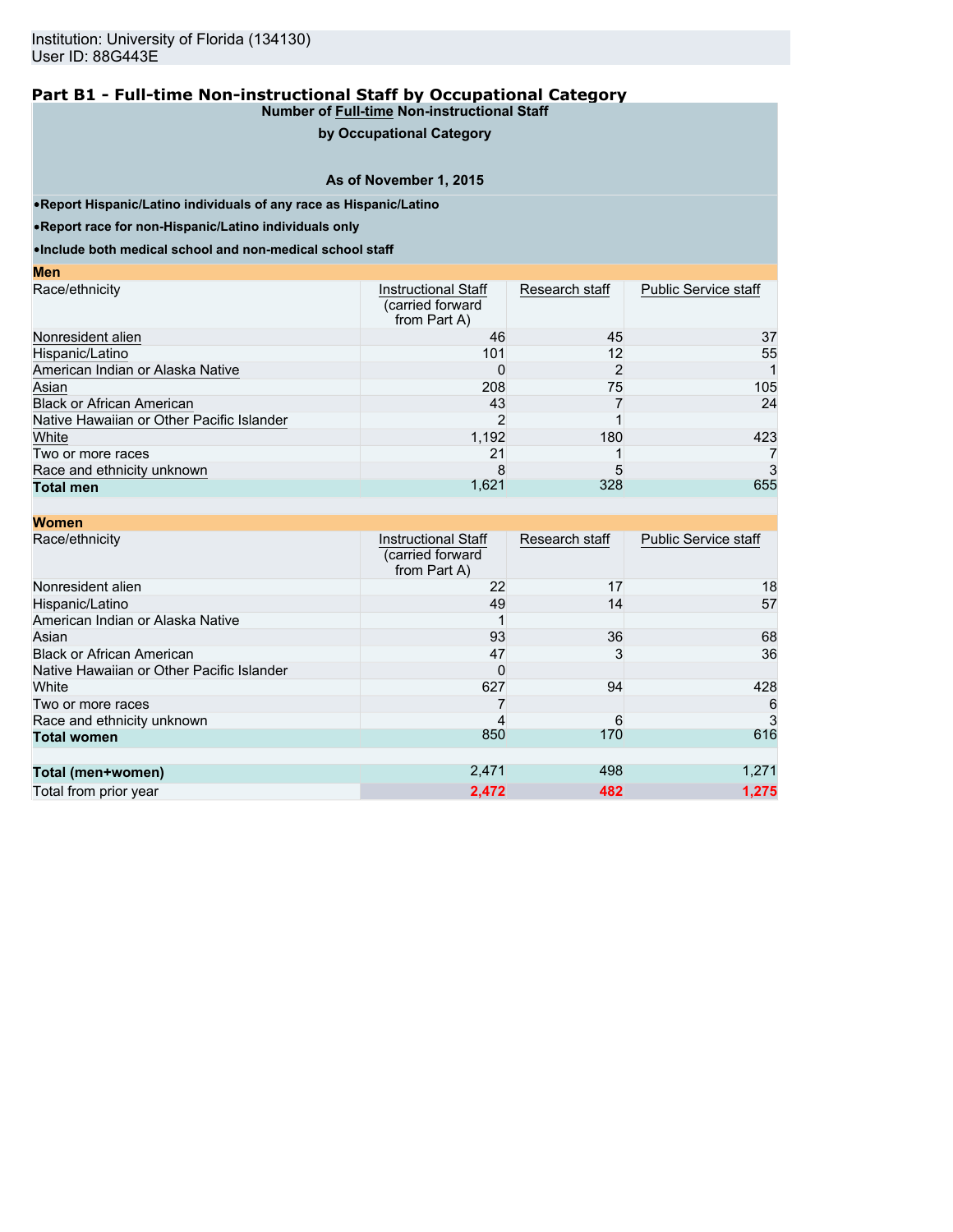Institution: University of Florida (134130)
User ID: 88G443E

## Part B1 - Full-time Non-instructional Staff by Occupational Category

**Number of Full-time Non-instructional Staff by Occupational Category**

**As of November 1, 2015**

- **Report Hispanic/Latino individuals of any race as Hispanic/Latino**
- **Report race for non-Hispanic/Latino individuals only**
- **Include both medical school and non-medical school staff**

**Men**

| Race/ethnicity | Instructional Staff (carried forward from Part A) | Research staff | Public Service staff |
|---|---|---|---|
| Nonresident alien | 46 | 45 | 37 |
| Hispanic/Latino | 101 | 12 | 55 |
| American Indian or Alaska Native | 0 | 2 | 1 |
| Asian | 208 | 75 | 105 |
| Black or African American | 43 | 7 | 24 |
| Native Hawaiian or Other Pacific Islander | 2 | 1 | |
| White | 1,192 | 180 | 423 |
| Two or more races | 21 | 1 | 7 |
| Race and ethnicity unknown | 8 | 5 | 3 |
| **Total men** | 1,621 | 328 | 655 |

**Women**

| Race/ethnicity | Instructional Staff (carried forward from Part A) | Research staff | Public Service staff |
|---|---|---|---|
| Nonresident alien | 22 | 17 | 18 |
| Hispanic/Latino | 49 | 14 | 57 |
| American Indian or Alaska Native | 1 | | |
| Asian | 93 | 36 | 68 |
| Black or African American | 47 | 3 | 36 |
| Native Hawaiian or Other Pacific Islander | 0 | | |
| White | 627 | 94 | 428 |
| Two or more races | 7 | | 6 |
| Race and ethnicity unknown | 4 | 6 | 3 |
| **Total women** | 850 | 170 | 616 |
| | | | |
| **Total (men+women)** | 2,471 | 498 | 1,271 |
| Total from prior year | **2,472** | **482** | **1,275** |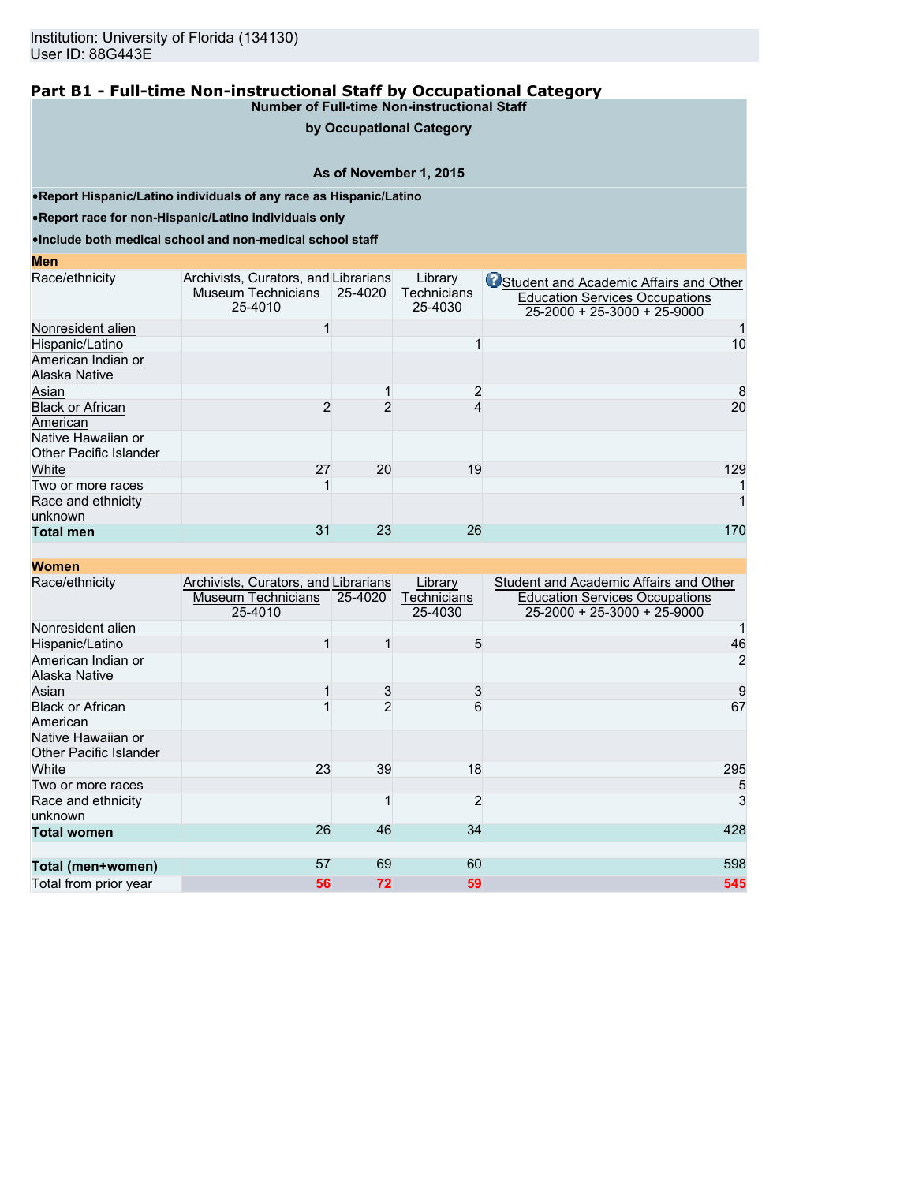Institution: University of Florida (134130)
User ID: 88G443E

## Part B1 - Full-time Non-instructional Staff by Occupational Category

**Number of Full-time Non-instructional Staff**

**by Occupational Category**

**As of November 1, 2015**

- **Report Hispanic/Latino individuals of any race as Hispanic/Latino**
- **Report race for non-Hispanic/Latino individuals only**
- **Include both medical school and non-medical school staff**

**Men**

| Race/ethnicity | Archivists, Curators, and Museum Technicians 25-4010 | Librarians 25-4020 | Library Technicians 25-4030 | Student and Academic Affairs and Other Education Services Occupations 25-2000 + 25-3000 + 25-9000 |
|---|---|---|---|---|
| Nonresident alien | 1 | | | 1 |
| Hispanic/Latino | | | 1 | 10 |
| American Indian or Alaska Native | | | | |
| Asian | | 1 | 2 | 8 |
| Black or African American | 2 | 2 | 4 | 20 |
| Native Hawaiian or Other Pacific Islander | | | | |
| White | 27 | 20 | 19 | 129 |
| Two or more races | 1 | | | 1 |
| Race and ethnicity unknown | | | | 1 |
| **Total men** | 31 | 23 | 26 | 170 |

**Women**

| Race/ethnicity | Archivists, Curators, and Museum Technicians 25-4010 | Librarians 25-4020 | Library Technicians 25-4030 | Student and Academic Affairs and Other Education Services Occupations 25-2000 + 25-3000 + 25-9000 |
|---|---|---|---|---|
| Nonresident alien | | | | 1 |
| Hispanic/Latino | 1 | 1 | 5 | 46 |
| American Indian or Alaska Native | | | | 2 |
| Asian | 1 | 3 | 3 | 9 |
| Black or African American | 1 | 2 | 6 | 67 |
| Native Hawaiian or Other Pacific Islander | | | | |
| White | 23 | 39 | 18 | 295 |
| Two or more races | | | | 5 |
| Race and ethnicity unknown | | 1 | 2 | 3 |
| **Total women** | 26 | 46 | 34 | 428 |
| | | | | |
| **Total (men+women)** | 57 | 69 | 60 | 598 |
| Total from prior year | 56 | 72 | 59 | 545 |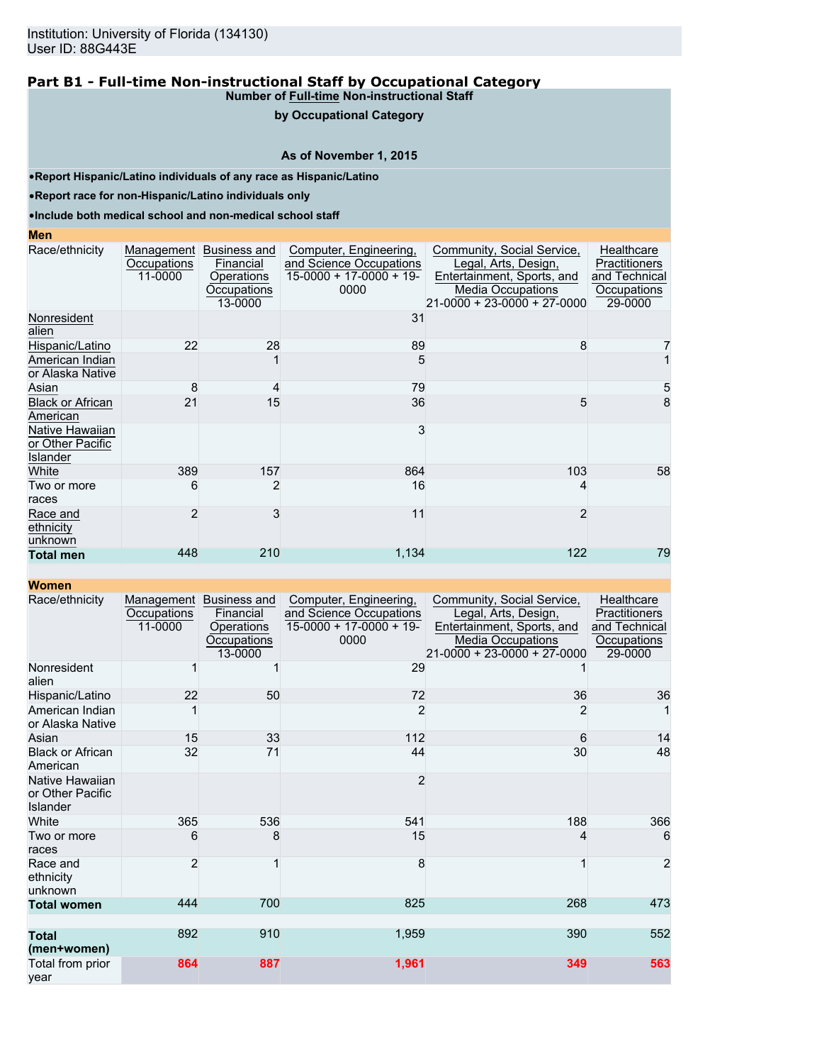Institution: University of Florida (134130)
User ID: 88G443E

## Part B1 - Full-time Non-instructional Staff by Occupational Category

**Number of Full-time Non-instructional Staff by Occupational Category**

**As of November 1, 2015**

- **Report Hispanic/Latino individuals of any race as Hispanic/Latino**
- **Report race for non-Hispanic/Latino individuals only**
- **Include both medical school and non-medical school staff**

**Men**

| Race/ethnicity | Management Occupations 11-0000 | Business and Financial Operations Occupations 13-0000 | Computer, Engineering, and Science Occupations 15-0000 + 17-0000 + 19-0000 | Community, Social Service, Legal, Arts, Design, Entertainment, Sports, and Media Occupations 21-0000 + 23-0000 + 27-0000 | Healthcare Practitioners and Technical Occupations 29-0000 |
|---|---|---|---|---|---|
| Nonresident alien | | | 31 | | |
| Hispanic/Latino | 22 | 28 | 89 | 8 | 7 |
| American Indian or Alaska Native | | 1 | 5 | | 1 |
| Asian | 8 | 4 | 79 | | 5 |
| Black or African American | 21 | 15 | 36 | 5 | 8 |
| Native Hawaiian or Other Pacific Islander | | | 3 | | |
| White | 389 | 157 | 864 | 103 | 58 |
| Two or more races | 6 | 2 | 16 | 4 | |
| Race and ethnicity unknown | 2 | 3 | 11 | 2 | |
| **Total men** | 448 | 210 | 1,134 | 122 | 79 |

**Women**

| Race/ethnicity | Management Occupations 11-0000 | Business and Financial Operations Occupations 13-0000 | Computer, Engineering, and Science Occupations 15-0000 + 17-0000 + 19-0000 | Community, Social Service, Legal, Arts, Design, Entertainment, Sports, and Media Occupations 21-0000 + 23-0000 + 27-0000 | Healthcare Practitioners and Technical Occupations 29-0000 |
|---|---|---|---|---|---|
| Nonresident alien | 1 | 1 | 29 | 1 | |
| Hispanic/Latino | 22 | 50 | 72 | 36 | 36 |
| American Indian or Alaska Native | 1 | | 2 | 2 | 1 |
| Asian | 15 | 33 | 112 | 6 | 14 |
| Black or African American | 32 | 71 | 44 | 30 | 48 |
| Native Hawaiian or Other Pacific Islander | | | 2 | | |
| White | 365 | 536 | 541 | 188 | 366 |
| Two or more races | 6 | 8 | 15 | 4 | 6 |
| Race and ethnicity unknown | 2 | 1 | 8 | 1 | 2 |
| **Total women** | 444 | 700 | 825 | 268 | 473 |
| **Total (men+women)** | 892 | 910 | 1,959 | 390 | 552 |
| Total from prior year | **864** | **887** | **1,961** | **349** | **563** |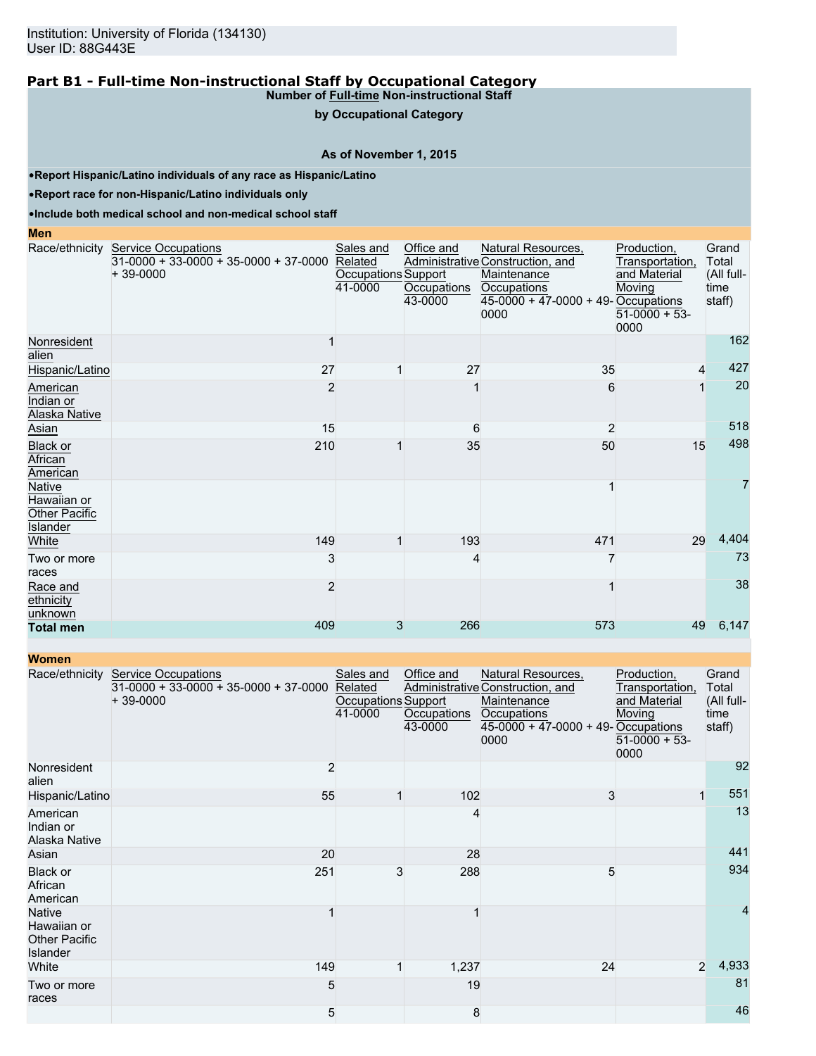Institution: University of Florida (134130)
User ID: 88G443E

## Part B1 - Full-time Non-instructional Staff by Occupational Category

**Number of Full-time Non-instructional Staff by Occupational Category**

**As of November 1, 2015**

- **Report Hispanic/Latino individuals of any race as Hispanic/Latino**
- **Report race for non-Hispanic/Latino individuals only**
- **Include both medical school and non-medical school staff**

**Men**

| Race/ethnicity | Service Occupations 31-0000 + 33-0000 + 35-0000 + 37-0000 + 39-0000 | Sales and Related Occupations 41-0000 | Office and Administrative Support Occupations 43-0000 | Natural Resources, Construction, and Maintenance Occupations 45-0000 + 47-0000 + 49-0000 | Production, Transportation, and Material Moving Occupations 51-0000 + 53-0000 | Grand Total (All full-time staff) |
|---|---|---|---|---|---|---|
| Nonresident alien | 1 | | | | | 162 |
| Hispanic/Latino | 27 | 1 | 27 | 35 | 4 | 427 |
| American Indian or Alaska Native | 2 | | 1 | 6 | 1 | 20 |
| Asian | 15 | | 6 | 2 | | 518 |
| Black or African American | 210 | 1 | 35 | 50 | 15 | 498 |
| Native Hawaiian or Other Pacific Islander | | | | 1 | | 7 |
| White | 149 | 1 | 193 | 471 | 29 | 4,404 |
| Two or more races | 3 | | 4 | 7 | | 73 |
| Race and ethnicity unknown | 2 | | | 1 | | 38 |
| **Total men** | 409 | 3 | 266 | 573 | 49 | 6,147 |

**Women**

| Race/ethnicity | Service Occupations 31-0000 + 33-0000 + 35-0000 + 37-0000 + 39-0000 | Sales and Related Occupations 41-0000 | Office and Administrative Support Occupations 43-0000 | Natural Resources, Construction, and Maintenance Occupations 45-0000 + 47-0000 + 49-0000 | Production, Transportation, and Material Moving Occupations 51-0000 + 53-0000 | Grand Total (All full-time staff) |
|---|---|---|---|---|---|---|
| Nonresident alien | 2 | | | | | 92 |
| Hispanic/Latino | 55 | 1 | 102 | 3 | 1 | 551 |
| American Indian or Alaska Native | | | 4 | | | 13 |
| Asian | 20 | | 28 | | | 441 |
| Black or African American | 251 | 3 | 288 | 5 | | 934 |
| Native Hawaiian or Other Pacific Islander | 1 | | 1 | | | 4 |
| White | 149 | 1 | 1,237 | 24 | 2 | 4,933 |
| Two or more races | 5 | | 19 | | | 81 |
| | 5 | | 8 | | | 46 |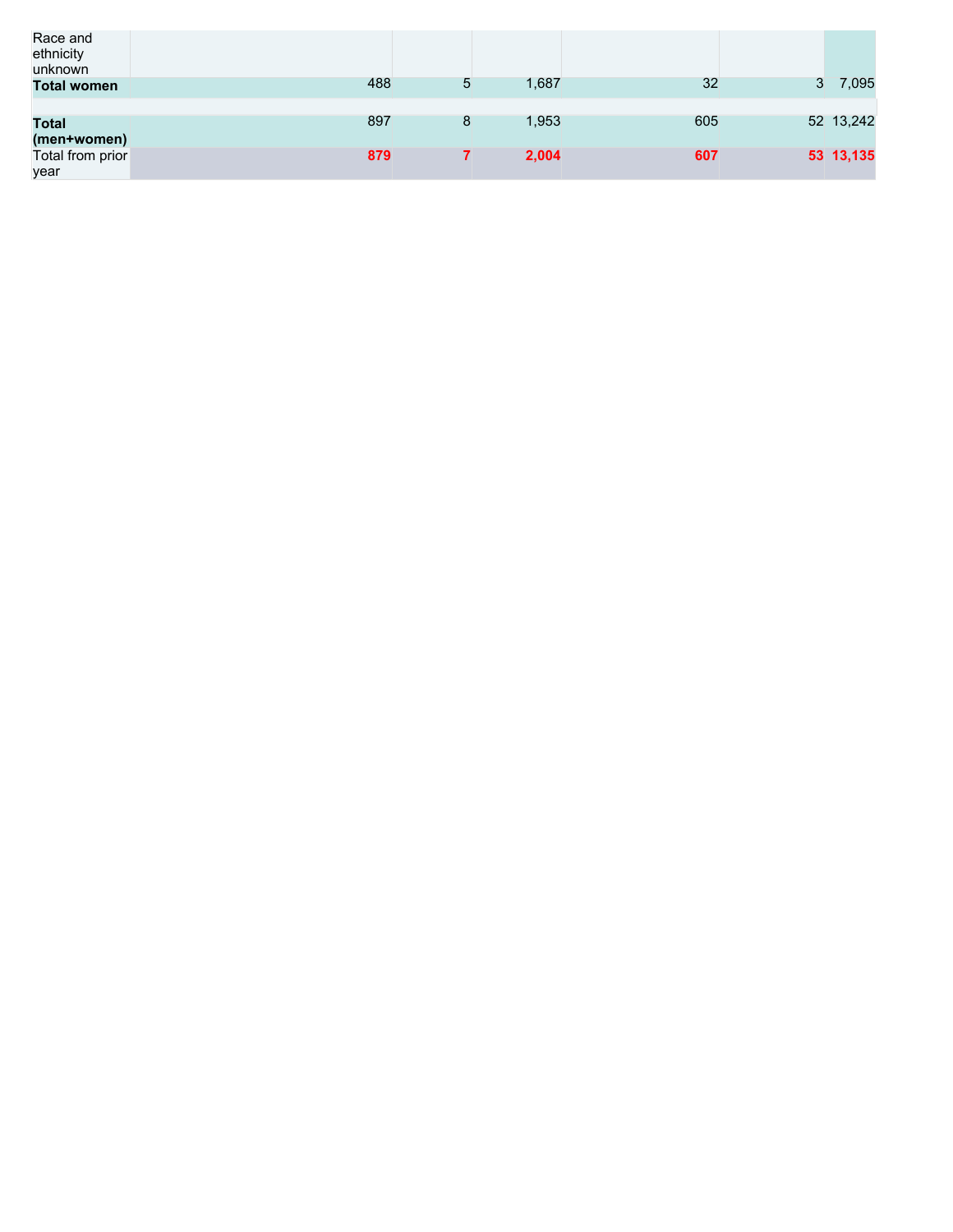| | | | | | | |
|---|---|---|---|---|---|---|
| Race and ethnicity unknown | | | | | | |
| **Total women** | 488 | 5 | 1,687 | 32 | 3 | 7,095 |
| | | | | | | |
| **Total (men+women)** | 897 | 8 | 1,953 | 605 | 52 | 13,242 |
| Total from prior year | **879** | **7** | **2,004** | **607** | **53** | **13,135** |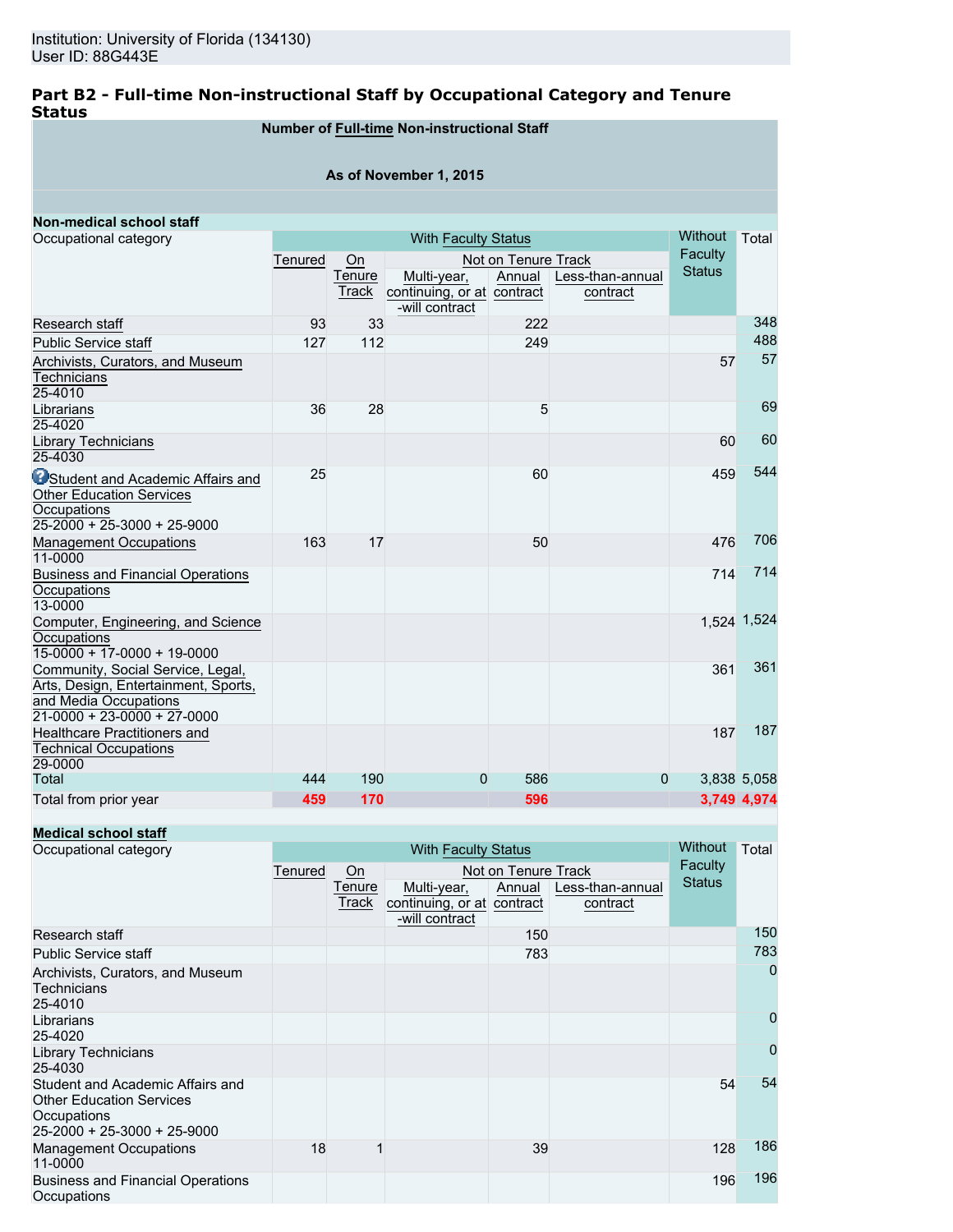Institution: University of Florida (134130)
User ID: 88G443E

## Part B2 - Full-time Non-instructional Staff by Occupational Category and Tenure Status

**Number of Full-time Non-instructional Staff**

**As of November 1, 2015**

**Non-medical school staff**

| Occupational category | With Faculty Status | | | | | Without Faculty Status | Total |
|---|---|---|---|---|---|---|---|
| | Tenured | On Tenure Track | Not on Tenure Track | | | | |
| | | | Multi-year, continuing, or at-will contract | Annual contract | Less-than-annual contract | | |
| Research staff | 93 | 33 | | 222 | | | 348 |
| Public Service staff | 127 | 112 | | 249 | | | 488 |
| Archivists, Curators, and Museum Technicians 25-4010 | | | | | | 57 | 57 |
| Librarians 25-4020 | 36 | 28 | | 5 | | | 69 |
| Library Technicians 25-4030 | | | | | | 60 | 60 |
| Student and Academic Affairs and Other Education Services Occupations 25-2000 + 25-3000 + 25-9000 | 25 | | | 60 | | 459 | 544 |
| Management Occupations 11-0000 | 163 | 17 | | 50 | | 476 | 706 |
| Business and Financial Operations Occupations 13-0000 | | | | | | 714 | 714 |
| Computer, Engineering, and Science Occupations 15-0000 + 17-0000 + 19-0000 | | | | | | 1,524 | 1,524 |
| Community, Social Service, Legal, Arts, Design, Entertainment, Sports, and Media Occupations 21-0000 + 23-0000 + 27-0000 | | | | | | 361 | 361 |
| Healthcare Practitioners and Technical Occupations 29-0000 | | | | | | 187 | 187 |
| Total | 444 | 190 | 0 | 586 | 0 | 3,838 | 5,058 |
| Total from prior year | 459 | 170 | | 596 | | 3,749 | 4,974 |

**Medical school staff**

| Occupational category | With Faculty Status | | | | | Without Faculty Status | Total |
|---|---|---|---|---|---|---|---|
| | Tenured | On Tenure Track | Not on Tenure Track | | | | |
| | | | Multi-year, continuing, or at-will contract | Annual contract | Less-than-annual contract | | |
| Research staff | | | | 150 | | | 150 |
| Public Service staff | | | | 783 | | | 783 |
| Archivists, Curators, and Museum Technicians 25-4010 | | | | | | | 0 |
| Librarians 25-4020 | | | | | | | 0 |
| Library Technicians 25-4030 | | | | | | | 0 |
| Student and Academic Affairs and Other Education Services Occupations 25-2000 + 25-3000 + 25-9000 | | | | | | 54 | 54 |
| Management Occupations 11-0000 | 18 | 1 | | 39 | | 128 | 186 |
| Business and Financial Operations Occupations | | | | | | 196 | 196 |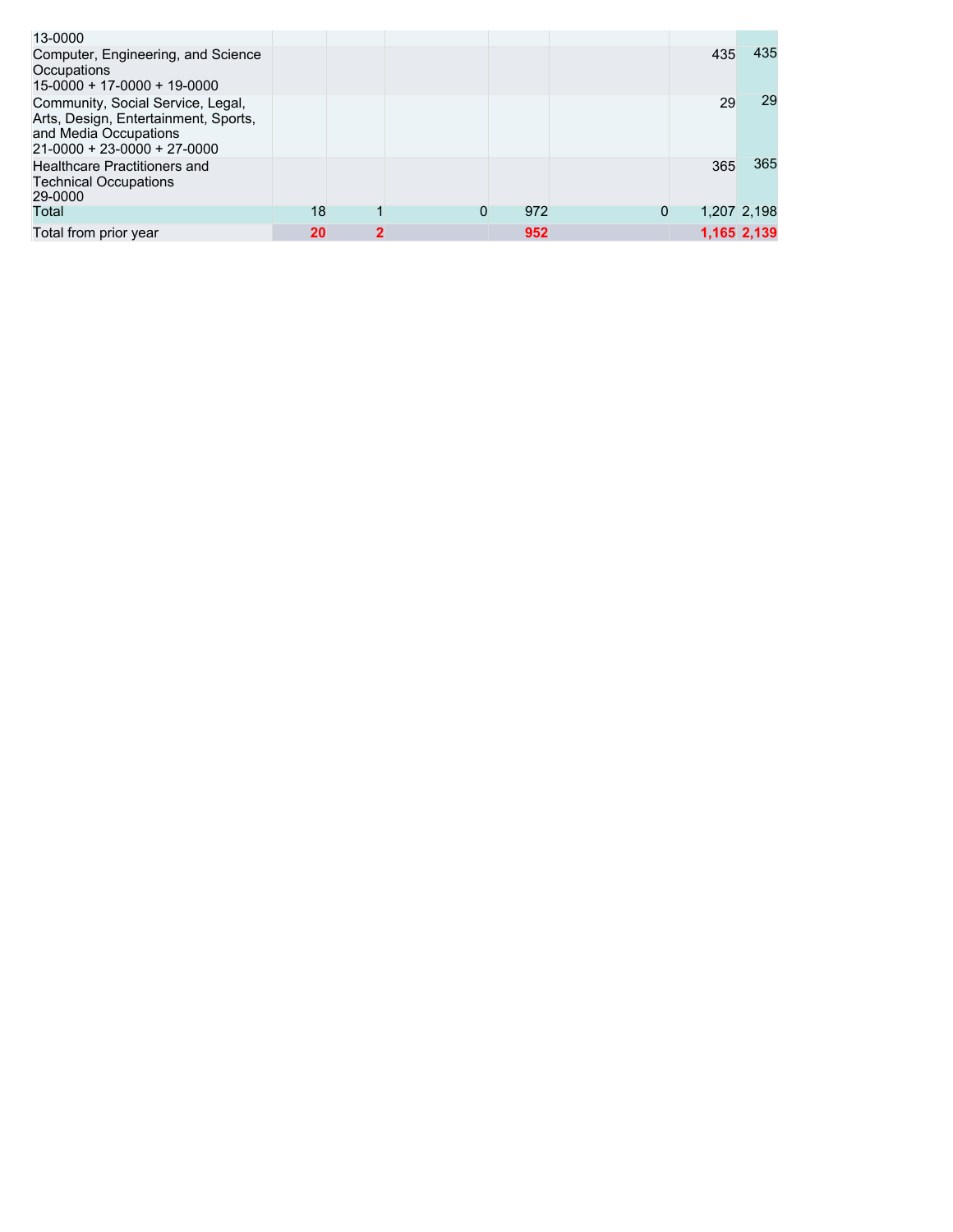| | | | | | | | |
|---|---|---|---|---|---|---|---|
| 13-0000 | | | | | | | |
| Computer, Engineering, and Science Occupations<br>15-0000 + 17-0000 + 19-0000 | | | | | | 435 | 435 |
| Community, Social Service, Legal, Arts, Design, Entertainment, Sports, and Media Occupations<br>21-0000 + 23-0000 + 27-0000 | | | | | | 29 | 29 |
| Healthcare Practitioners and Technical Occupations<br>29-0000 | | | | | | 365 | 365 |
| Total | 18 | 1 | 0 | 972 | 0 | 1,207 | 2,198 |
| Total from prior year | **20** | **2** | | **952** | | **1,165** | **2,139** |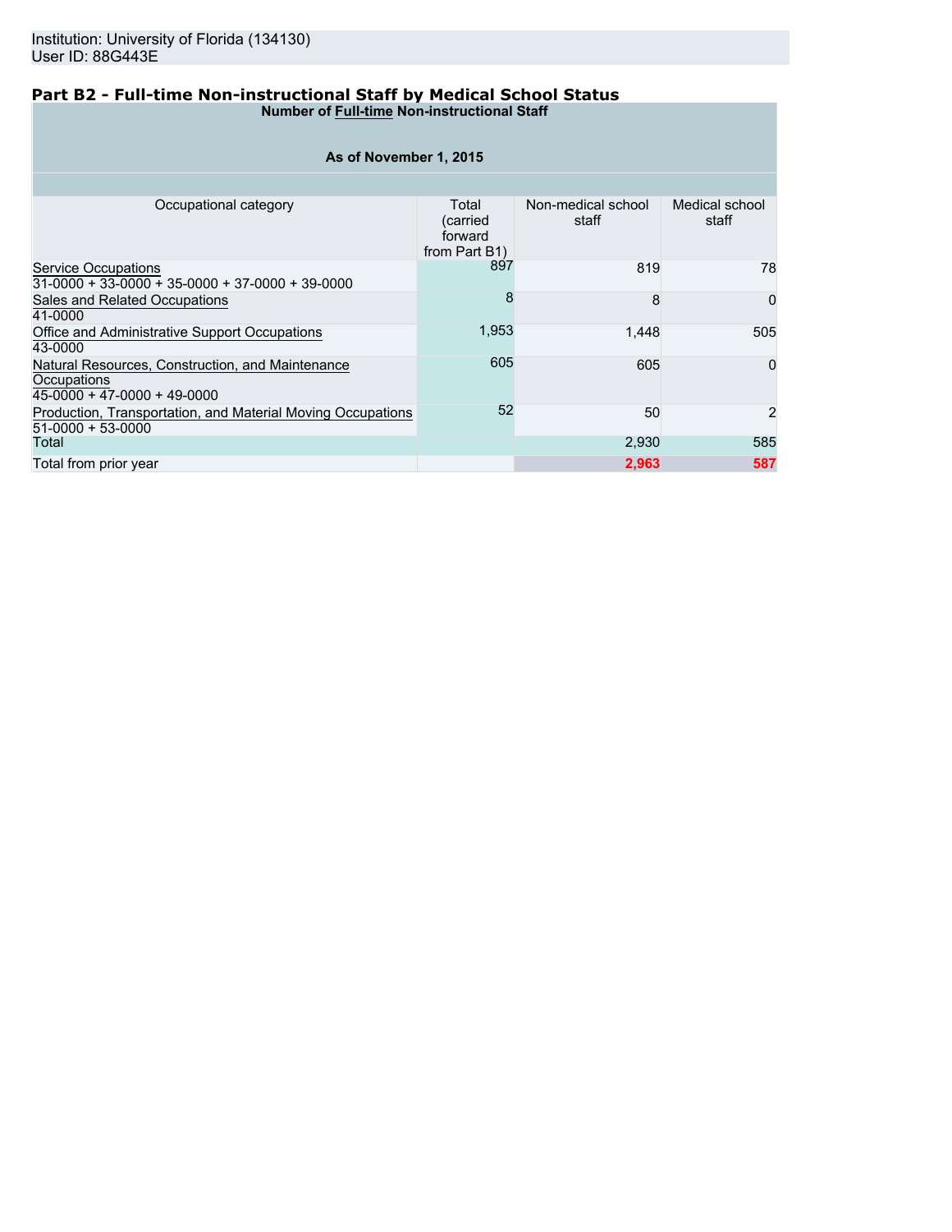Institution: University of Florida (134130)
User ID: 88G443E

## Part B2 - Full-time Non-instructional Staff by Medical School Status

**Number of Full-time Non-instructional Staff**

**As of November 1, 2015**

| Occupational category | Total (carried forward from Part B1) | Non-medical school staff | Medical school staff |
|---|---|---|---|
| Service Occupations<br>31-0000 + 33-0000 + 35-0000 + 37-0000 + 39-0000 | 897 | 819 | 78 |
| Sales and Related Occupations<br>41-0000 | 8 | 8 | 0 |
| Office and Administrative Support Occupations<br>43-0000 | 1,953 | 1,448 | 505 |
| Natural Resources, Construction, and Maintenance Occupations<br>45-0000 + 47-0000 + 49-0000 | 605 | 605 | 0 |
| Production, Transportation, and Material Moving Occupations<br>51-0000 + 53-0000 | 52 | 50 | 2 |
| Total | | 2,930 | 585 |
| Total from prior year | | **2,963** | **587** |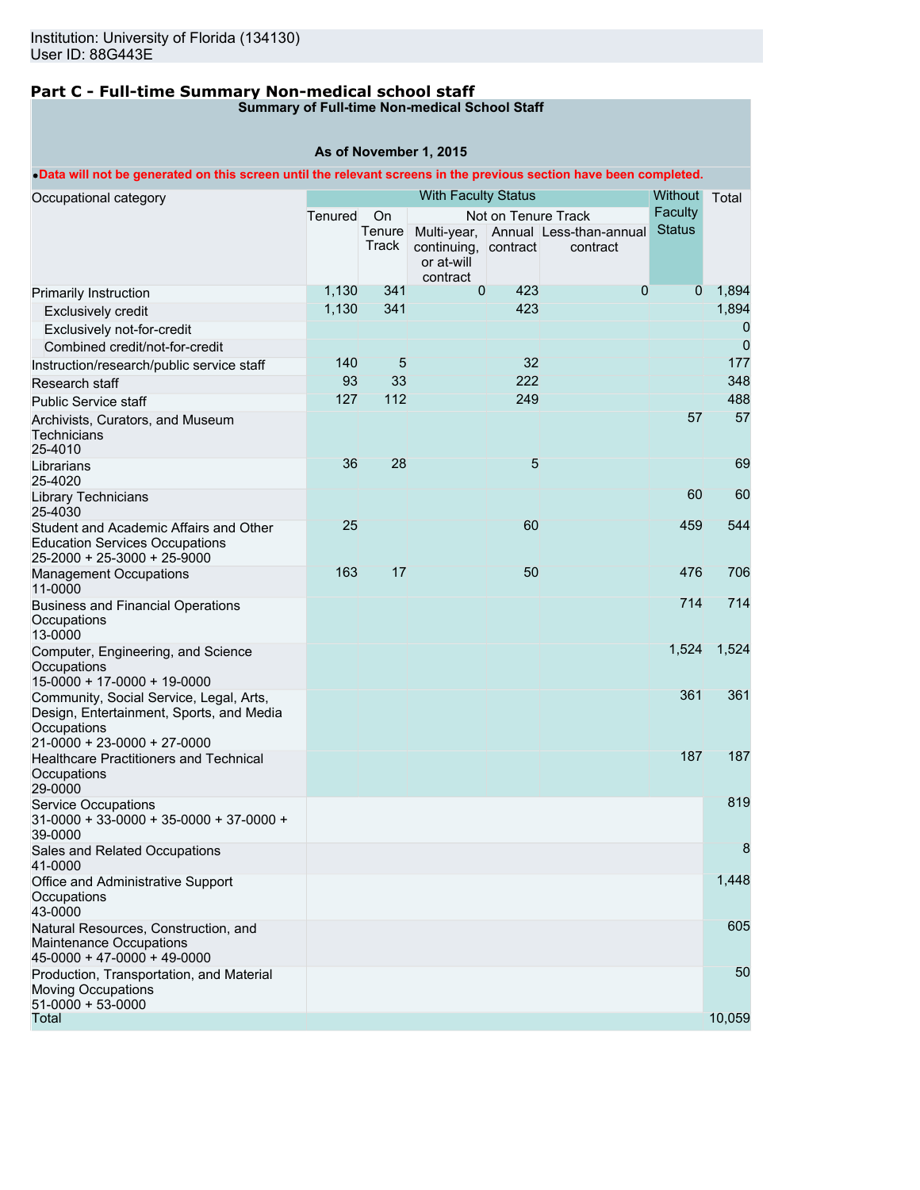Institution: University of Florida (134130)
User ID: 88G443E

## Part C - Full-time Summary Non-medical school staff

**Summary of Full-time Non-medical School Staff**

**As of November 1, 2015**

•**Data will not be generated on this screen until the relevant screens in the previous section have been completed.**

| Occupational category | With Faculty Status | | | | | Without Faculty Status | Total |
|---|---|---|---|---|---|---|---|
| | Tenured | On Tenure Track | Not on Tenure Track | | | | |
| | | | Multi-year, continuing, or at-will contract | Annual contract | Less-than-annual contract | | |
| Primarily Instruction | 1,130 | 341 | 0 | 423 | 0 | 0 | 1,894 |
| Exclusively credit | 1,130 | 341 | | 423 | | | 1,894 |
| Exclusively not-for-credit | | | | | | | 0 |
| Combined credit/not-for-credit | | | | | | | 0 |
| Instruction/research/public service staff | 140 | 5 | | 32 | | | 177 |
| Research staff | 93 | 33 | | 222 | | | 348 |
| Public Service staff | 127 | 112 | | 249 | | | 488 |
| Archivists, Curators, and Museum Technicians 25-4010 | | | | | | 57 | 57 |
| Librarians 25-4020 | 36 | 28 | | 5 | | | 69 |
| Library Technicians 25-4030 | | | | | | 60 | 60 |
| Student and Academic Affairs and Other Education Services Occupations 25-2000 + 25-3000 + 25-9000 | 25 | | | 60 | | 459 | 544 |
| Management Occupations 11-0000 | 163 | 17 | | 50 | | 476 | 706 |
| Business and Financial Operations Occupations 13-0000 | | | | | | 714 | 714 |
| Computer, Engineering, and Science Occupations 15-0000 + 17-0000 + 19-0000 | | | | | | 1,524 | 1,524 |
| Community, Social Service, Legal, Arts, Design, Entertainment, Sports, and Media Occupations 21-0000 + 23-0000 + 27-0000 | | | | | | 361 | 361 |
| Healthcare Practitioners and Technical Occupations 29-0000 | | | | | | 187 | 187 |
| Service Occupations 31-0000 + 33-0000 + 35-0000 + 37-0000 + 39-0000 | | | | | | | 819 |
| Sales and Related Occupations 41-0000 | | | | | | | 8 |
| Office and Administrative Support Occupations 43-0000 | | | | | | | 1,448 |
| Natural Resources, Construction, and Maintenance Occupations 45-0000 + 47-0000 + 49-0000 | | | | | | | 605 |
| Production, Transportation, and Material Moving Occupations 51-0000 + 53-0000 | | | | | | | 50 |
| Total | | | | | | | 10,059 |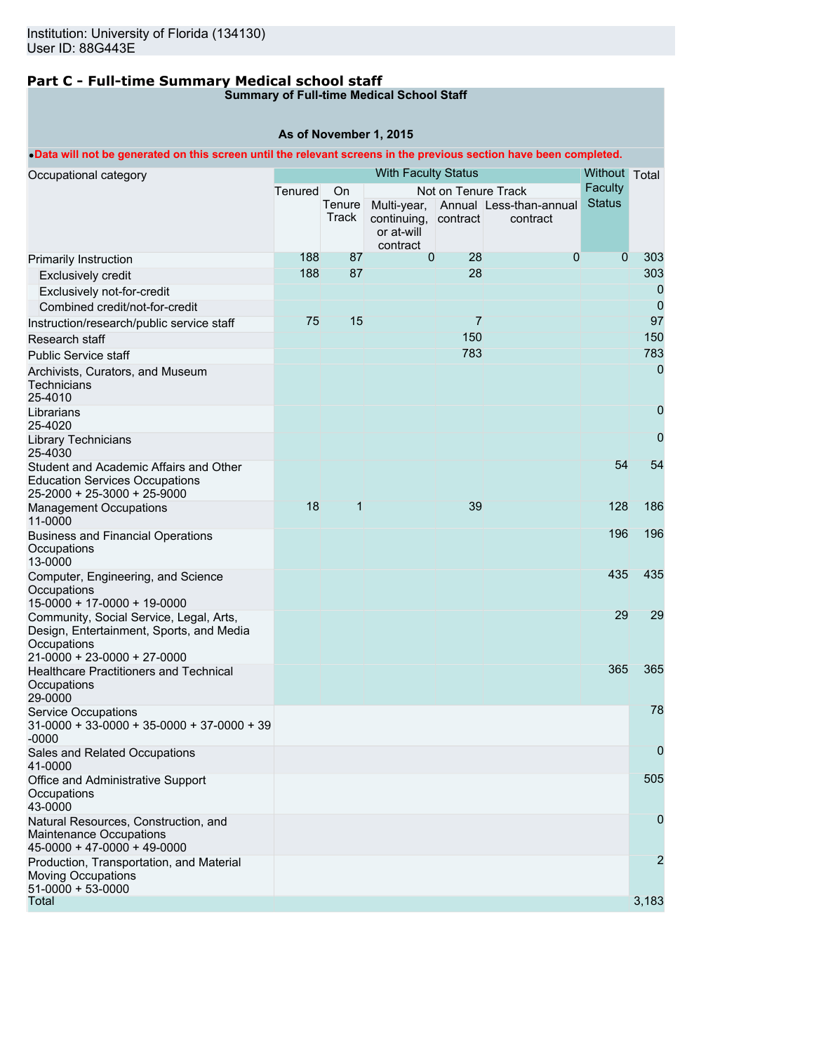Institution: University of Florida (134130)
User ID: 88G443E

## Part C - Full-time Summary Medical school staff

**Summary of Full-time Medical School Staff**

**As of November 1, 2015**

•**Data will not be generated on this screen until the relevant screens in the previous section have been completed.**

| Occupational category | With Faculty Status | | | | | Without Faculty Status | Total |
|---|---|---|---|---|---|---|---|
| | Tenured | On Tenure Track | Not on Tenure Track | | | | |
| | | | Multi-year, continuing, or at-will contract | Annual contract | Less-than-annual contract | | |
| Primarily Instruction | 188 | 87 | 0 | 28 | 0 | 0 | 303 |
| Exclusively credit | 188 | 87 | | 28 | | | 303 |
| Exclusively not-for-credit | | | | | | | 0 |
| Combined credit/not-for-credit | | | | | | | 0 |
| Instruction/research/public service staff | 75 | 15 | | 7 | | | 97 |
| Research staff | | | | 150 | | | 150 |
| Public Service staff | | | | 783 | | | 783 |
| Archivists, Curators, and Museum Technicians 25-4010 | | | | | | | 0 |
| Librarians 25-4020 | | | | | | | 0 |
| Library Technicians 25-4030 | | | | | | | 0 |
| Student and Academic Affairs and Other Education Services Occupations 25-2000 + 25-3000 + 25-9000 | | | | | | 54 | 54 |
| Management Occupations 11-0000 | 18 | 1 | | 39 | | 128 | 186 |
| Business and Financial Operations Occupations 13-0000 | | | | | | 196 | 196 |
| Computer, Engineering, and Science Occupations 15-0000 + 17-0000 + 19-0000 | | | | | | 435 | 435 |
| Community, Social Service, Legal, Arts, Design, Entertainment, Sports, and Media Occupations 21-0000 + 23-0000 + 27-0000 | | | | | | 29 | 29 |
| Healthcare Practitioners and Technical Occupations 29-0000 | | | | | | 365 | 365 |
| Service Occupations 31-0000 + 33-0000 + 35-0000 + 37-0000 + 39 -0000 | | | | | | | 78 |
| Sales and Related Occupations 41-0000 | | | | | | | 0 |
| Office and Administrative Support Occupations 43-0000 | | | | | | | 505 |
| Natural Resources, Construction, and Maintenance Occupations 45-0000 + 47-0000 + 49-0000 | | | | | | | 0 |
| Production, Transportation, and Material Moving Occupations 51-0000 + 53-0000 | | | | | | | 2 |
| Total | | | | | | | 3,183 |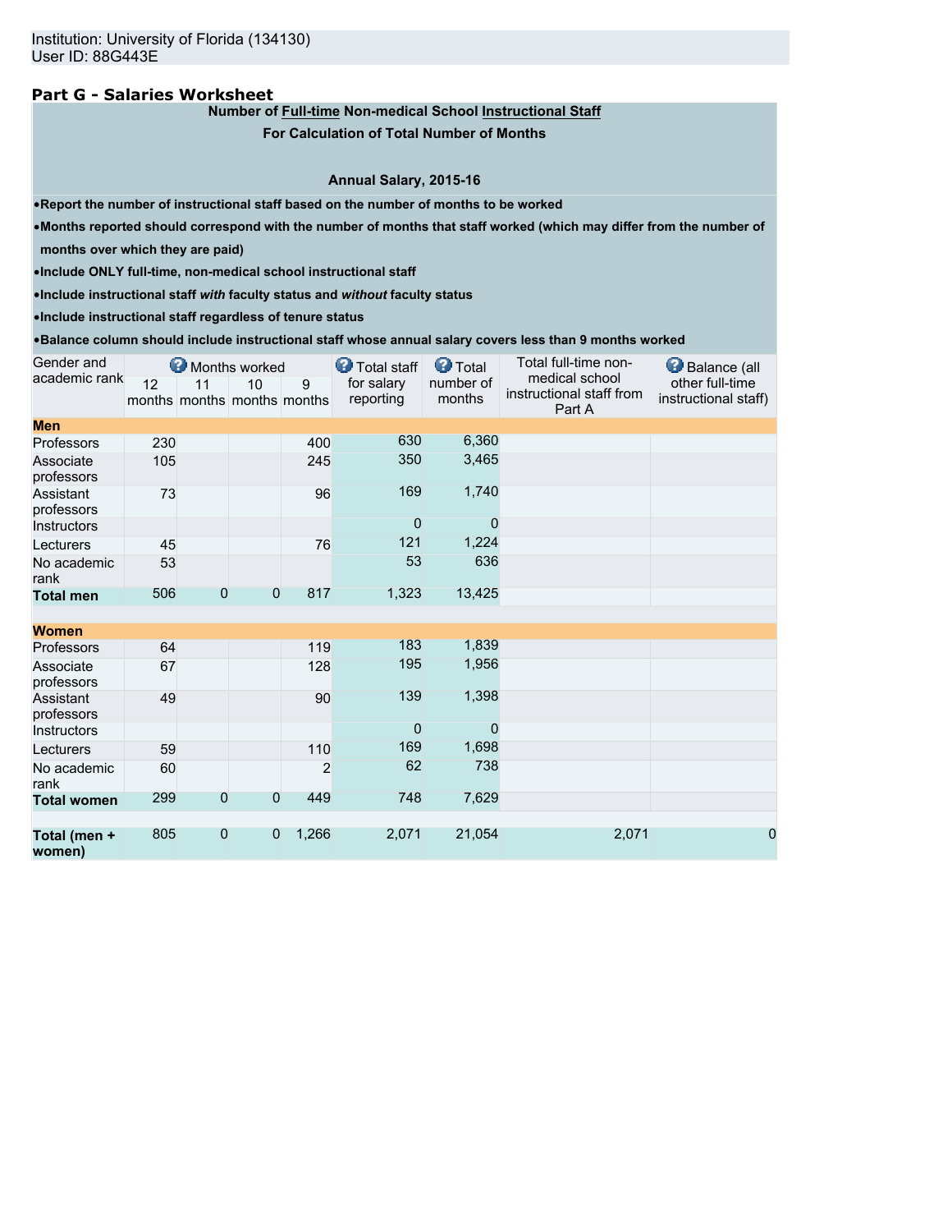Institution: University of Florida (134130)
User ID: 88G443E

## Part G - Salaries Worksheet

**Number of Full-time Non-medical School Instructional Staff**
**For Calculation of Total Number of Months**

**Annual Salary, 2015-16**

- **Report the number of instructional staff based on the number of months to be worked**
- **Months reported should correspond with the number of months that staff worked (which may differ from the number of months over which they are paid)**
- **Include ONLY full-time, non-medical school instructional staff**
- **Include instructional staff *with* faculty status and *without* faculty status**
- **Include instructional staff regardless of tenure status**
- **Balance column should include instructional staff whose annual salary covers less than 9 months worked**

| Gender and academic rank | Months worked | | | | Total staff for salary reporting | Total number of months | Total full-time non-medical school instructional staff from Part A | Balance (all other full-time instructional staff) |
|---|---|---|---|---|---|---|---|---|
| | 12 months | 11 months | 10 months | 9 months | | | | |
| **Men** | | | | | | | | |
| Professors | 230 | | | 400 | 630 | 6,360 | | |
| Associate professors | 105 | | | 245 | 350 | 3,465 | | |
| Assistant professors | 73 | | | 96 | 169 | 1,740 | | |
| Instructors | | | | | 0 | 0 | | |
| Lecturers | 45 | | | 76 | 121 | 1,224 | | |
| No academic rank | 53 | | | | 53 | 636 | | |
| **Total men** | 506 | 0 | 0 | 817 | 1,323 | 13,425 | | |
| **Women** | | | | | | | | |
| Professors | 64 | | | 119 | 183 | 1,839 | | |
| Associate professors | 67 | | | 128 | 195 | 1,956 | | |
| Assistant professors | 49 | | | 90 | 139 | 1,398 | | |
| Instructors | | | | | 0 | 0 | | |
| Lecturers | 59 | | | 110 | 169 | 1,698 | | |
| No academic rank | 60 | | | 2 | 62 | 738 | | |
| **Total women** | 299 | 0 | 0 | 449 | 748 | 7,629 | | |
| **Total (men + women)** | 805 | 0 | 0 | 1,266 | 2,071 | 21,054 | 2,071 | 0 |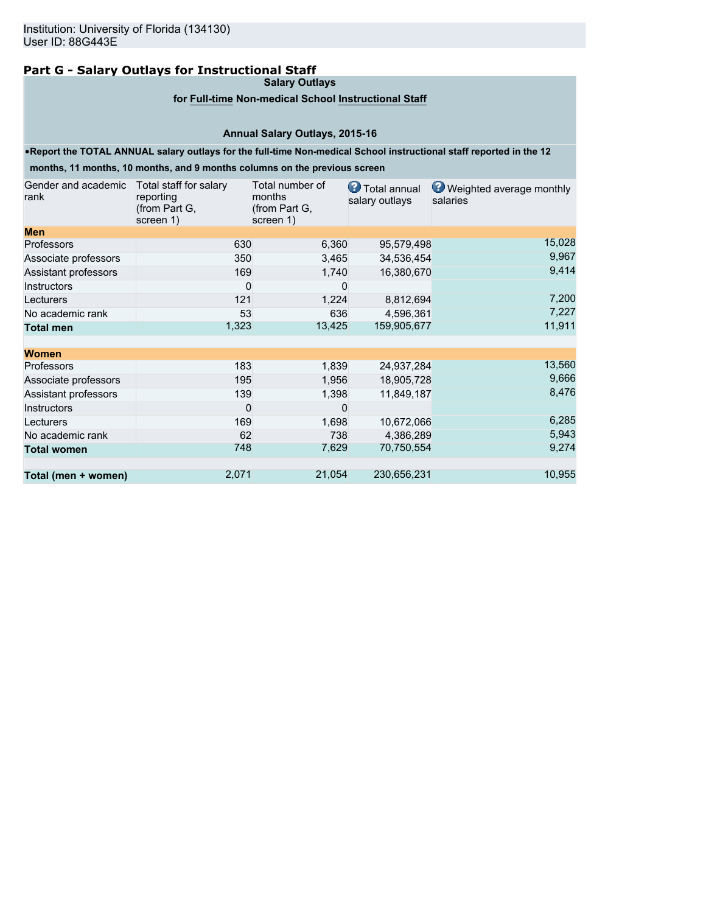Institution: University of Florida (134130)
User ID: 88G443E

## Part G - Salary Outlays for Instructional Staff

**Salary Outlays**

**for Full-time Non-medical School Instructional Staff**

**Annual Salary Outlays, 2015-16**

- **Report the TOTAL ANNUAL salary outlays for the full-time Non-medical School instructional staff reported in the 12 months, 11 months, 10 months, and 9 months columns on the previous screen**

| Gender and academic rank | Total staff for salary reporting (from Part G, screen 1) | Total number of months (from Part G, screen 1) | Total annual salary outlays | Weighted average monthly salaries |
|---|---|---|---|---|
| **Men** | | | | |
| Professors | 630 | 6,360 | 95,579,498 | 15,028 |
| Associate professors | 350 | 3,465 | 34,536,454 | 9,967 |
| Assistant professors | 169 | 1,740 | 16,380,670 | 9,414 |
| Instructors | 0 | 0 | | |
| Lecturers | 121 | 1,224 | 8,812,694 | 7,200 |
| No academic rank | 53 | 636 | 4,596,361 | 7,227 |
| **Total men** | 1,323 | 13,425 | 159,905,677 | 11,911 |
| **Women** | | | | |
| Professors | 183 | 1,839 | 24,937,284 | 13,560 |
| Associate professors | 195 | 1,956 | 18,905,728 | 9,666 |
| Assistant professors | 139 | 1,398 | 11,849,187 | 8,476 |
| Instructors | 0 | 0 | | |
| Lecturers | 169 | 1,698 | 10,672,066 | 6,285 |
| No academic rank | 62 | 738 | 4,386,289 | 5,943 |
| **Total women** | 748 | 7,629 | 70,750,554 | 9,274 |
| **Total (men + women)** | 2,071 | 21,054 | 230,656,231 | 10,955 |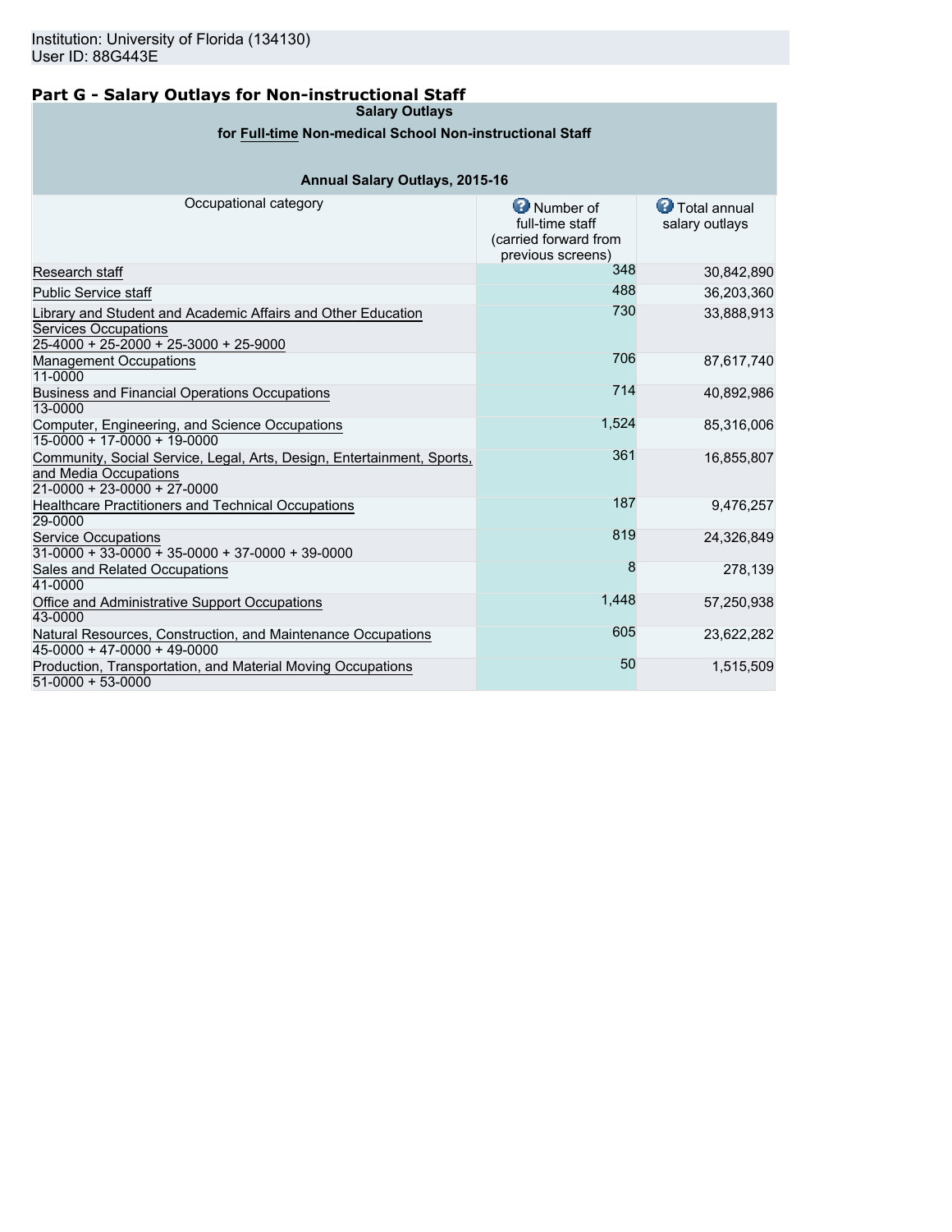Institution: University of Florida (134130)
User ID: 88G443E

## Part G - Salary Outlays for Non-instructional Staff

| Salary Outlays for Full-time Non-medical School Non-instructional Staff | | |
|---|---|---|
| **Annual Salary Outlays, 2015-16** | | |
| Occupational category | Number of full-time staff (carried forward from previous screens) | Total annual salary outlays |
| Research staff | 348 | 30,842,890 |
| Public Service staff | 488 | 36,203,360 |
| Library and Student and Academic Affairs and Other Education Services Occupations 25-4000 + 25-2000 + 25-3000 + 25-9000 | 730 | 33,888,913 |
| Management Occupations 11-0000 | 706 | 87,617,740 |
| Business and Financial Operations Occupations 13-0000 | 714 | 40,892,986 |
| Computer, Engineering, and Science Occupations 15-0000 + 17-0000 + 19-0000 | 1,524 | 85,316,006 |
| Community, Social Service, Legal, Arts, Design, Entertainment, Sports, and Media Occupations 21-0000 + 23-0000 + 27-0000 | 361 | 16,855,807 |
| Healthcare Practitioners and Technical Occupations 29-0000 | 187 | 9,476,257 |
| Service Occupations 31-0000 + 33-0000 + 35-0000 + 37-0000 + 39-0000 | 819 | 24,326,849 |
| Sales and Related Occupations 41-0000 | 8 | 278,139 |
| Office and Administrative Support Occupations 43-0000 | 1,448 | 57,250,938 |
| Natural Resources, Construction, and Maintenance Occupations 45-0000 + 47-0000 + 49-0000 | 605 | 23,622,282 |
| Production, Transportation, and Material Moving Occupations 51-0000 + 53-0000 | 50 | 1,515,509 |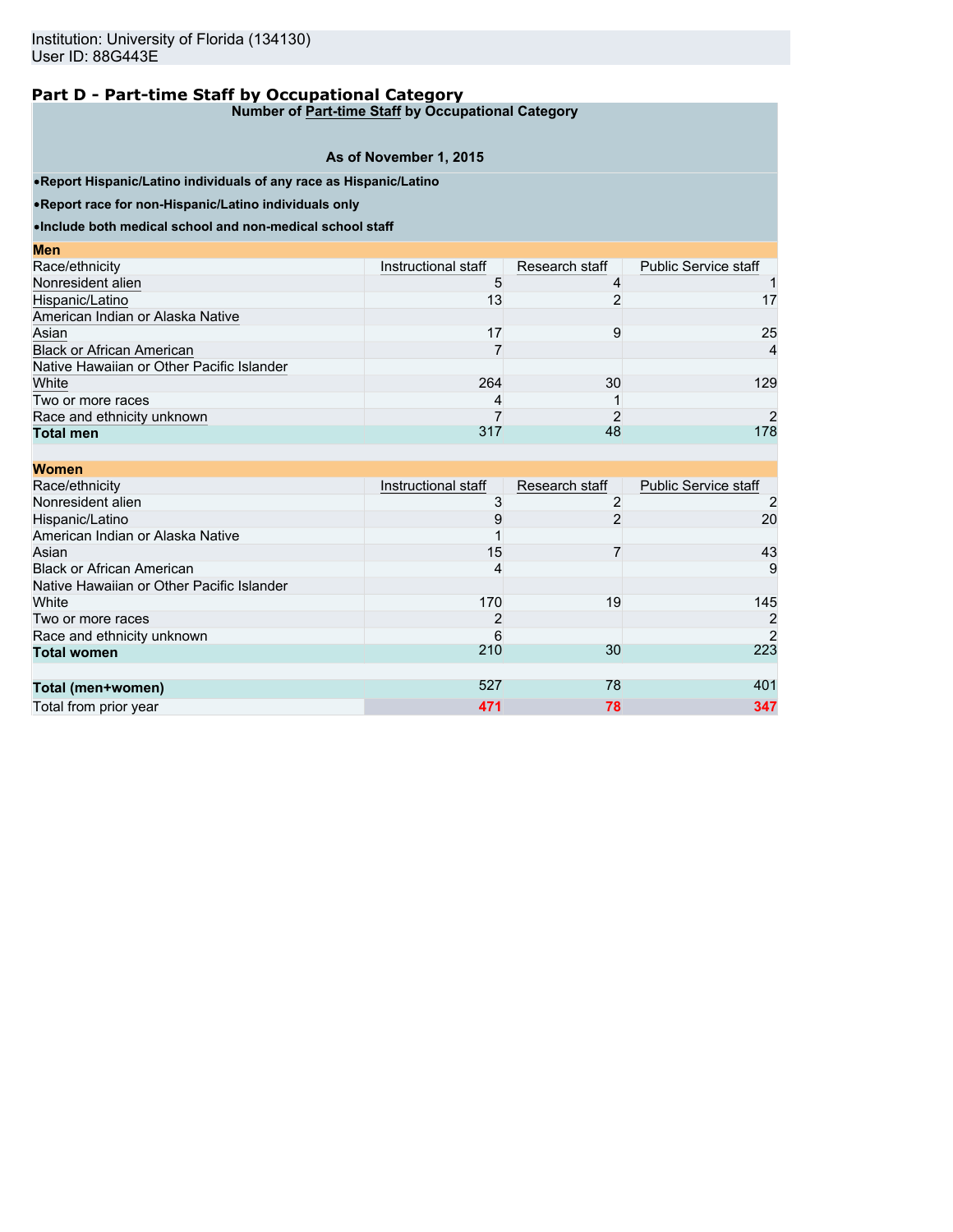Institution: University of Florida (134130)
User ID: 88G443E

## Part D - Part-time Staff by Occupational Category

**Number of Part-time Staff by Occupational Category**

**As of November 1, 2015**

- **Report Hispanic/Latino individuals of any race as Hispanic/Latino**
- **Report race for non-Hispanic/Latino individuals only**
- **Include both medical school and non-medical school staff**

**Men**

| Race/ethnicity | Instructional staff | Research staff | Public Service staff |
|---|---|---|---|
| Nonresident alien | 5 | 4 | 1 |
| Hispanic/Latino | 13 | 2 | 17 |
| American Indian or Alaska Native | | | |
| Asian | 17 | 9 | 25 |
| Black or African American | 7 | | 4 |
| Native Hawaiian or Other Pacific Islander | | | |
| White | 264 | 30 | 129 |
| Two or more races | 4 | 1 | |
| Race and ethnicity unknown | 7 | 2 | 2 |
| **Total men** | 317 | 48 | 178 |

**Women**

| Race/ethnicity | Instructional staff | Research staff | Public Service staff |
|---|---|---|---|
| Nonresident alien | 3 | 2 | 2 |
| Hispanic/Latino | 9 | 2 | 20 |
| American Indian or Alaska Native | 1 | | |
| Asian | 15 | 7 | 43 |
| Black or African American | 4 | | 9 |
| Native Hawaiian or Other Pacific Islander | | | |
| White | 170 | 19 | 145 |
| Two or more races | 2 | | 2 |
| Race and ethnicity unknown | 6 | | 2 |
| **Total women** | 210 | 30 | 223 |
| | | | |
| **Total (men+women)** | 527 | 78 | 401 |
| Total from prior year | 471 | 78 | 347 |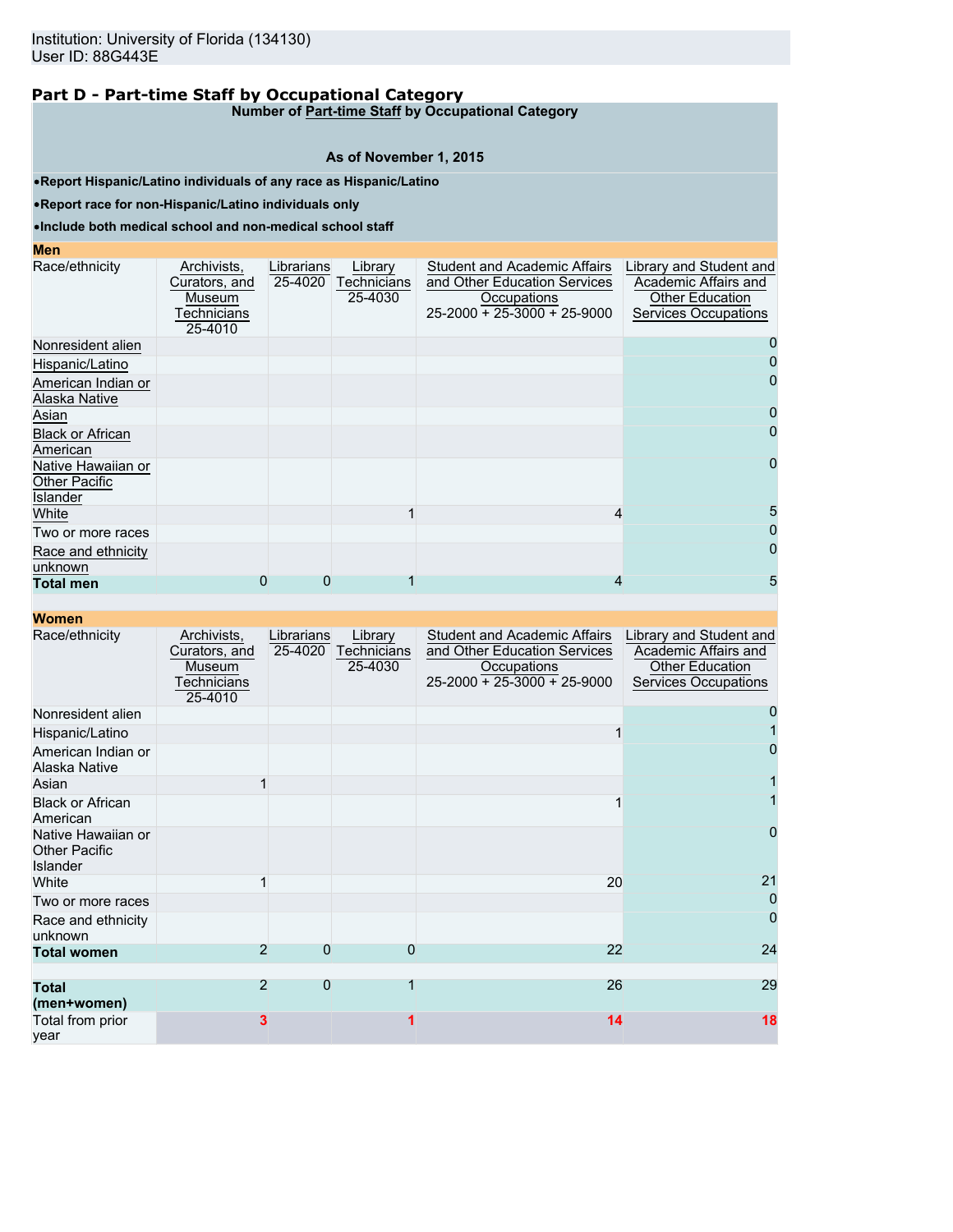Institution: University of Florida (134130)
User ID: 88G443E

## Part D - Part-time Staff by Occupational Category

**Number of Part-time Staff by Occupational Category**

**As of November 1, 2015**

- **Report Hispanic/Latino individuals of any race as Hispanic/Latino**
- **Report race for non-Hispanic/Latino individuals only**
- **Include both medical school and non-medical school staff**

**Men**

| Race/ethnicity | Archivists, Curators, and Museum Technicians 25-4010 | Librarians 25-4020 | Library Technicians 25-4030 | Student and Academic Affairs and Other Education Services Occupations 25-2000 + 25-3000 + 25-9000 | Library and Student and Academic Affairs and Other Education Services Occupations |
|---|---|---|---|---|---|
| Nonresident alien | | | | | 0 |
| Hispanic/Latino | | | | | 0 |
| American Indian or Alaska Native | | | | | 0 |
| Asian | | | | | 0 |
| Black or African American | | | | | 0 |
| Native Hawaiian or Other Pacific Islander | | | | | 0 |
| White | | | 1 | 4 | 5 |
| Two or more races | | | | | 0 |
| Race and ethnicity unknown | | | | | 0 |
| **Total men** | 0 | 0 | 1 | 4 | 5 |

**Women**

| Race/ethnicity | Archivists, Curators, and Museum Technicians 25-4010 | Librarians 25-4020 | Library Technicians 25-4030 | Student and Academic Affairs and Other Education Services Occupations 25-2000 + 25-3000 + 25-9000 | Library and Student and Academic Affairs and Other Education Services Occupations |
|---|---|---|---|---|---|
| Nonresident alien | | | | | 0 |
| Hispanic/Latino | | | | 1 | 1 |
| American Indian or Alaska Native | | | | | 0 |
| Asian | 1 | | | | 1 |
| Black or African American | | | | 1 | 1 |
| Native Hawaiian or Other Pacific Islander | | | | | 0 |
| White | 1 | | | 20 | 21 |
| Two or more races | | | | | 0 |
| Race and ethnicity unknown | | | | | 0 |
| **Total women** | 2 | 0 | 0 | 22 | 24 |
| | | | | | |
| **Total (men+women)** | 2 | 0 | 1 | 26 | 29 |
| Total from prior year | 3 | | 1 | 14 | 18 |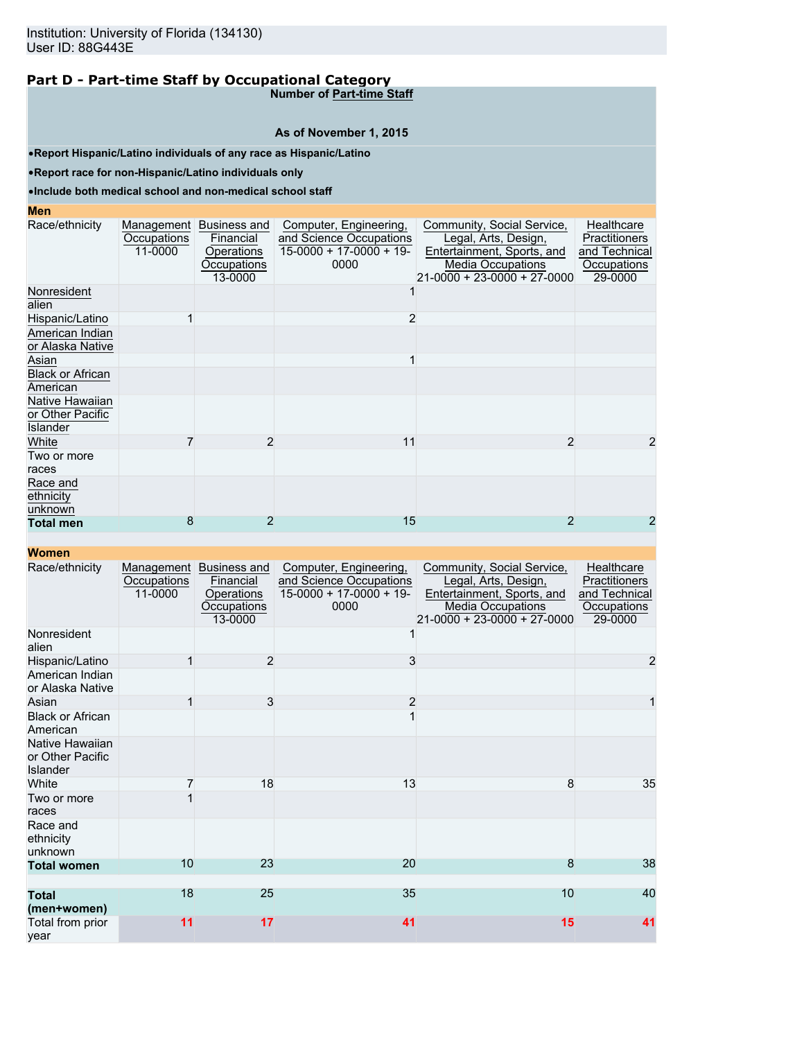Institution: University of Florida (134130)
User ID: 88G443E

## Part D - Part-time Staff by Occupational Category

**Number of Part-time Staff**

**As of November 1, 2015**

- **Report Hispanic/Latino individuals of any race as Hispanic/Latino**
- **Report race for non-Hispanic/Latino individuals only**
- **Include both medical school and non-medical school staff**

**Men**

| Race/ethnicity | Management Occupations 11-0000 | Business and Financial Operations Occupations 13-0000 | Computer, Engineering, and Science Occupations 15-0000 + 17-0000 + 19-0000 | Community, Social Service, Legal, Arts, Design, Entertainment, Sports, and Media Occupations 21-0000 + 23-0000 + 27-0000 | Healthcare Practitioners and Technical Occupations 29-0000 |
|---|---|---|---|---|---|
| Nonresident alien | | | 1 | | |
| Hispanic/Latino | 1 | | 2 | | |
| American Indian or Alaska Native | | | | | |
| Asian | | | 1 | | |
| Black or African American | | | | | |
| Native Hawaiian or Other Pacific Islander | | | | | |
| White | 7 | 2 | 11 | 2 | 2 |
| Two or more races | | | | | |
| Race and ethnicity unknown | | | | | |
| **Total men** | 8 | 2 | 15 | 2 | 2 |

**Women**

| Race/ethnicity | Management Occupations 11-0000 | Business and Financial Operations Occupations 13-0000 | Computer, Engineering, and Science Occupations 15-0000 + 17-0000 + 19-0000 | Community, Social Service, Legal, Arts, Design, Entertainment, Sports, and Media Occupations 21-0000 + 23-0000 + 27-0000 | Healthcare Practitioners and Technical Occupations 29-0000 |
|---|---|---|---|---|---|
| Nonresident alien | | | 1 | | |
| Hispanic/Latino | 1 | 2 | 3 | | 2 |
| American Indian or Alaska Native | | | | | |
| Asian | 1 | 3 | 2 | | 1 |
| Black or African American | | | 1 | | |
| Native Hawaiian or Other Pacific Islander | | | | | |
| White | 7 | 18 | 13 | 8 | 35 |
| Two or more races | 1 | | | | |
| Race and ethnicity unknown | | | | | |
| **Total women** | 10 | 23 | 20 | 8 | 38 |
| **Total (men+women)** | 18 | 25 | 35 | 10 | 40 |
| Total from prior year | 11 | 17 | 41 | 15 | 41 |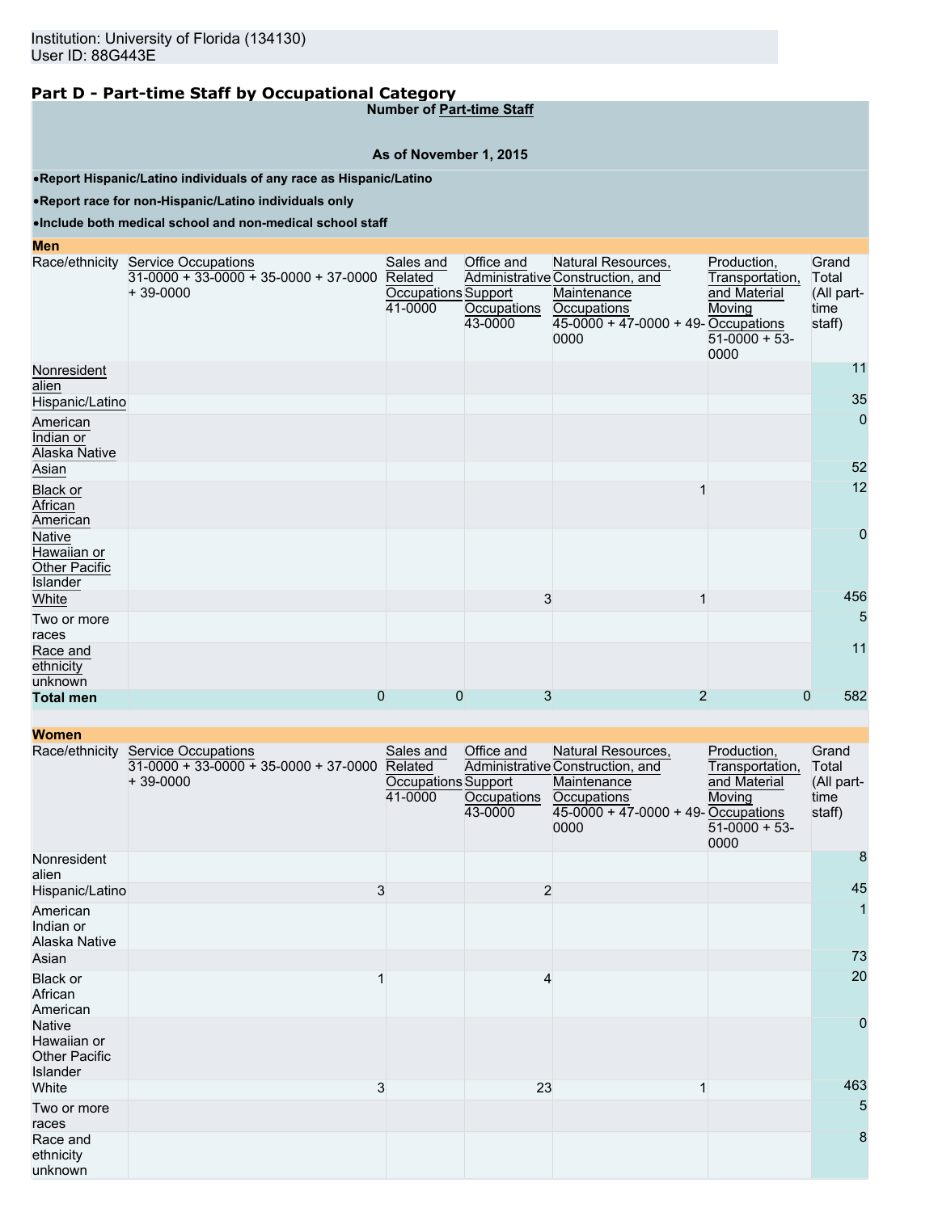## Part D - Part-time Staff by Occupational Category

**Number of Part-time Staff**

**As of November 1, 2015**

- **Report Hispanic/Latino individuals of any race as Hispanic/Latino**
- **Report race for non-Hispanic/Latino individuals only**
- **Include both medical school and non-medical school staff**

### Men

| Race/ethnicity | Service Occupations 31-0000 + 33-0000 + 35-0000 + 37-0000 + 39-0000 | Sales and Related Occupations 41-0000 | Office and Administrative Support Occupations 43-0000 | Natural Resources, Construction, and Maintenance Occupations 45-0000 + 47-0000 + 49-0000 | Production, Transportation, and Material Moving Occupations 51-0000 + 53-0000 | Grand Total (All part-time staff) |
|---|---|---|---|---|---|---|
| Nonresident alien | | | | | | 11 |
| Hispanic/Latino | | | | | | 35 |
| American Indian or Alaska Native | | | | | | 0 |
| Asian | | | | | | 52 |
| Black or African American | | | | 1 | | 12 |
| Native Hawaiian or Other Pacific Islander | | | | | | 0 |
| White | | | 3 | 1 | | 456 |
| Two or more races | | | | | | 5 |
| Race and ethnicity unknown | | | | | | 11 |
| **Total men** | 0 | 0 | 3 | 2 | 0 | 582 |

### Women

| Race/ethnicity | Service Occupations 31-0000 + 33-0000 + 35-0000 + 37-0000 + 39-0000 | Sales and Related Occupations 41-0000 | Office and Administrative Support Occupations 43-0000 | Natural Resources, Construction, and Maintenance Occupations 45-0000 + 47-0000 + 49-0000 | Production, Transportation, and Material Moving Occupations 51-0000 + 53-0000 | Grand Total (All part-time staff) |
|---|---|---|---|---|---|---|
| Nonresident alien | | | | | | 8 |
| Hispanic/Latino | 3 | | 2 | | | 45 |
| American Indian or Alaska Native | | | | | | 1 |
| Asian | | | | | | 73 |
| Black or African American | 1 | | 4 | | | 20 |
| Native Hawaiian or Other Pacific Islander | | | | | | 0 |
| White | 3 | | 23 | 1 | | 463 |
| Two or more races | | | | | | 5 |
| Race and ethnicity unknown | | | | | | 8 |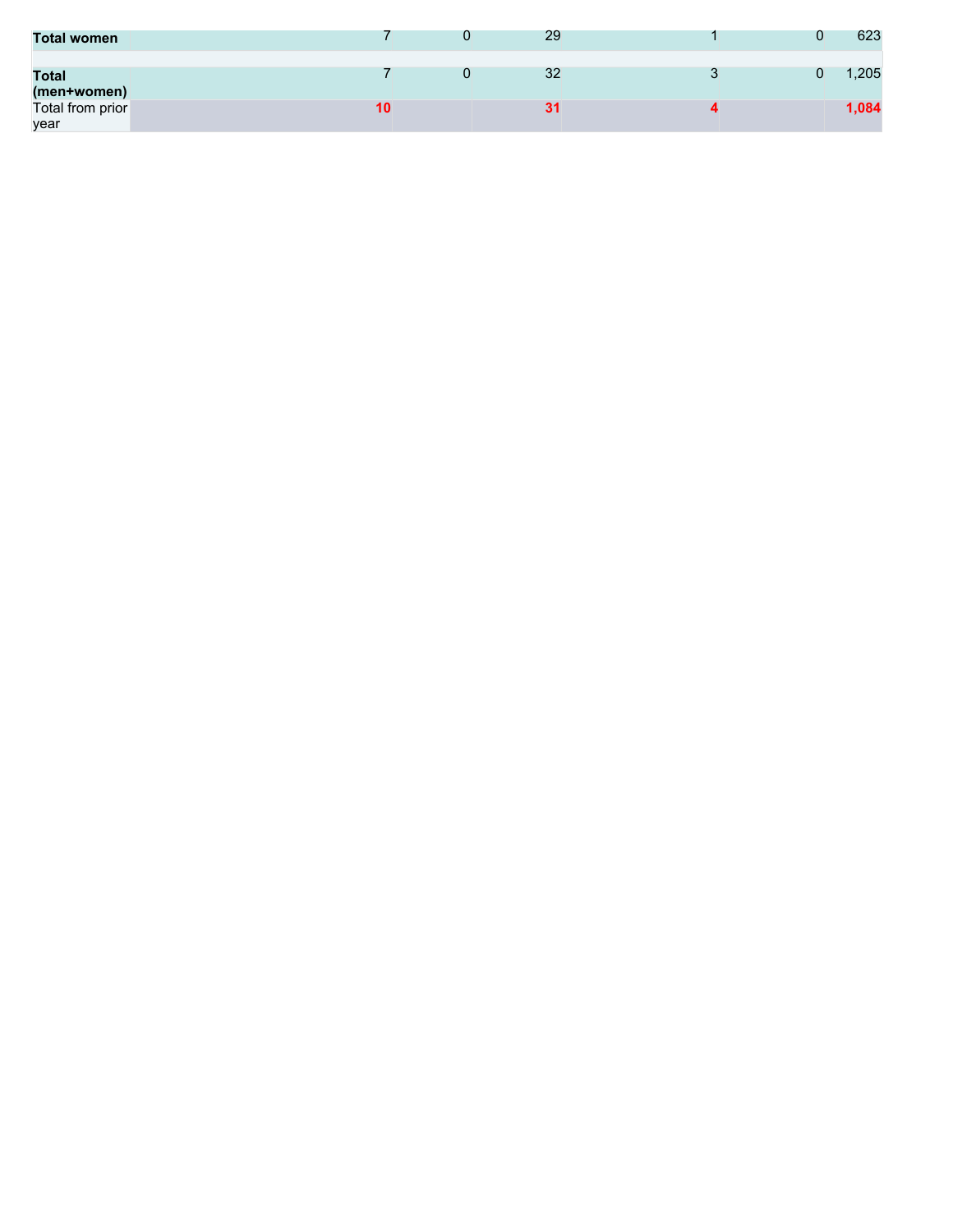| | | | | | | |
|---|---|---|---|---|---|---|
| **Total women** | 7 | 0 | 29 | 1 | 0 | 623 |
| | | | | | | |
| **Total (men+women)** | 7 | 0 | 32 | 3 | 0 | 1,205 |
| Total from prior year | **10** | | **31** | **4** | | **1,084** |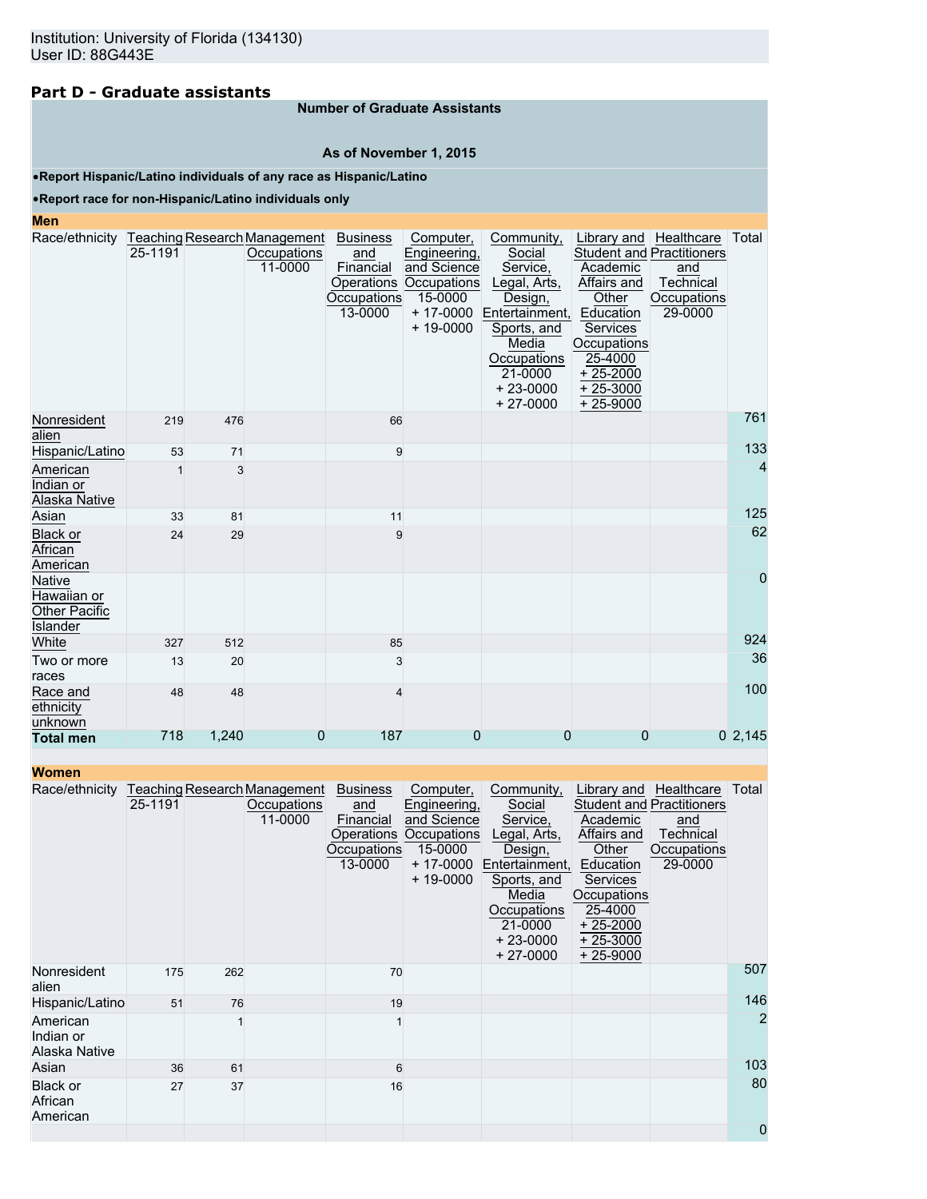Institution: University of Florida (134130)
User ID: 88G443E

## Part D - Graduate assistants

**Number of Graduate Assistants**

**As of November 1, 2015**

- **Report Hispanic/Latino individuals of any race as Hispanic/Latino**
- **Report race for non-Hispanic/Latino individuals only**

**Men**

| Race/ethnicity | Teaching 25-1191 | Research | Management Occupations 11-0000 | Business and Financial Operations Occupations 13-0000 | Computer, Engineering, and Science Occupations 15-0000 + 17-0000 + 19-0000 | Community, Social Service, Legal, Arts, Design, Entertainment, Sports, and Media Occupations 21-0000 + 23-0000 + 27-0000 | Library and Student and Academic Affairs and Other Education Services Occupations 25-4000 + 25-2000 + 25-3000 + 25-9000 | Healthcare Practitioners and Technical Occupations 29-0000 | Total |
|---|---|---|---|---|---|---|---|---|---|
| Nonresident alien | 219 | 476 | | 66 | | | | | 761 |
| Hispanic/Latino | 53 | 71 | | 9 | | | | | 133 |
| American Indian or Alaska Native | 1 | 3 | | | | | | | 4 |
| Asian | 33 | 81 | | 11 | | | | | 125 |
| Black or African American | 24 | 29 | | 9 | | | | | 62 |
| Native Hawaiian or Other Pacific Islander | | | | | | | | | 0 |
| White | 327 | 512 | | 85 | | | | | 924 |
| Two or more races | 13 | 20 | | 3 | | | | | 36 |
| Race and ethnicity unknown | 48 | 48 | | 4 | | | | | 100 |
| **Total men** | 718 | 1,240 | 0 | 187 | 0 | 0 | 0 | 0 | 2,145 |

**Women**

| Race/ethnicity | Teaching 25-1191 | Research | Management Occupations 11-0000 | Business and Financial Operations Occupations 13-0000 | Computer, Engineering, and Science Occupations 15-0000 + 17-0000 + 19-0000 | Community, Social Service, Legal, Arts, Design, Entertainment, Sports, and Media Occupations 21-0000 + 23-0000 + 27-0000 | Library and Student and Academic Affairs and Other Education Services Occupations 25-4000 + 25-2000 + 25-3000 + 25-9000 | Healthcare Practitioners and Technical Occupations 29-0000 | Total |
|---|---|---|---|---|---|---|---|---|---|
| Nonresident alien | 175 | 262 | | 70 | | | | | 507 |
| Hispanic/Latino | 51 | 76 | | 19 | | | | | 146 |
| American Indian or Alaska Native | | 1 | | 1 | | | | | 2 |
| Asian | 36 | 61 | | 6 | | | | | 103 |
| Black or African American | 27 | 37 | | 16 | | | | | 80 |
| | | | | | | | | | 0 |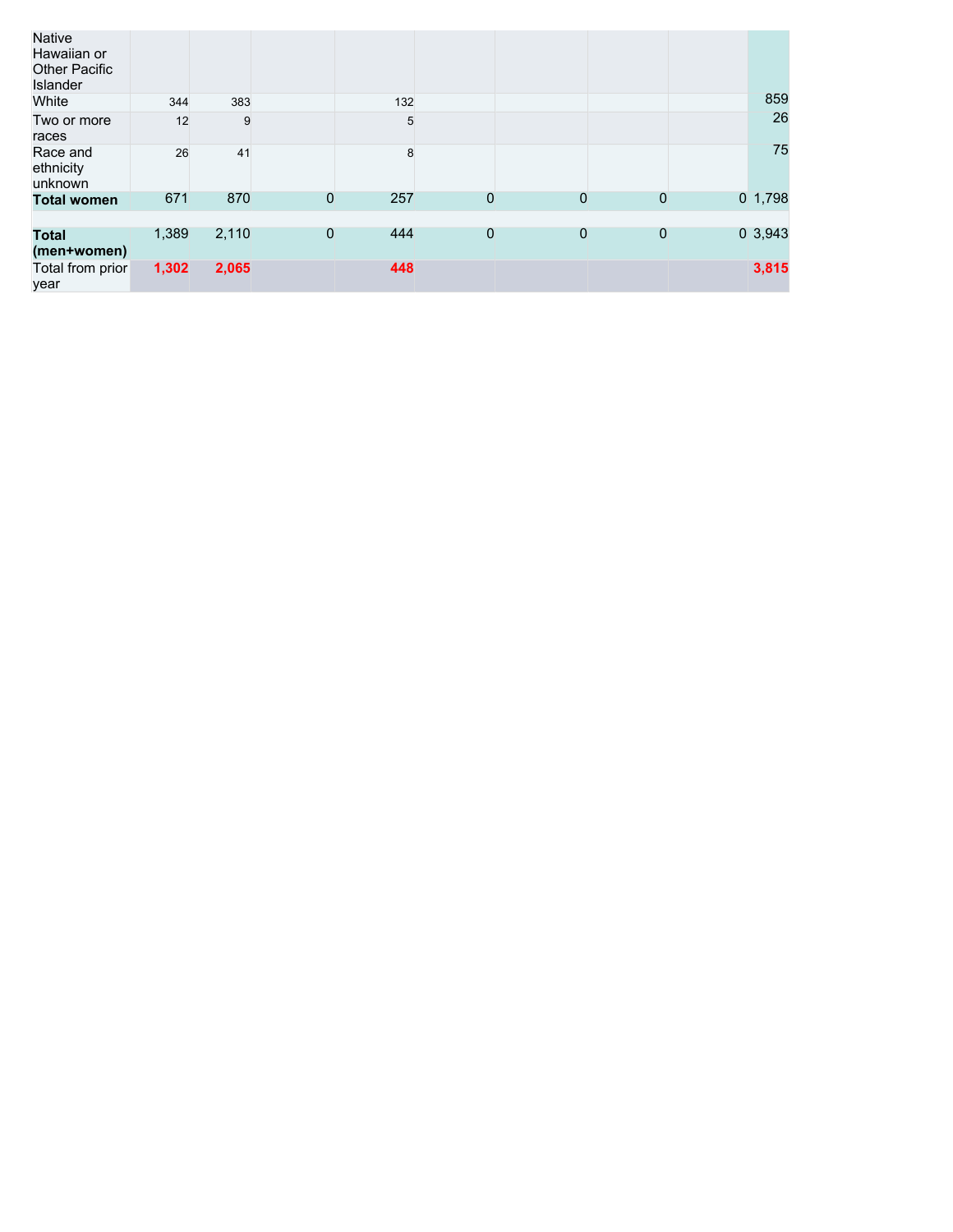| | | | | | | | | | |
|---|---|---|---|---|---|---|---|---|---|
| Native Hawaiian or Other Pacific Islander | | | | | | | | | |
| White | 344 | 383 | | 132 | | | | | 859 |
| Two or more races | 12 | 9 | | 5 | | | | | 26 |
| Race and ethnicity unknown | 26 | 41 | | 8 | | | | | 75 |
| **Total women** | 671 | 870 | 0 | 257 | 0 | 0 | 0 | 0 | 1,798 |
| | | | | | | | | | |
| **Total (men+women)** | 1,389 | 2,110 | 0 | 444 | 0 | 0 | 0 | 0 | 3,943 |
| Total from prior year | **1,302** | **2,065** | | **448** | | | | | **3,815** |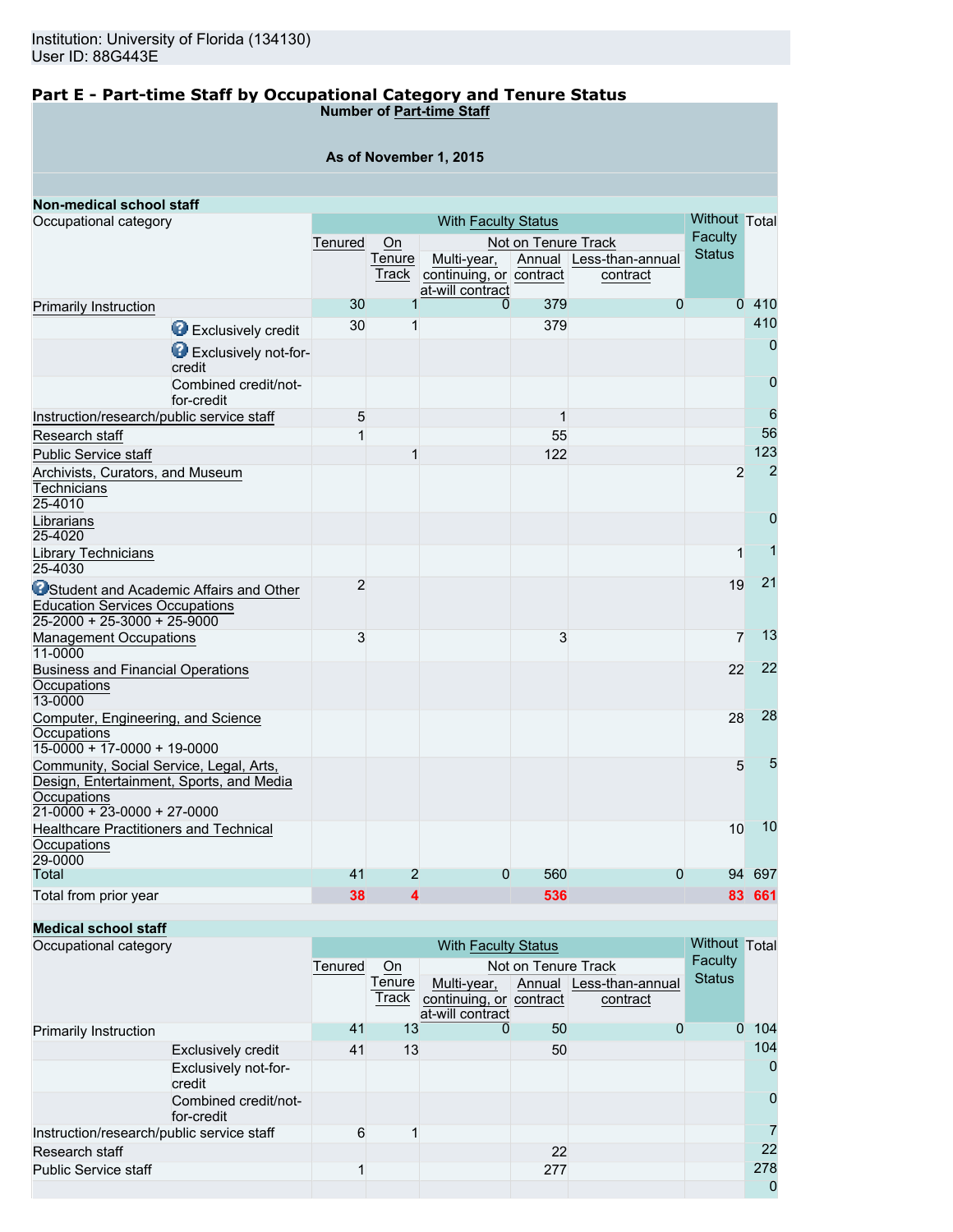Institution: University of Florida (134130)
User ID: 88G443E

## Part E - Part-time Staff by Occupational Category and Tenure Status

**Number of Part-time Staff**

**As of November 1, 2015**

**Non-medical school staff**

| Occupational category | | With Faculty Status | | | | | Without Faculty Status | Total |
|---|---|---|---|---|---|---|---|---|
| | | Tenured | On Tenure Track | Not on Tenure Track | | | | |
| | | | | Multi-year, continuing, or at-will contract | Annual contract | Less-than-annual contract | | |
| Primarily Instruction | | 30 | 1 | 0 | 379 | 0 | 0 | 410 |
| | Exclusively credit | 30 | 1 | | 379 | | | 410 |
| | Exclusively not-for-credit | | | | | | | 0 |
| | Combined credit/not-for-credit | | | | | | | 0 |
| Instruction/research/public service staff | | 5 | | | 1 | | | 6 |
| Research staff | | 1 | | | 55 | | | 56 |
| Public Service staff | | | 1 | | 122 | | | 123 |
| Archivists, Curators, and Museum Technicians 25-4010 | | | | | | | 2 | 2 |
| Librarians 25-4020 | | | | | | | | 0 |
| Library Technicians 25-4030 | | | | | | | 1 | 1 |
| Student and Academic Affairs and Other Education Services Occupations 25-2000 + 25-3000 + 25-9000 | | 2 | | | | | 19 | 21 |
| Management Occupations 11-0000 | | 3 | | | 3 | | 7 | 13 |
| Business and Financial Operations Occupations 13-0000 | | | | | | | 22 | 22 |
| Computer, Engineering, and Science Occupations 15-0000 + 17-0000 + 19-0000 | | | | | | | 28 | 28 |
| Community, Social Service, Legal, Arts, Design, Entertainment, Sports, and Media Occupations 21-0000 + 23-0000 + 27-0000 | | | | | | | 5 | 5 |
| Healthcare Practitioners and Technical Occupations 29-0000 | | | | | | | 10 | 10 |
| Total | | 41 | 2 | 0 | 560 | 0 | 94 | 697 |
| Total from prior year | | 38 | 4 | | 536 | | 83 | 661 |

**Medical school staff**

| Occupational category | | With Faculty Status | | | | | Without Faculty Status | Total |
|---|---|---|---|---|---|---|---|---|
| | | Tenured | On Tenure Track | Not on Tenure Track | | | | |
| | | | | Multi-year, continuing, or at-will contract | Annual contract | Less-than-annual contract | | |
| Primarily Instruction | | 41 | 13 | 0 | 50 | 0 | 0 | 104 |
| | Exclusively credit | 41 | 13 | | 50 | | | 104 |
| | Exclusively not-for-credit | | | | | | | 0 |
| | Combined credit/not-for-credit | | | | | | | 0 |
| Instruction/research/public service staff | | 6 | 1 | | | | | 7 |
| Research staff | | | | | 22 | | | 22 |
| Public Service staff | | 1 | | | 277 | | | 278 |
| | | | | | | | | 0 |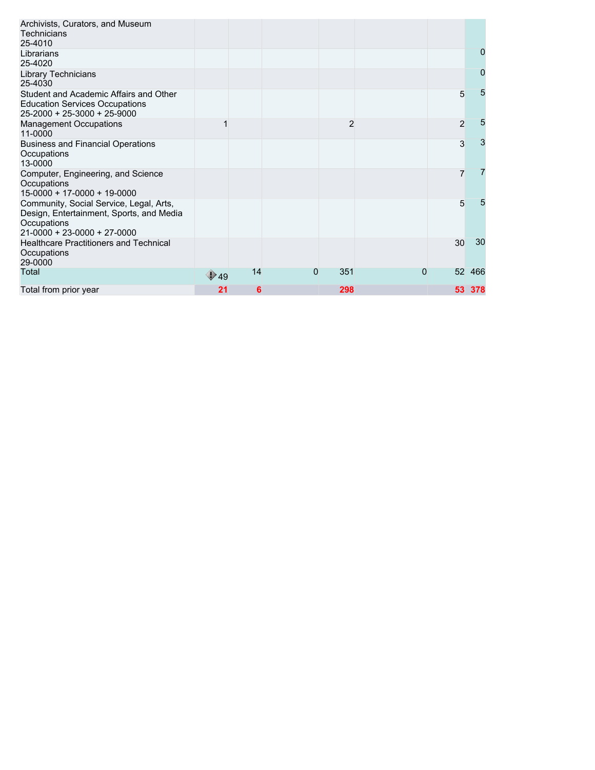| | | | | | | | |
|---|---|---|---|---|---|---|---|
| Archivists, Curators, and Museum Technicians 25-4010 | | | | | | | |
| Librarians 25-4020 | | | | | | | 0 |
| Library Technicians 25-4030 | | | | | | | 0 |
| Student and Academic Affairs and Other Education Services Occupations 25-2000 + 25-3000 + 25-9000 | | | | | | 5 | 5 |
| Management Occupations 11-0000 | 1 | | | 2 | | 2 | 5 |
| Business and Financial Operations Occupations 13-0000 | | | | | | 3 | 3 |
| Computer, Engineering, and Science Occupations 15-0000 + 17-0000 + 19-0000 | | | | | | 7 | 7 |
| Community, Social Service, Legal, Arts, Design, Entertainment, Sports, and Media Occupations 21-0000 + 23-0000 + 27-0000 | | | | | | 5 | 5 |
| Healthcare Practitioners and Technical Occupations 29-0000 | | | | | | 30 | 30 |
| Total | 49 | 14 | 0 | 351 | 0 | 52 | 466 |
| Total from prior year | **21** | **6** | | **298** | | **53** | **378** |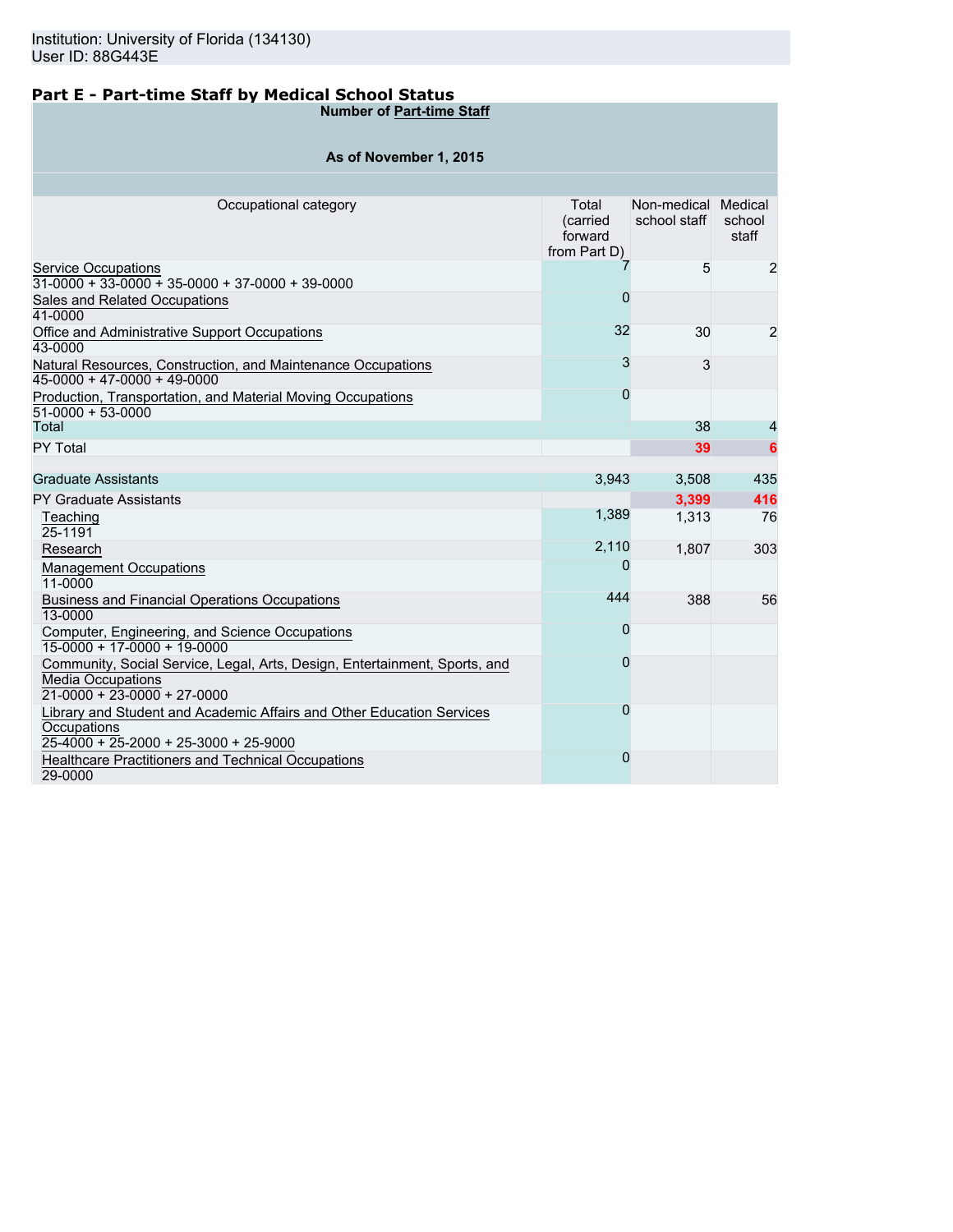Institution: University of Florida (134130)
User ID: 88G443E

## Part E - Part-time Staff by Medical School Status

**Number of Part-time Staff**

**As of November 1, 2015**

| Occupational category | Total (carried forward from Part D) | Non-medical school staff | Medical school staff |
|---|---|---|---|
| Service Occupations<br>31-0000 + 33-0000 + 35-0000 + 37-0000 + 39-0000 | 7 | 5 | 2 |
| Sales and Related Occupations<br>41-0000 | 0 | | |
| Office and Administrative Support Occupations<br>43-0000 | 32 | 30 | 2 |
| Natural Resources, Construction, and Maintenance Occupations<br>45-0000 + 47-0000 + 49-0000 | 3 | 3 | |
| Production, Transportation, and Material Moving Occupations<br>51-0000 + 53-0000 | 0 | | |
| Total | | 38 | 4 |
| PY Total | | 39 | 6 |
| Graduate Assistants | 3,943 | 3,508 | 435 |
| PY Graduate Assistants | | 3,399 | 416 |
| Teaching<br>25-1191 | 1,389 | 1,313 | 76 |
| Research | 2,110 | 1,807 | 303 |
| Management Occupations<br>11-0000 | 0 | | |
| Business and Financial Operations Occupations<br>13-0000 | 444 | 388 | 56 |
| Computer, Engineering, and Science Occupations<br>15-0000 + 17-0000 + 19-0000 | 0 | | |
| Community, Social Service, Legal, Arts, Design, Entertainment, Sports, and Media Occupations<br>21-0000 + 23-0000 + 27-0000 | 0 | | |
| Library and Student and Academic Affairs and Other Education Services Occupations<br>25-4000 + 25-2000 + 25-3000 + 25-9000 | 0 | | |
| Healthcare Practitioners and Technical Occupations<br>29-0000 | 0 | | |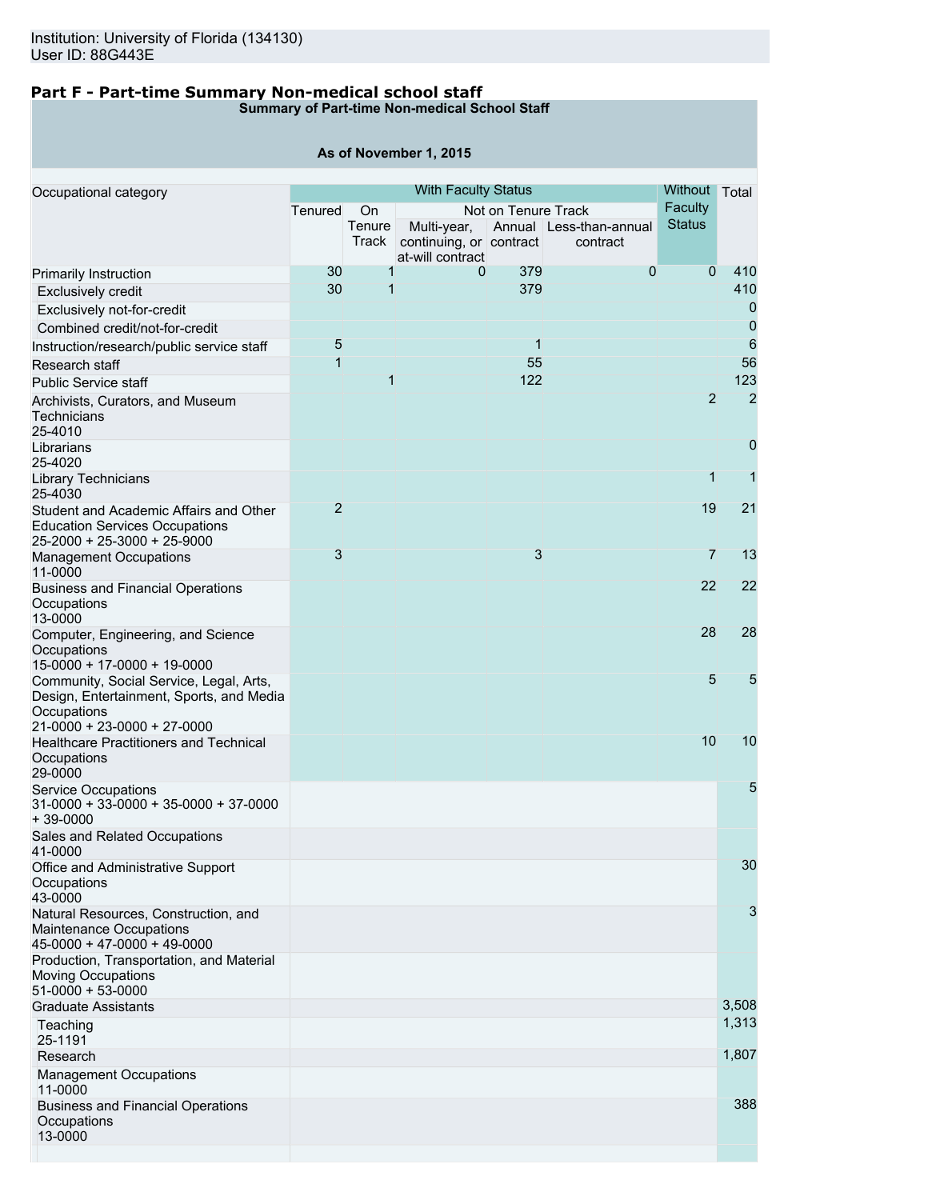Institution: University of Florida (134130)
User ID: 88G443E

## Part F - Part-time Summary Non-medical school staff

**Summary of Part-time Non-medical School Staff**

**As of November 1, 2015**

| Occupational category | With Faculty Status | | | | | Without Faculty Status | Total |
|---|---|---|---|---|---|---|---|
| | Tenured | On Tenure Track | Not on Tenure Track | | | | |
| | | | Multi-year, continuing, or at-will contract | Annual contract | Less-than-annual contract | | |
| Primarily Instruction | 30 | 1 | 0 | 379 | 0 | 0 | 410 |
| Exclusively credit | 30 | 1 | | 379 | | | 410 |
| Exclusively not-for-credit | | | | | | | 0 |
| Combined credit/not-for-credit | | | | | | | 0 |
| Instruction/research/public service staff | 5 | | | 1 | | | 6 |
| Research staff | 1 | | | 55 | | | 56 |
| Public Service staff | | 1 | | 122 | | | 123 |
| Archivists, Curators, and Museum Technicians 25-4010 | | | | | | 2 | 2 |
| Librarians 25-4020 | | | | | | | 0 |
| Library Technicians 25-4030 | | | | | | 1 | 1 |
| Student and Academic Affairs and Other Education Services Occupations 25-2000 + 25-3000 + 25-9000 | 2 | | | | | 19 | 21 |
| Management Occupations 11-0000 | 3 | | | 3 | | 7 | 13 |
| Business and Financial Operations Occupations 13-0000 | | | | | | 22 | 22 |
| Computer, Engineering, and Science Occupations 15-0000 + 17-0000 + 19-0000 | | | | | | 28 | 28 |
| Community, Social Service, Legal, Arts, Design, Entertainment, Sports, and Media Occupations 21-0000 + 23-0000 + 27-0000 | | | | | | 5 | 5 |
| Healthcare Practitioners and Technical Occupations 29-0000 | | | | | | 10 | 10 |
| Service Occupations 31-0000 + 33-0000 + 35-0000 + 37-0000 + 39-0000 | | | | | | | 5 |
| Sales and Related Occupations 41-0000 | | | | | | | |
| Office and Administrative Support Occupations 43-0000 | | | | | | | 30 |
| Natural Resources, Construction, and Maintenance Occupations 45-0000 + 47-0000 + 49-0000 | | | | | | | 3 |
| Production, Transportation, and Material Moving Occupations 51-0000 + 53-0000 | | | | | | | |
| Graduate Assistants | | | | | | | 3,508 |
| Teaching 25-1191 | | | | | | | 1,313 |
| Research | | | | | | | 1,807 |
| Management Occupations 11-0000 | | | | | | | |
| Business and Financial Operations Occupations 13-0000 | | | | | | | 388 |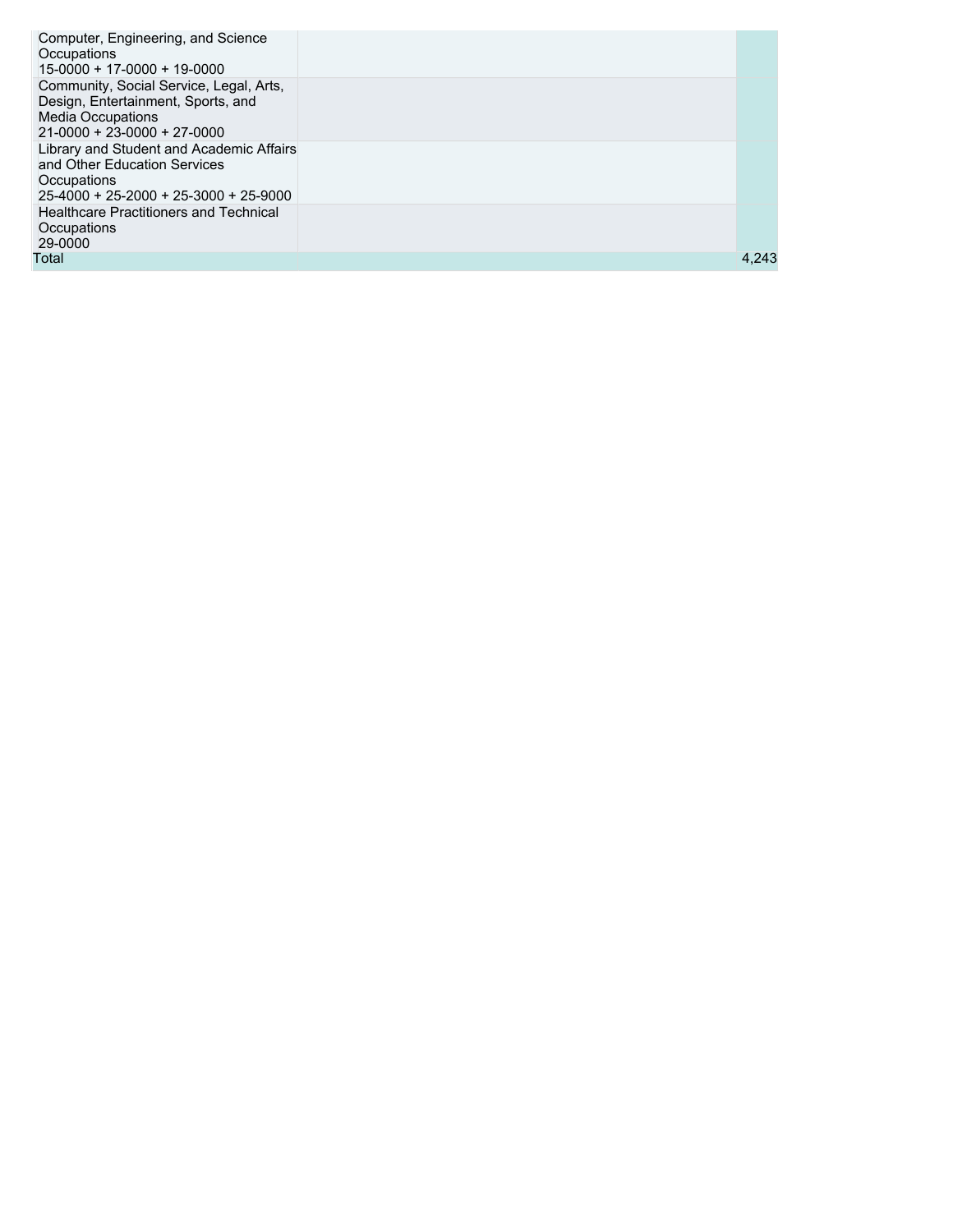| | | |
|---|---|---|
| Computer, Engineering, and Science Occupations 15-0000 + 17-0000 + 19-0000 | | |
| Community, Social Service, Legal, Arts, Design, Entertainment, Sports, and Media Occupations 21-0000 + 23-0000 + 27-0000 | | |
| Library and Student and Academic Affairs and Other Education Services Occupations 25-4000 + 25-2000 + 25-3000 + 25-9000 | | |
| Healthcare Practitioners and Technical Occupations 29-0000 | | |
| Total | | 4,243 |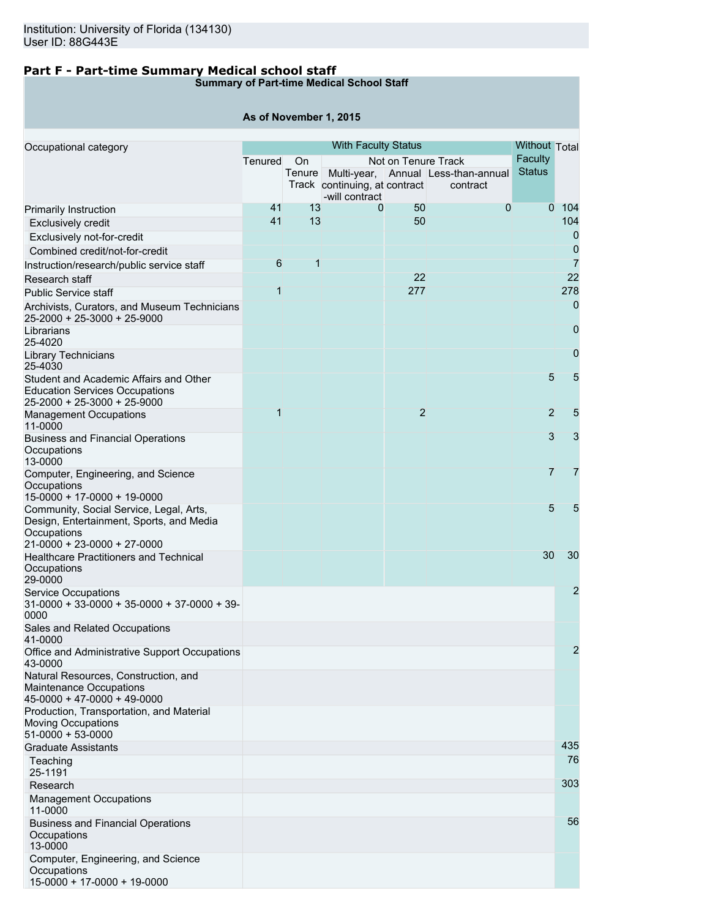Institution: University of Florida (134130)
User ID: 88G443E

## Part F - Part-time Summary Medical school staff

**Summary of Part-time Medical School Staff**

**As of November 1, 2015**

| Occupational category | With Faculty Status | | | | | Without Faculty Status | Total |
|---|---|---|---|---|---|---|---|
| | Tenured | On Tenure Track | Not on Tenure Track | | | | |
| | | | Multi-year, continuing, at-will contract | Annual contract | Less-than-annual contract | | |
| Primarily Instruction | 41 | 13 | 0 | 50 | 0 | 0 | 104 |
| Exclusively credit | 41 | 13 | | 50 | | | 104 |
| Exclusively not-for-credit | | | | | | | 0 |
| Combined credit/not-for-credit | | | | | | | 0 |
| Instruction/research/public service staff | 6 | 1 | | | | | 7 |
| Research staff | | | | 22 | | | 22 |
| Public Service staff | 1 | | | 277 | | | 278 |
| Archivists, Curators, and Museum Technicians 25-2000 + 25-3000 + 25-9000 | | | | | | | 0 |
| Librarians 25-4020 | | | | | | | 0 |
| Library Technicians 25-4030 | | | | | | | 0 |
| Student and Academic Affairs and Other Education Services Occupations 25-2000 + 25-3000 + 25-9000 | | | | | | 5 | 5 |
| Management Occupations 11-0000 | 1 | | | 2 | | 2 | 5 |
| Business and Financial Operations Occupations 13-0000 | | | | | | 3 | 3 |
| Computer, Engineering, and Science Occupations 15-0000 + 17-0000 + 19-0000 | | | | | | 7 | 7 |
| Community, Social Service, Legal, Arts, Design, Entertainment, Sports, and Media Occupations 21-0000 + 23-0000 + 27-0000 | | | | | | 5 | 5 |
| Healthcare Practitioners and Technical Occupations 29-0000 | | | | | | 30 | 30 |
| Service Occupations 31-0000 + 33-0000 + 35-0000 + 37-0000 + 39-0000 | | | | | | | 2 |
| Sales and Related Occupations 41-0000 | | | | | | | |
| Office and Administrative Support Occupations 43-0000 | | | | | | | 2 |
| Natural Resources, Construction, and Maintenance Occupations 45-0000 + 47-0000 + 49-0000 | | | | | | | |
| Production, Transportation, and Material Moving Occupations 51-0000 + 53-0000 | | | | | | | |
| Graduate Assistants | | | | | | | 435 |
| Teaching 25-1191 | | | | | | | 76 |
| Research | | | | | | | 303 |
| Management Occupations 11-0000 | | | | | | | |
| Business and Financial Operations Occupations 13-0000 | | | | | | | 56 |
| Computer, Engineering, and Science Occupations 15-0000 + 17-0000 + 19-0000 | | | | | | | |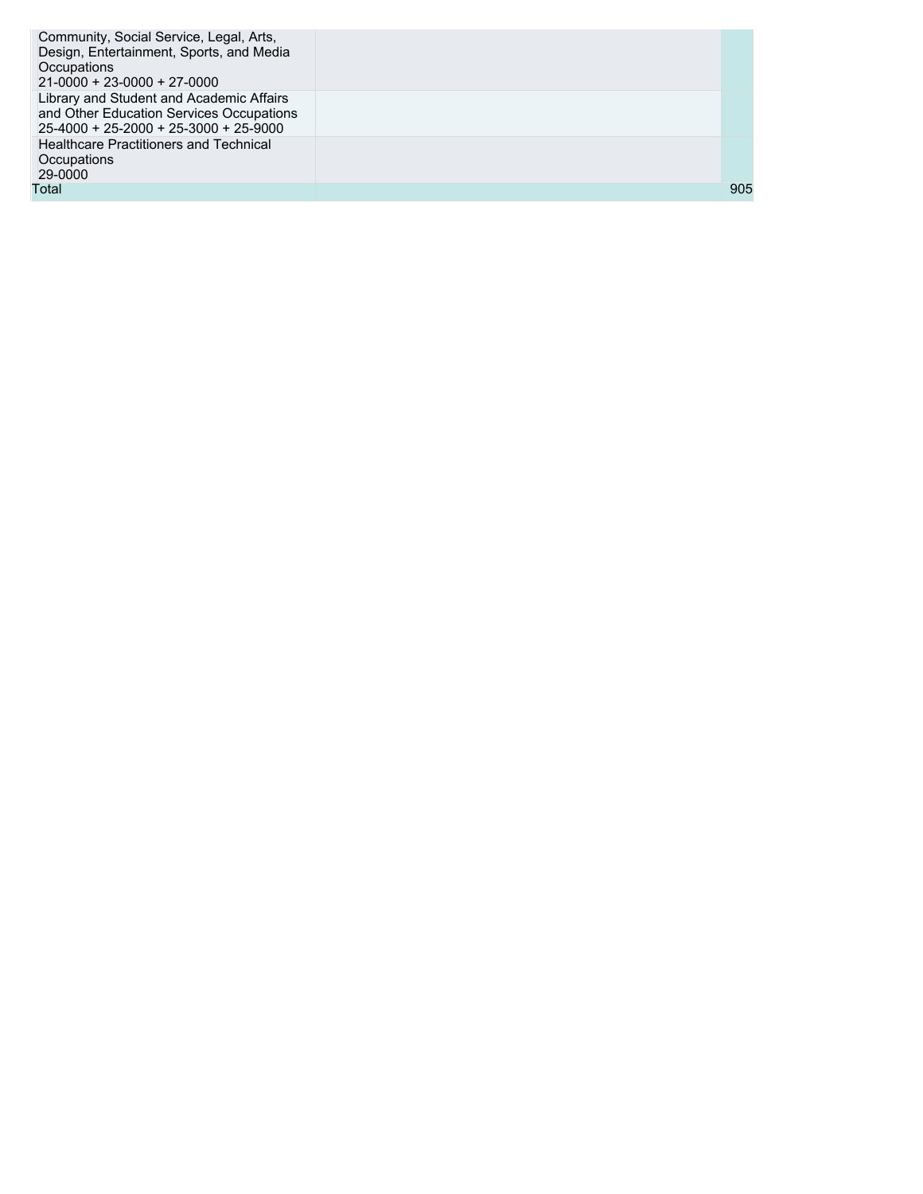| | | |
|---|---|---|
| Community, Social Service, Legal, Arts, Design, Entertainment, Sports, and Media Occupations 21-0000 + 23-0000 + 27-0000 | | |
| Library and Student and Academic Affairs and Other Education Services Occupations 25-4000 + 25-2000 + 25-3000 + 25-9000 | | |
| Healthcare Practitioners and Technical Occupations 29-0000 | | |
| Total | | 905 |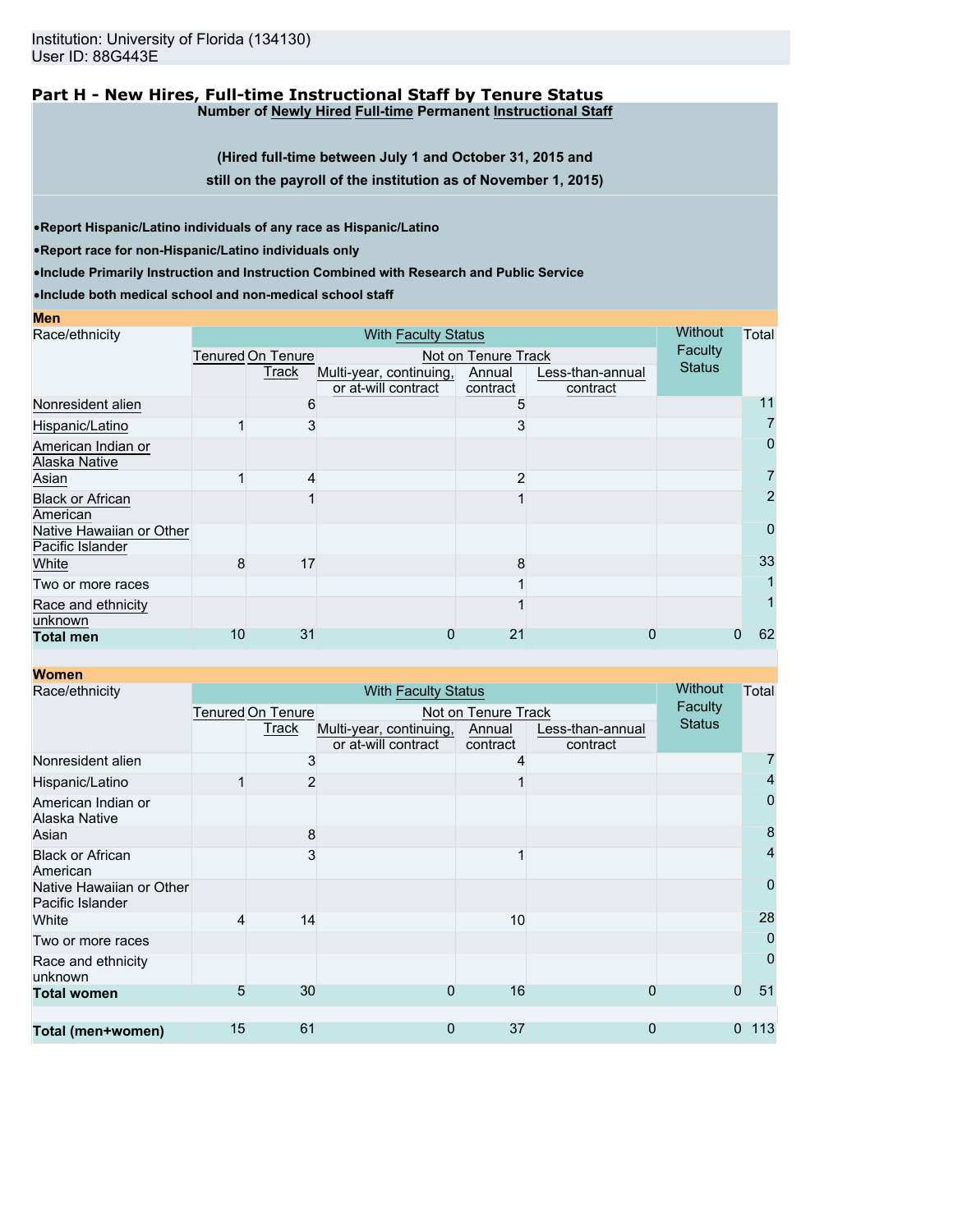Institution: University of Florida (134130)
User ID: 88G443E

## Part H - New Hires, Full-time Instructional Staff by Tenure Status

**Number of Newly Hired Full-time Permanent Instructional Staff**

**(Hired full-time between July 1 and October 31, 2015 and still on the payroll of the institution as of November 1, 2015)**

- **Report Hispanic/Latino individuals of any race as Hispanic/Latino**
- **Report race for non-Hispanic/Latino individuals only**
- **Include Primarily Instruction and Instruction Combined with Research and Public Service**
- **Include both medical school and non-medical school staff**

### Men

| Race/ethnicity | With Faculty Status | | | | | Without Faculty Status | Total |
|---|---|---|---|---|---|---|---|
| | Tenured | On Tenure Track | Not on Tenure Track | | | | |
| | | | Multi-year, continuing, or at-will contract | Annual contract | Less-than-annual contract | | |
| Nonresident alien | | 6 | | 5 | | | 11 |
| Hispanic/Latino | 1 | 3 | | 3 | | | 7 |
| American Indian or Alaska Native | | | | | | | 0 |
| Asian | 1 | 4 | | 2 | | | 7 |
| Black or African American | | 1 | | 1 | | | 2 |
| Native Hawaiian or Other Pacific Islander | | | | | | | 0 |
| White | 8 | 17 | | 8 | | | 33 |
| Two or more races | | | | 1 | | | 1 |
| Race and ethnicity unknown | | | | 1 | | | 1 |
| **Total men** | 10 | 31 | 0 | 21 | 0 | 0 | 62 |

### Women

| Race/ethnicity | With Faculty Status | | | | | Without Faculty Status | Total |
|---|---|---|---|---|---|---|---|
| | Tenured | On Tenure Track | Not on Tenure Track | | | | |
| | | | Multi-year, continuing, or at-will contract | Annual contract | Less-than-annual contract | | |
| Nonresident alien | | 3 | | 4 | | | 7 |
| Hispanic/Latino | 1 | 2 | | 1 | | | 4 |
| American Indian or Alaska Native | | | | | | | 0 |
| Asian | | 8 | | | | | 8 |
| Black or African American | | 3 | | 1 | | | 4 |
| Native Hawaiian or Other Pacific Islander | | | | | | | 0 |
| White | 4 | 14 | | 10 | | | 28 |
| Two or more races | | | | | | | 0 |
| Race and ethnicity unknown | | | | | | | 0 |
| **Total women** | 5 | 30 | 0 | 16 | 0 | 0 | 51 |
| | | | | | | | |
| **Total (men+women)** | 15 | 61 | 0 | 37 | 0 | 0 | 113 |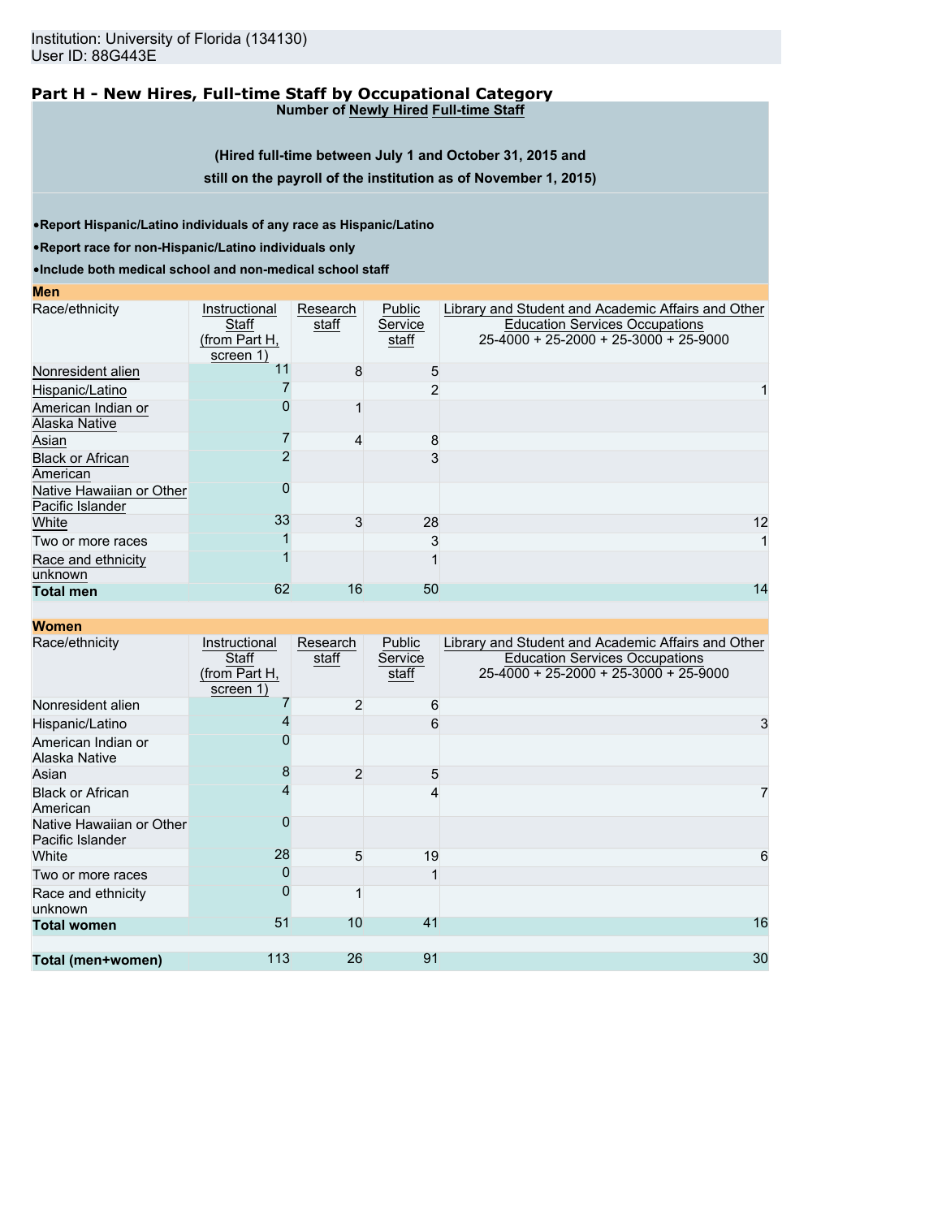Institution: University of Florida (134130)
User ID: 88G443E

## Part H - New Hires, Full-time Staff by Occupational Category

**Number of Newly Hired Full-time Staff**

**(Hired full-time between July 1 and October 31, 2015 and still on the payroll of the institution as of November 1, 2015)**

- **Report Hispanic/Latino individuals of any race as Hispanic/Latino**
- **Report race for non-Hispanic/Latino individuals only**
- **Include both medical school and non-medical school staff**

**Men**

| Race/ethnicity | Instructional Staff (from Part H, screen 1) | Research staff | Public Service staff | Library and Student and Academic Affairs and Other Education Services Occupations 25-4000 + 25-2000 + 25-3000 + 25-9000 |
|---|---|---|---|---|
| Nonresident alien | 11 | 8 | 5 | |
| Hispanic/Latino | 7 | | 2 | 1 |
| American Indian or Alaska Native | 0 | 1 | | |
| Asian | 7 | 4 | 8 | |
| Black or African American | 2 | | 3 | |
| Native Hawaiian or Other Pacific Islander | 0 | | | |
| White | 33 | 3 | 28 | 12 |
| Two or more races | 1 | | 3 | 1 |
| Race and ethnicity unknown | 1 | | 1 | |
| **Total men** | 62 | 16 | 50 | 14 |

**Women**

| Race/ethnicity | Instructional Staff (from Part H, screen 1) | Research staff | Public Service staff | Library and Student and Academic Affairs and Other Education Services Occupations 25-4000 + 25-2000 + 25-3000 + 25-9000 |
|---|---|---|---|---|
| Nonresident alien | 7 | 2 | 6 | |
| Hispanic/Latino | 4 | | 6 | 3 |
| American Indian or Alaska Native | 0 | | | |
| Asian | 8 | 2 | 5 | |
| Black or African American | 4 | | 4 | 7 |
| Native Hawaiian or Other Pacific Islander | 0 | | | |
| White | 28 | 5 | 19 | 6 |
| Two or more races | 0 | | 1 | |
| Race and ethnicity unknown | 0 | 1 | | |
| **Total women** | 51 | 10 | 41 | 16 |
| | | | | |
| **Total (men+women)** | 113 | 26 | 91 | 30 |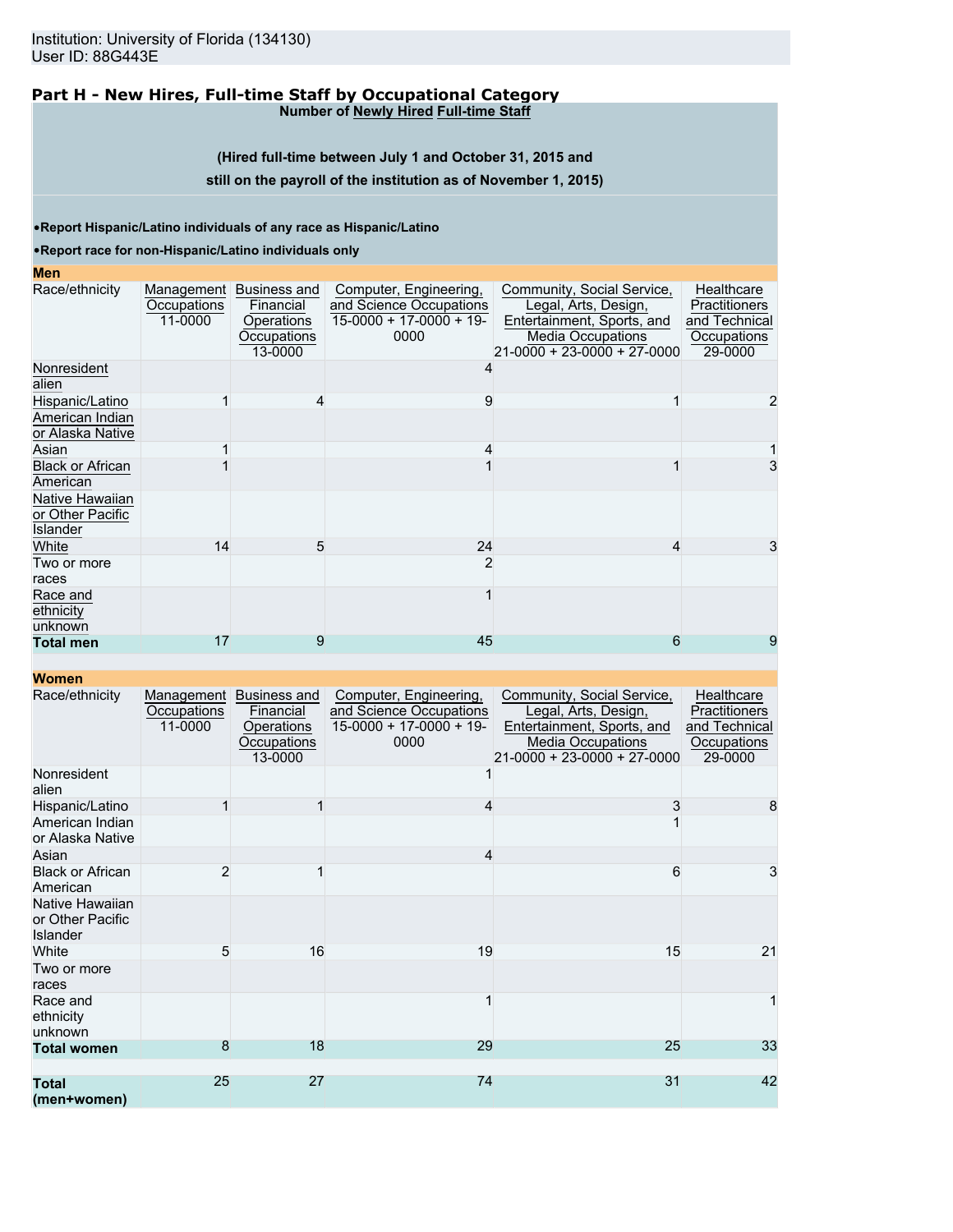Institution: University of Florida (134130)
User ID: 88G443E

## Part H - New Hires, Full-time Staff by Occupational Category

**Number of Newly Hired Full-time Staff**

**(Hired full-time between July 1 and October 31, 2015 and still on the payroll of the institution as of November 1, 2015)**

- **Report Hispanic/Latino individuals of any race as Hispanic/Latino**
- **Report race for non-Hispanic/Latino individuals only**

**Men**

| Race/ethnicity | Management Occupations 11-0000 | Business and Financial Operations Occupations 13-0000 | Computer, Engineering, and Science Occupations 15-0000 + 17-0000 + 19-0000 | Community, Social Service, Legal, Arts, Design, Entertainment, Sports, and Media Occupations 21-0000 + 23-0000 + 27-0000 | Healthcare Practitioners and Technical Occupations 29-0000 |
|---|---|---|---|---|---|
| Nonresident alien | | | 4 | | |
| Hispanic/Latino | 1 | 4 | 9 | 1 | 2 |
| American Indian or Alaska Native | | | | | |
| Asian | 1 | | 4 | | 1 |
| Black or African American | 1 | | 1 | 1 | 3 |
| Native Hawaiian or Other Pacific Islander | | | | | |
| White | 14 | 5 | 24 | 4 | 3 |
| Two or more races | | | 2 | | |
| Race and ethnicity unknown | | | 1 | | |
| **Total men** | 17 | 9 | 45 | 6 | 9 |

**Women**

| Race/ethnicity | Management Occupations 11-0000 | Business and Financial Operations Occupations 13-0000 | Computer, Engineering, and Science Occupations 15-0000 + 17-0000 + 19-0000 | Community, Social Service, Legal, Arts, Design, Entertainment, Sports, and Media Occupations 21-0000 + 23-0000 + 27-0000 | Healthcare Practitioners and Technical Occupations 29-0000 |
|---|---|---|---|---|---|
| Nonresident alien | | | 1 | | |
| Hispanic/Latino | 1 | 1 | 4 | 3 | 8 |
| American Indian or Alaska Native | | | | 1 | |
| Asian | | | 4 | | |
| Black or African American | 2 | 1 | | 6 | 3 |
| Native Hawaiian or Other Pacific Islander | | | | | |
| White | 5 | 16 | 19 | 15 | 21 |
| Two or more races | | | | | |
| Race and ethnicity unknown | | | 1 | | 1 |
| **Total women** | 8 | 18 | 29 | 25 | 33 |
| **Total (men+women)** | 25 | 27 | 74 | 31 | 42 |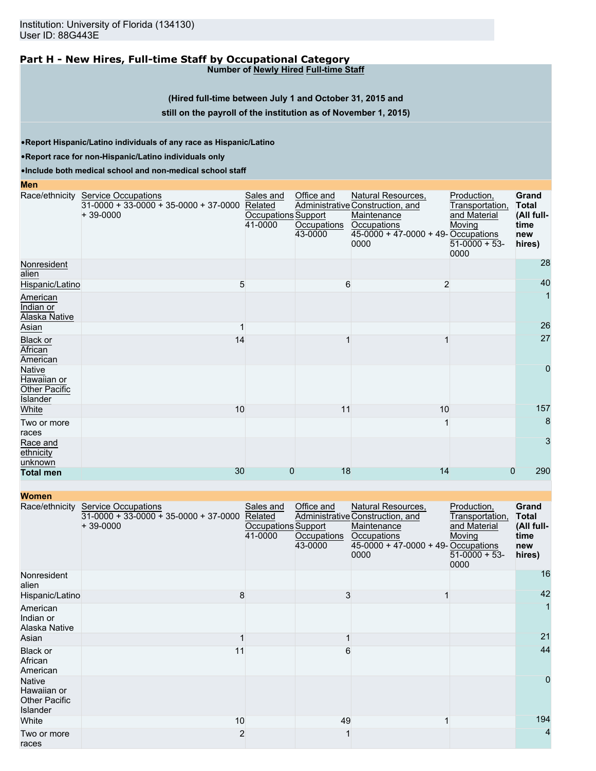Institution: University of Florida (134130)
User ID: 88G443E

## Part H - New Hires, Full-time Staff by Occupational Category

**Number of Newly Hired Full-time Staff**

**(Hired full-time between July 1 and October 31, 2015 and still on the payroll of the institution as of November 1, 2015)**

- **Report Hispanic/Latino individuals of any race as Hispanic/Latino**
- **Report race for non-Hispanic/Latino individuals only**
- **Include both medical school and non-medical school staff**

**Men**

| Race/ethnicity | Service Occupations 31-0000 + 33-0000 + 35-0000 + 37-0000 + 39-0000 | Sales and Related Occupations 41-0000 | Office and Administrative Support Occupations 43-0000 | Natural Resources, Construction, and Maintenance Occupations 45-0000 + 47-0000 + 49-0000 | Production, Transportation, and Material Moving Occupations 51-0000 + 53-0000 | Grand Total (All full-time new hires) |
|---|---|---|---|---|---|---|
| Nonresident alien | | | | | | 28 |
| Hispanic/Latino | 5 | | 6 | 2 | | 40 |
| American Indian or Alaska Native | | | | | | 1 |
| Asian | 1 | | | | | 26 |
| Black or African American | 14 | | 1 | 1 | | 27 |
| Native Hawaiian or Other Pacific Islander | | | | | | 0 |
| White | 10 | | 11 | 10 | | 157 |
| Two or more races | | | | 1 | | 8 |
| Race and ethnicity unknown | | | | | | 3 |
| **Total men** | 30 | 0 | 18 | 14 | 0 | 290 |

**Women**

| Race/ethnicity | Service Occupations 31-0000 + 33-0000 + 35-0000 + 37-0000 + 39-0000 | Sales and Related Occupations 41-0000 | Office and Administrative Support Occupations 43-0000 | Natural Resources, Construction, and Maintenance Occupations 45-0000 + 47-0000 + 49-0000 | Production, Transportation, and Material Moving Occupations 51-0000 + 53-0000 | Grand Total (All full-time new hires) |
|---|---|---|---|---|---|---|
| Nonresident alien | | | | | | 16 |
| Hispanic/Latino | 8 | | 3 | 1 | | 42 |
| American Indian or Alaska Native | | | | | | 1 |
| Asian | 1 | | 1 | | | 21 |
| Black or African American | 11 | | 6 | | | 44 |
| Native Hawaiian or Other Pacific Islander | | | | | | 0 |
| White | 10 | | 49 | 1 | | 194 |
| Two or more races | 2 | | 1 | | | 4 |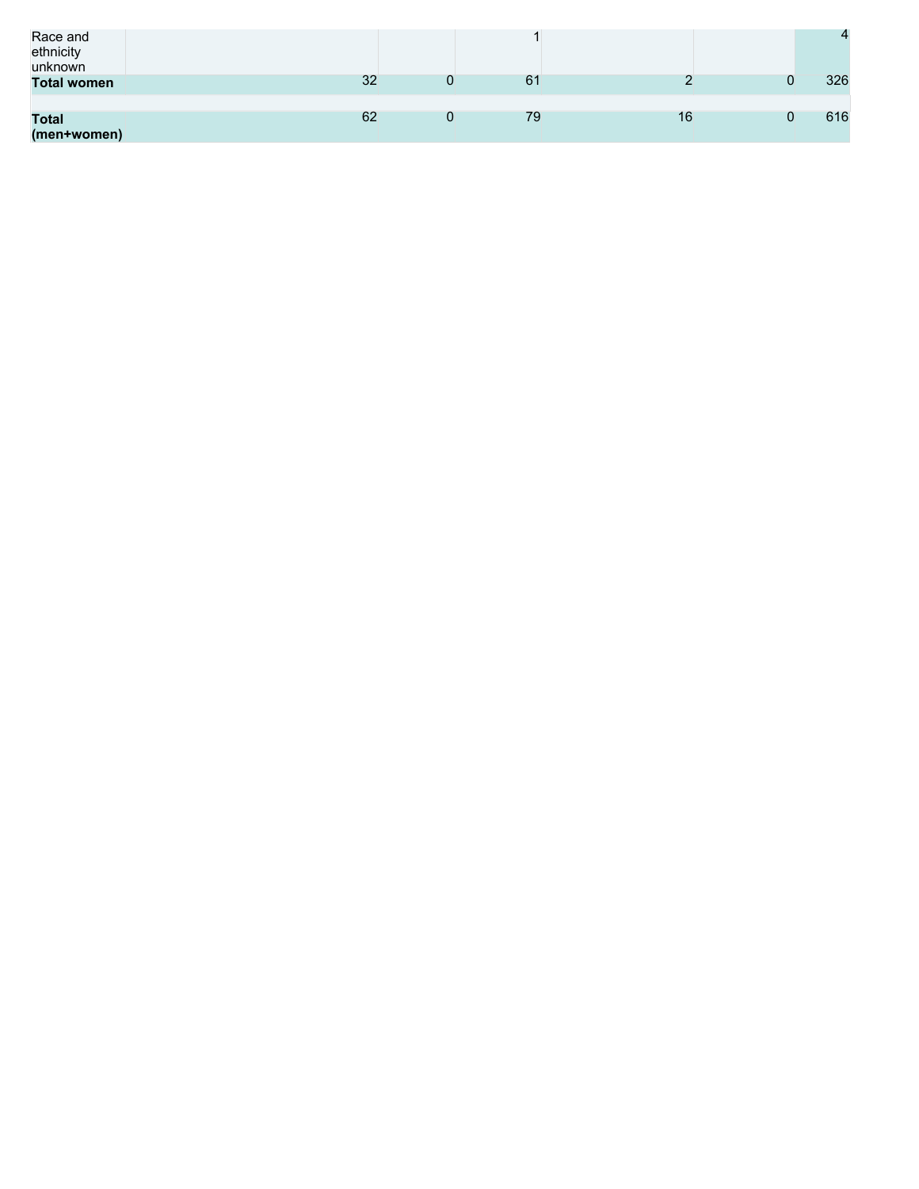| | | | | | | |
|---|---|---|---|---|---|---|
| Race and ethnicity unknown | | | 1 | | | 4 |
| **Total women** | 32 | 0 | 61 | 2 | 0 | 326 |
| | | | | | | |
| **Total (men+women)** | 62 | 0 | 79 | 16 | 0 | 616 |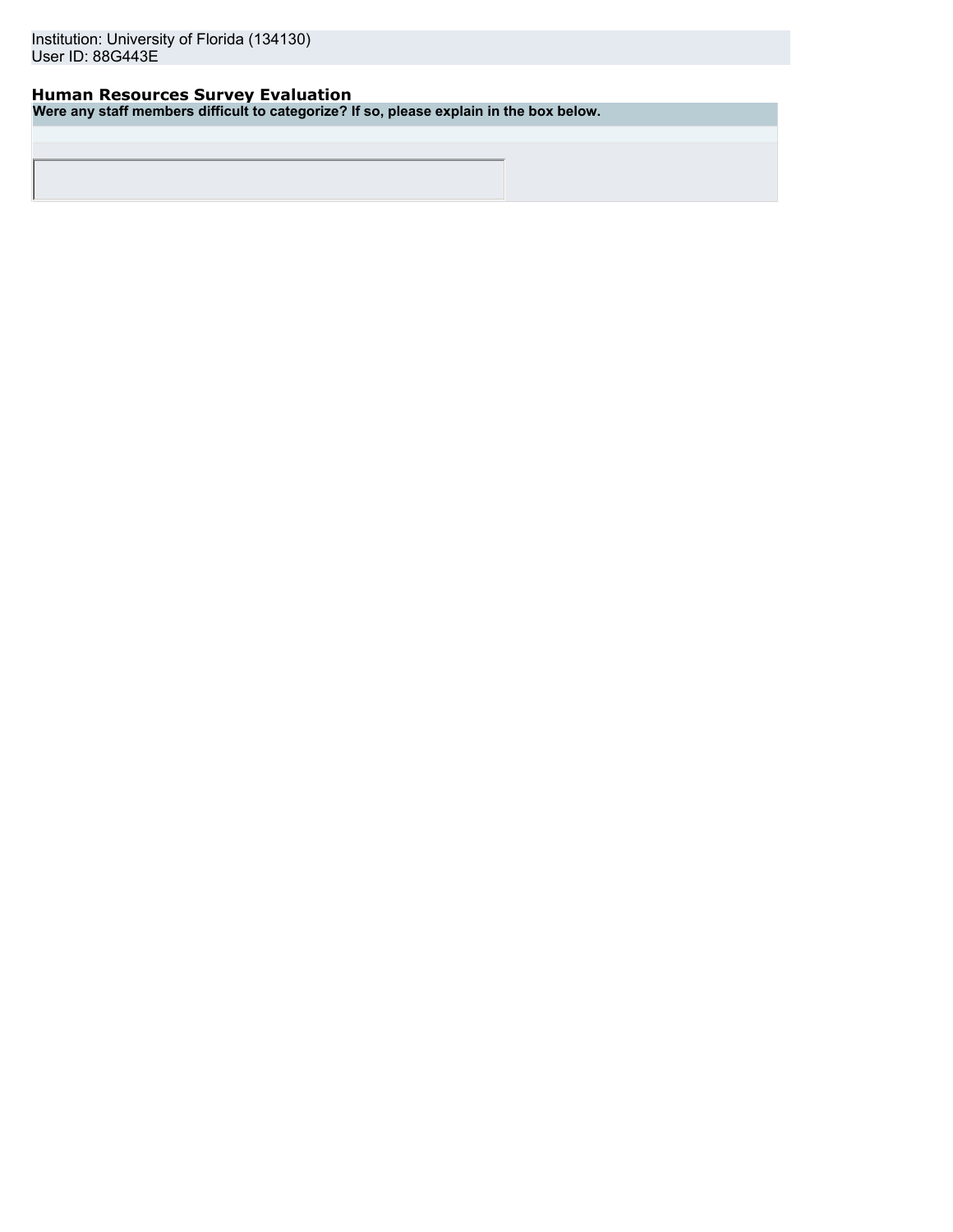Institution: University of Florida (134130)
User ID: 88G443E

## Human Resources Survey Evaluation

**Were any staff members difficult to categorize? If so, please explain in the box below.**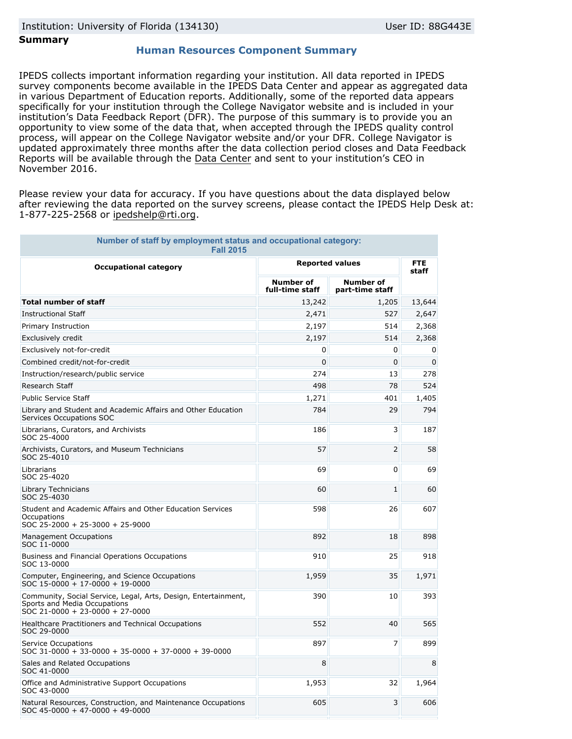Institution: University of Florida (134130) User ID: 88G443E

**Summary**

## Human Resources Component Summary

IPEDS collects important information regarding your institution. All data reported in IPEDS survey components become available in the IPEDS Data Center and appear as aggregated data in various Department of Education reports. Additionally, some of the reported data appears specifically for your institution through the College Navigator website and is included in your institution's Data Feedback Report (DFR). The purpose of this summary is to provide you an opportunity to view some of the data that, when accepted through the IPEDS quality control process, will appear on the College Navigator website and/or your DFR. College Navigator is updated approximately three months after the data collection period closes and Data Feedback Reports will be available through the Data Center and sent to your institution's CEO in November 2016.

Please review your data for accuracy. If you have questions about the data displayed below after reviewing the data reported on the survey screens, please contact the IPEDS Help Desk at: 1-877-225-2568 or ipedshelp@rti.org.

**Number of staff by employment status and occupational category: Fall 2015**

| Occupational category | Reported values | | FTE staff |
|---|---|---|---|
| | Number of full-time staff | Number of part-time staff | |
| **Total number of staff** | 13,242 | 1,205 | 13,644 |
| Instructional Staff | 2,471 | 527 | 2,647 |
| Primary Instruction | 2,197 | 514 | 2,368 |
| Exclusively credit | 2,197 | 514 | 2,368 |
| Exclusively not-for-credit | 0 | 0 | 0 |
| Combined credit/not-for-credit | 0 | 0 | 0 |
| Instruction/research/public service | 274 | 13 | 278 |
| Research Staff | 498 | 78 | 524 |
| Public Service Staff | 1,271 | 401 | 1,405 |
| Library and Student and Academic Affairs and Other Education Services Occupations SOC | 784 | 29 | 794 |
| Librarians, Curators, and Archivists SOC 25-4000 | 186 | 3 | 187 |
| Archivists, Curators, and Museum Technicians SOC 25-4010 | 57 | 2 | 58 |
| Librarians SOC 25-4020 | 69 | 0 | 69 |
| Library Technicians SOC 25-4030 | 60 | 1 | 60 |
| Student and Academic Affairs and Other Education Services Occupations SOC 25-2000 + 25-3000 + 25-9000 | 598 | 26 | 607 |
| Management Occupations SOC 11-0000 | 892 | 18 | 898 |
| Business and Financial Operations Occupations SOC 13-0000 | 910 | 25 | 918 |
| Computer, Engineering, and Science Occupations SOC 15-0000 + 17-0000 + 19-0000 | 1,959 | 35 | 1,971 |
| Community, Social Service, Legal, Arts, Design, Entertainment, Sports and Media Occupations SOC 21-0000 + 23-0000 + 27-0000 | 390 | 10 | 393 |
| Healthcare Practitioners and Technical Occupations SOC 29-0000 | 552 | 40 | 565 |
| Service Occupations SOC 31-0000 + 33-0000 + 35-0000 + 37-0000 + 39-0000 | 897 | 7 | 899 |
| Sales and Related Occupations SOC 41-0000 | 8 | | 8 |
| Office and Administrative Support Occupations SOC 43-0000 | 1,953 | 32 | 1,964 |
| Natural Resources, Construction, and Maintenance Occupations SOC 45-0000 + 47-0000 + 49-0000 | 605 | 3 | 606 |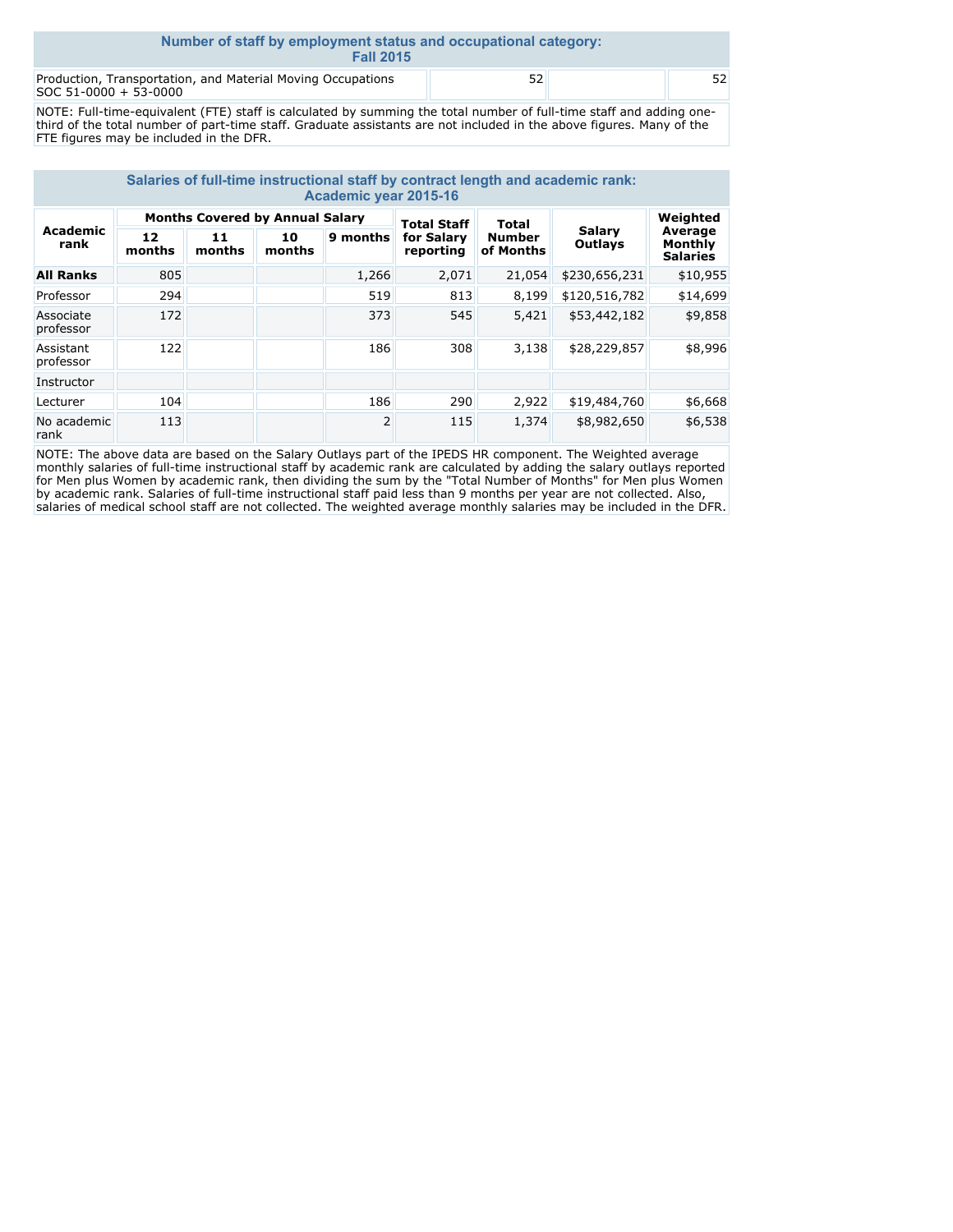| Number of staff by employment status and occupational category: Fall 2015 | | | |
|---|---|---|---|
| Production, Transportation, and Material Moving Occupations SOC 51-0000 + 53-0000 | 52 | | 52 |

NOTE: Full-time-equivalent (FTE) staff is calculated by summing the total number of full-time staff and adding one-third of the total number of part-time staff. Graduate assistants are not included in the above figures. Many of the FTE figures may be included in the DFR.

## Salaries of full-time instructional staff by contract length and academic rank: Academic year 2015-16

| Academic rank | Months Covered by Annual Salary | | | | Total Staff for Salary reporting | Total Number of Months | Salary Outlays | Weighted Average Monthly Salaries |
|---|---|---|---|---|---|---|---|---|
| | 12 months | 11 months | 10 months | 9 months | | | | |
| **All Ranks** | 805 | | | 1,266 | 2,071 | 21,054 | $230,656,231 | $10,955 |
| Professor | 294 | | | 519 | 813 | 8,199 | $120,516,782 | $14,699 |
| Associate professor | 172 | | | 373 | 545 | 5,421 | $53,442,182 | $9,858 |
| Assistant professor | 122 | | | 186 | 308 | 3,138 | $28,229,857 | $8,996 |
| Instructor | | | | | | | | |
| Lecturer | 104 | | | 186 | 290 | 2,922 | $19,484,760 | $6,668 |
| No academic rank | 113 | | | 2 | 115 | 1,374 | $8,982,650 | $6,538 |

NOTE: The above data are based on the Salary Outlays part of the IPEDS HR component. The Weighted average monthly salaries of full-time instructional staff by academic rank are calculated by adding the salary outlays reported for Men plus Women by academic rank, then dividing the sum by the "Total Number of Months" for Men plus Women by academic rank. Salaries of full-time instructional staff paid less than 9 months per year are not collected. Also, salaries of medical school staff are not collected. The weighted average monthly salaries may be included in the DFR.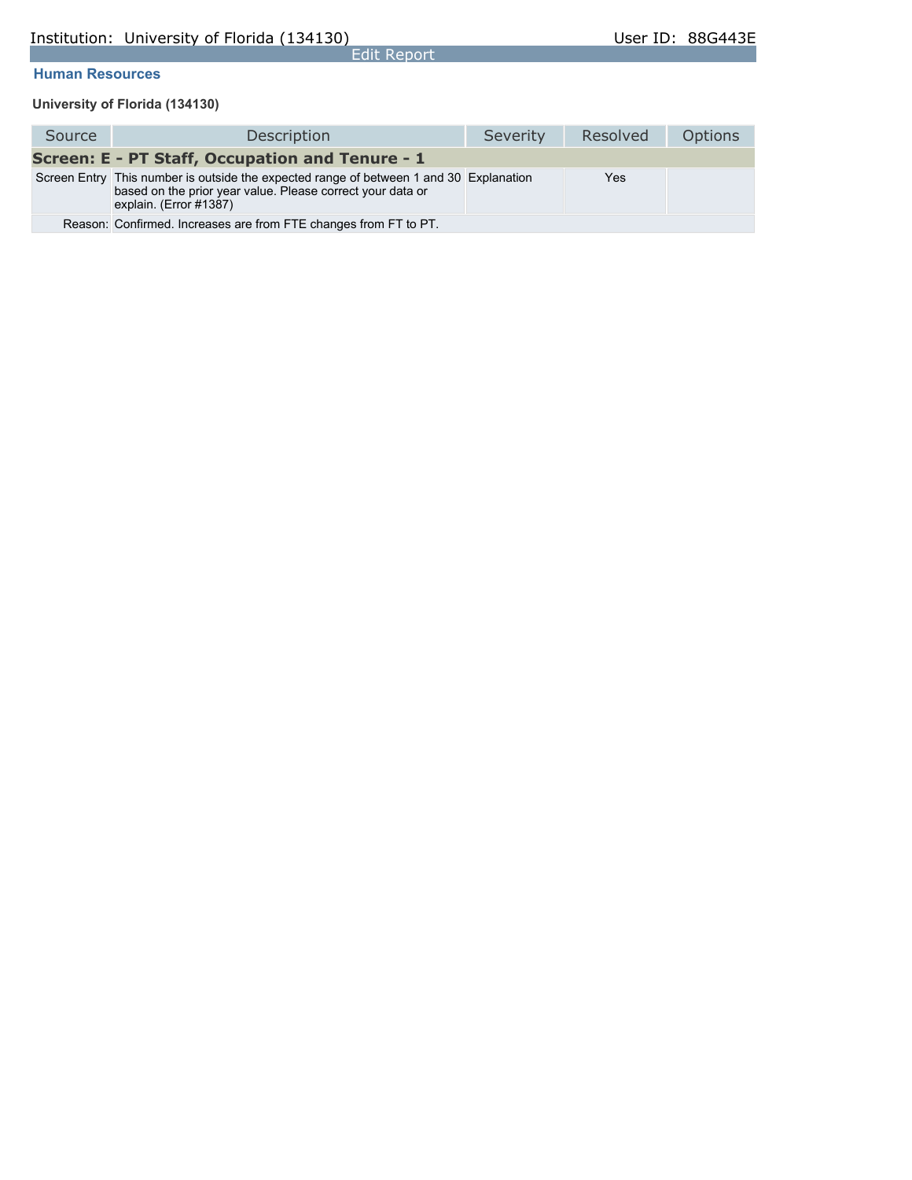Institution: University of Florida (134130)

User ID: 88G443E

Edit Report

## Human Resources

**University of Florida (134130)**

| Source | Description | Severity | Resolved | Options |
|---|---|---|---|---|
| **Screen: E - PT Staff, Occupation and Tenure - 1** | | | | |
| Screen Entry | This number is outside the expected range of between 1 and 30 based on the prior year value. Please correct your data or explain. (Error #1387) | Explanation | Yes | |
| Reason: | Confirmed. Increases are from FTE changes from FT to PT. | | | |